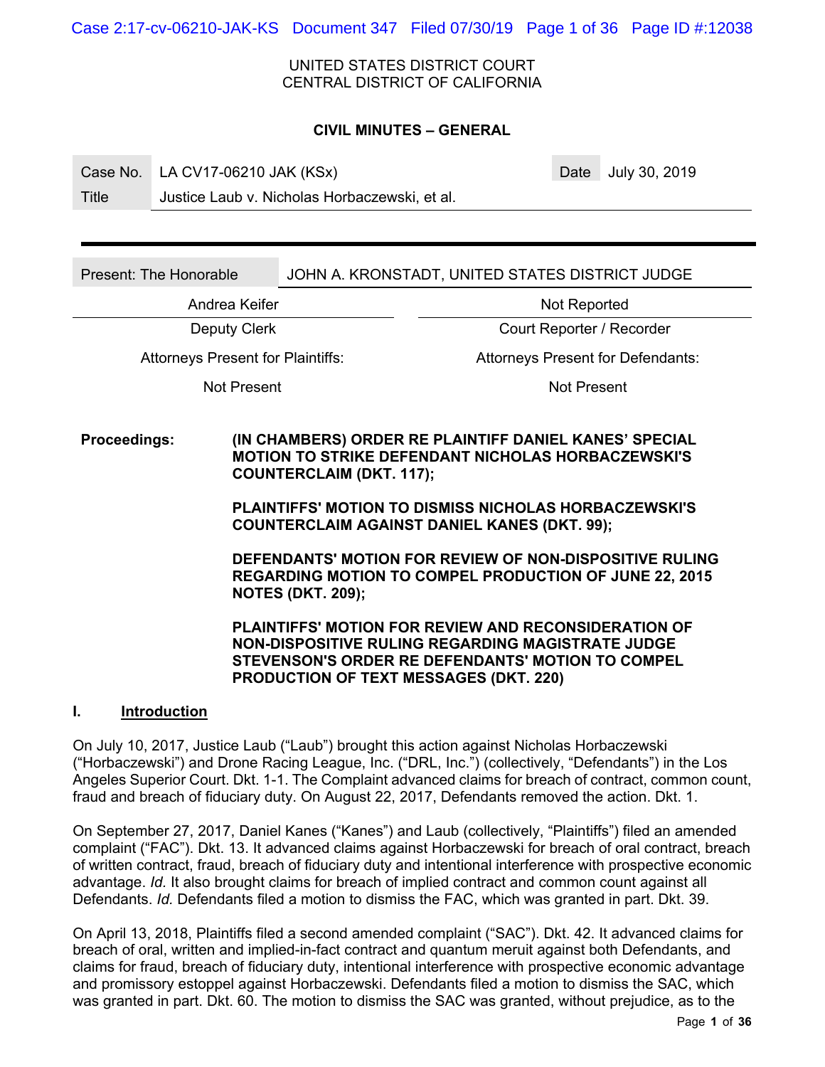UNITED STATES DISTRICT COURT
CENTRAL DISTRICT OF CALIFORNIA

**CIVIL MINUTES – GENERAL**

| Case No. | LA CV17-06210 JAK (KSx) | Date | July 30, 2019 |
|---|---|---|---|
| Title | Justice Laub v. Nicholas Horbaczewski, et al. | | |

| Present: The Honorable | JOHN A. KRONSTADT, UNITED STATES DISTRICT JUDGE |
|---|---|
| Andrea Keifer | Not Reported |
| Deputy Clerk | Court Reporter / Recorder |
| Attorneys Present for Plaintiffs: | Attorneys Present for Defendants: |
| Not Present | Not Present |

**Proceedings:** **(IN CHAMBERS) ORDER RE PLAINTIFF DANIEL KANES' SPECIAL MOTION TO STRIKE DEFENDANT NICHOLAS HORBACZEWSKI'S COUNTERCLAIM (DKT. 117);**

**PLAINTIFFS' MOTION TO DISMISS NICHOLAS HORBACZEWSKI'S COUNTERCLAIM AGAINST DANIEL KANES (DKT. 99);**

**DEFENDANTS' MOTION FOR REVIEW OF NON-DISPOSITIVE RULING REGARDING MOTION TO COMPEL PRODUCTION OF JUNE 22, 2015 NOTES (DKT. 209);**

**PLAINTIFFS' MOTION FOR REVIEW AND RECONSIDERATION OF NON-DISPOSITIVE RULING REGARDING MAGISTRATE JUDGE STEVENSON'S ORDER RE DEFENDANTS' MOTION TO COMPEL PRODUCTION OF TEXT MESSAGES (DKT. 220)**

## I. Introduction

On July 10, 2017, Justice Laub ("Laub") brought this action against Nicholas Horbaczewski ("Horbaczewski") and Drone Racing League, Inc. ("DRL, Inc.") (collectively, "Defendants") in the Los Angeles Superior Court. Dkt. 1-1. The Complaint advanced claims for breach of contract, common count, fraud and breach of fiduciary duty. On August 22, 2017, Defendants removed the action. Dkt. 1.

On September 27, 2017, Daniel Kanes ("Kanes") and Laub (collectively, "Plaintiffs") filed an amended complaint ("FAC"). Dkt. 13. It advanced claims against Horbaczewski for breach of oral contract, breach of written contract, fraud, breach of fiduciary duty and intentional interference with prospective economic advantage. *Id.* It also brought claims for breach of implied contract and common count against all Defendants. *Id.* Defendants filed a motion to dismiss the FAC, which was granted in part. Dkt. 39.

On April 13, 2018, Plaintiffs filed a second amended complaint ("SAC"). Dkt. 42. It advanced claims for breach of oral, written and implied-in-fact contract and quantum meruit against both Defendants, and claims for fraud, breach of fiduciary duty, intentional interference with prospective economic advantage and promissory estoppel against Horbaczewski. Defendants filed a motion to dismiss the SAC, which was granted in part. Dkt. 60. The motion to dismiss the SAC was granted, without prejudice, as to the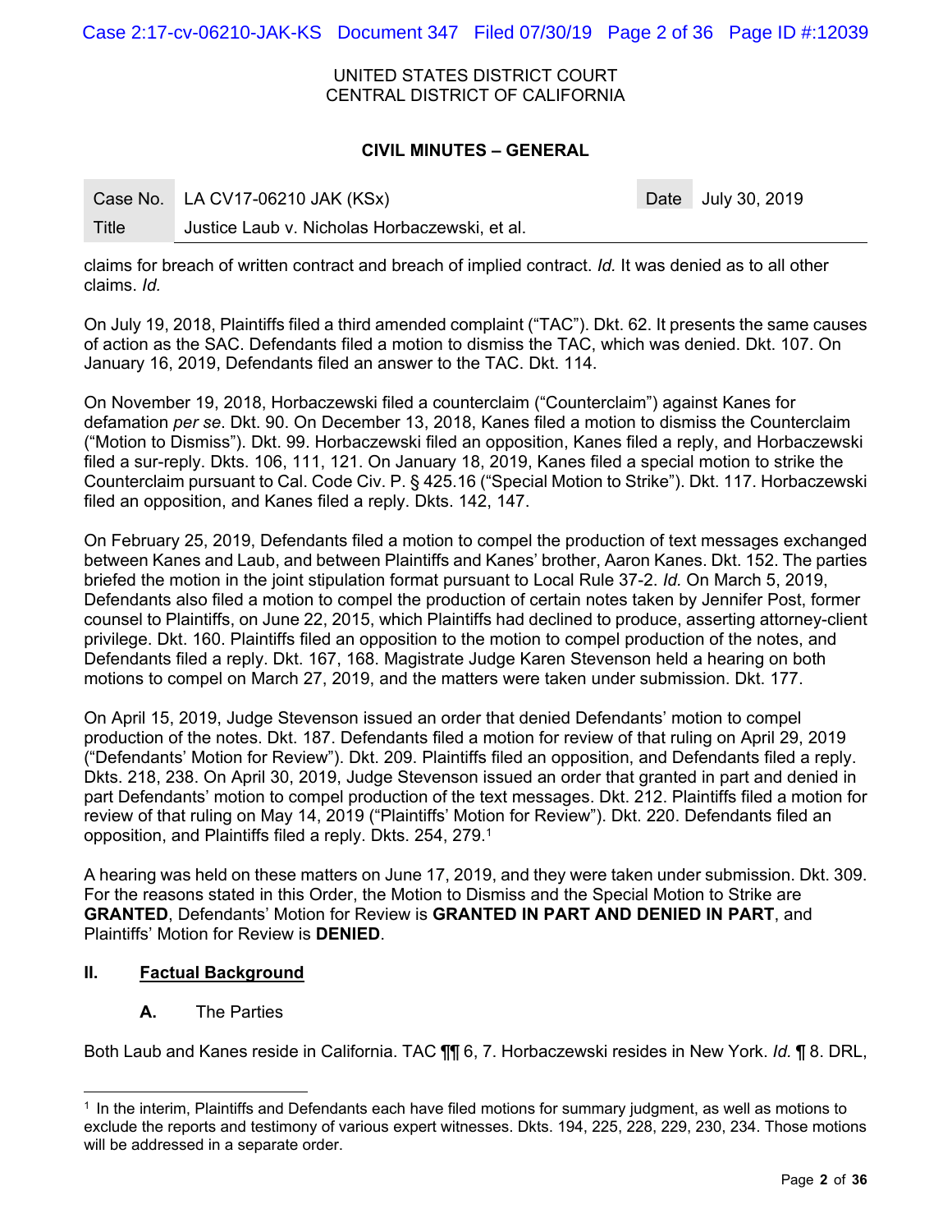claims for breach of written contract and breach of implied contract. *Id.* It was denied as to all other claims. *Id.*

On July 19, 2018, Plaintiffs filed a third amended complaint ("TAC"). Dkt. 62. It presents the same causes of action as the SAC. Defendants filed a motion to dismiss the TAC, which was denied. Dkt. 107. On January 16, 2019, Defendants filed an answer to the TAC. Dkt. 114.

On November 19, 2018, Horbaczewski filed a counterclaim ("Counterclaim") against Kanes for defamation *per se*. Dkt. 90. On December 13, 2018, Kanes filed a motion to dismiss the Counterclaim ("Motion to Dismiss"). Dkt. 99. Horbaczewski filed an opposition, Kanes filed a reply, and Horbaczewski filed a sur-reply. Dkts. 106, 111, 121. On January 18, 2019, Kanes filed a special motion to strike the Counterclaim pursuant to Cal. Code Civ. P. § 425.16 ("Special Motion to Strike"). Dkt. 117. Horbaczewski filed an opposition, and Kanes filed a reply. Dkts. 142, 147.

On February 25, 2019, Defendants filed a motion to compel the production of text messages exchanged between Kanes and Laub, and between Plaintiffs and Kanes' brother, Aaron Kanes. Dkt. 152. The parties briefed the motion in the joint stipulation format pursuant to Local Rule 37-2. *Id.* On March 5, 2019, Defendants also filed a motion to compel the production of certain notes taken by Jennifer Post, former counsel to Plaintiffs, on June 22, 2015, which Plaintiffs had declined to produce, asserting attorney-client privilege. Dkt. 160. Plaintiffs filed an opposition to the motion to compel production of the notes, and Defendants filed a reply. Dkt. 167, 168. Magistrate Judge Karen Stevenson held a hearing on both motions to compel on March 27, 2019, and the matters were taken under submission. Dkt. 177.

On April 15, 2019, Judge Stevenson issued an order that denied Defendants' motion to compel production of the notes. Dkt. 187. Defendants filed a motion for review of that ruling on April 29, 2019 ("Defendants' Motion for Review"). Dkt. 209. Plaintiffs filed an opposition, and Defendants filed a reply. Dkts. 218, 238. On April 30, 2019, Judge Stevenson issued an order that granted in part and denied in part Defendants' motion to compel production of the text messages. Dkt. 212. Plaintiffs filed a motion for review of that ruling on May 14, 2019 ("Plaintiffs' Motion for Review"). Dkt. 220. Defendants filed an opposition, and Plaintiffs filed a reply. Dkts. 254, 279.[1]

A hearing was held on these matters on June 17, 2019, and they were taken under submission. Dkt. 309. For the reasons stated in this Order, the Motion to Dismiss and the Special Motion to Strike are **GRANTED**, Defendants' Motion for Review is **GRANTED IN PART AND DENIED IN PART**, and Plaintiffs' Motion for Review is **DENIED**.

## II. <u>Factual Background</u>

### A. The Parties

Both Laub and Kanes reside in California. TAC ¶¶ 6, 7. Horbaczewski resides in New York. *Id.* ¶ 8. DRL,

---

[1] In the interim, Plaintiffs and Defendants each have filed motions for summary judgment, as well as motions to exclude the reports and testimony of various expert witnesses. Dkts. 194, 225, 228, 229, 230, 234. Those motions will be addressed in a separate order.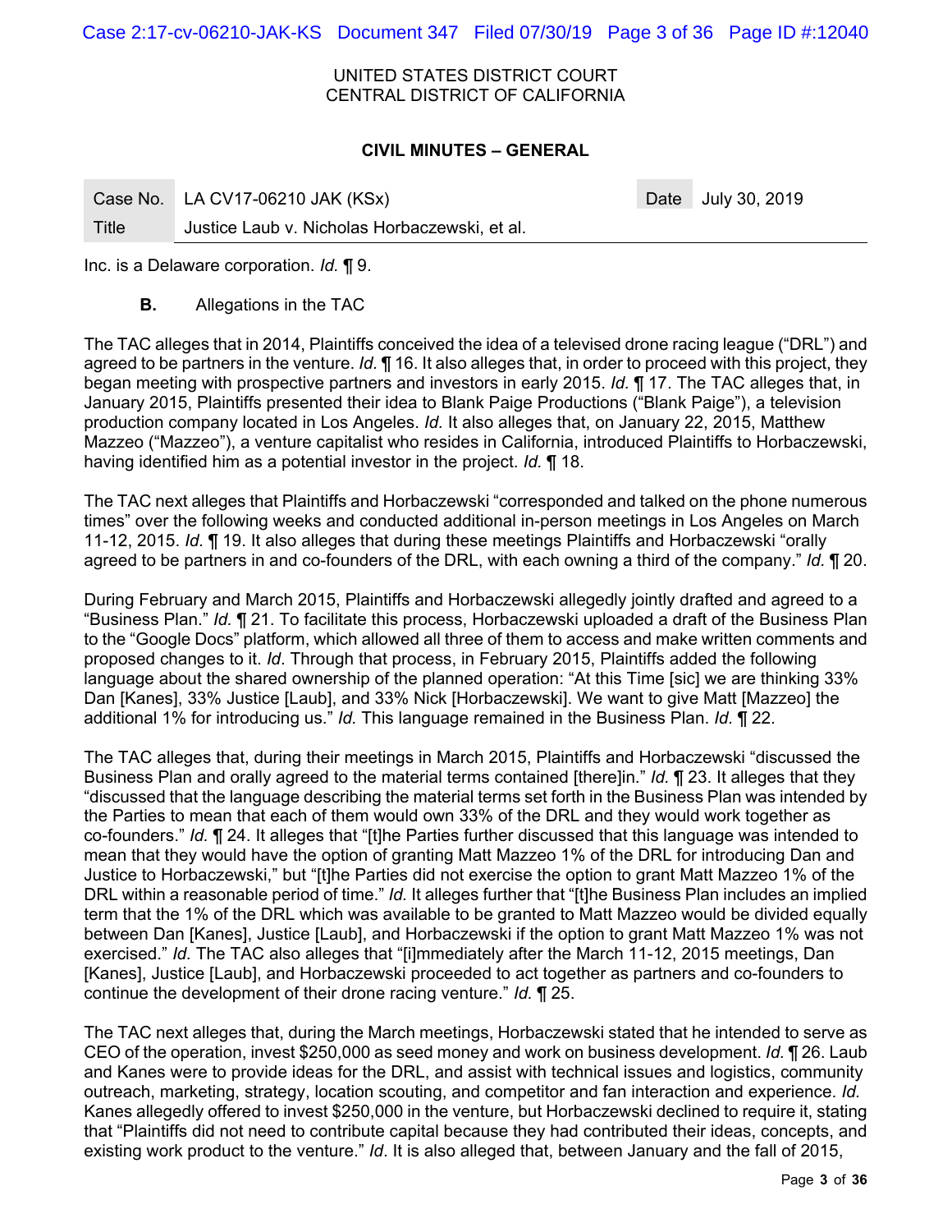UNITED STATES DISTRICT COURT
CENTRAL DISTRICT OF CALIFORNIA

**CIVIL MINUTES – GENERAL**

| Case No. | LA CV17-06210 JAK (KSx) | Date | July 30, 2019 |
|---|---|---|---|
| Title | Justice Laub v. Nicholas Horbaczewski, et al. | | |

Inc. is a Delaware corporation. *Id.* ¶ 9.

**B.** Allegations in the TAC

The TAC alleges that in 2014, Plaintiffs conceived the idea of a televised drone racing league ("DRL") and agreed to be partners in the venture. *Id.* ¶ 16. It also alleges that, in order to proceed with this project, they began meeting with prospective partners and investors in early 2015. *Id.* ¶ 17. The TAC alleges that, in January 2015, Plaintiffs presented their idea to Blank Paige Productions ("Blank Paige"), a television production company located in Los Angeles. *Id.* It also alleges that, on January 22, 2015, Matthew Mazzeo ("Mazzeo"), a venture capitalist who resides in California, introduced Plaintiffs to Horbaczewski, having identified him as a potential investor in the project. *Id.* ¶ 18.

The TAC next alleges that Plaintiffs and Horbaczewski "corresponded and talked on the phone numerous times" over the following weeks and conducted additional in-person meetings in Los Angeles on March 11-12, 2015. *Id.* ¶ 19. It also alleges that during these meetings Plaintiffs and Horbaczewski "orally agreed to be partners in and co-founders of the DRL, with each owning a third of the company." *Id.* ¶ 20.

During February and March 2015, Plaintiffs and Horbaczewski allegedly jointly drafted and agreed to a "Business Plan." *Id.* ¶ 21. To facilitate this process, Horbaczewski uploaded a draft of the Business Plan to the "Google Docs" platform, which allowed all three of them to access and make written comments and proposed changes to it. *Id*. Through that process, in February 2015, Plaintiffs added the following language about the shared ownership of the planned operation: "At this Time [sic] we are thinking 33% Dan [Kanes], 33% Justice [Laub], and 33% Nick [Horbaczewski]. We want to give Matt [Mazzeo] the additional 1% for introducing us." *Id.* This language remained in the Business Plan. *Id.* ¶ 22.

The TAC alleges that, during their meetings in March 2015, Plaintiffs and Horbaczewski "discussed the Business Plan and orally agreed to the material terms contained [there]in." *Id.* ¶ 23. It alleges that they "discussed that the language describing the material terms set forth in the Business Plan was intended by the Parties to mean that each of them would own 33% of the DRL and they would work together as co-founders." *Id.* ¶ 24. It alleges that "[t]he Parties further discussed that this language was intended to mean that they would have the option of granting Matt Mazzeo 1% of the DRL for introducing Dan and Justice to Horbaczewski," but "[t]he Parties did not exercise the option to grant Matt Mazzeo 1% of the DRL within a reasonable period of time." *Id.* It alleges further that "[t]he Business Plan includes an implied term that the 1% of the DRL which was available to be granted to Matt Mazzeo would be divided equally between Dan [Kanes], Justice [Laub], and Horbaczewski if the option to grant Matt Mazzeo 1% was not exercised." *Id.* The TAC also alleges that "[i]mmediately after the March 11-12, 2015 meetings, Dan [Kanes], Justice [Laub], and Horbaczewski proceeded to act together as partners and co-founders to continue the development of their drone racing venture." *Id.* ¶ 25.

The TAC next alleges that, during the March meetings, Horbaczewski stated that he intended to serve as CEO of the operation, invest $250,000 as seed money and work on business development. *Id.* ¶ 26. Laub and Kanes were to provide ideas for the DRL, and assist with technical issues and logistics, community outreach, marketing, strategy, location scouting, and competitor and fan interaction and experience. *Id.* Kanes allegedly offered to invest $250,000 in the venture, but Horbaczewski declined to require it, stating that "Plaintiffs did not need to contribute capital because they had contributed their ideas, concepts, and existing work product to the venture." *Id*. It is also alleged that, between January and the fall of 2015,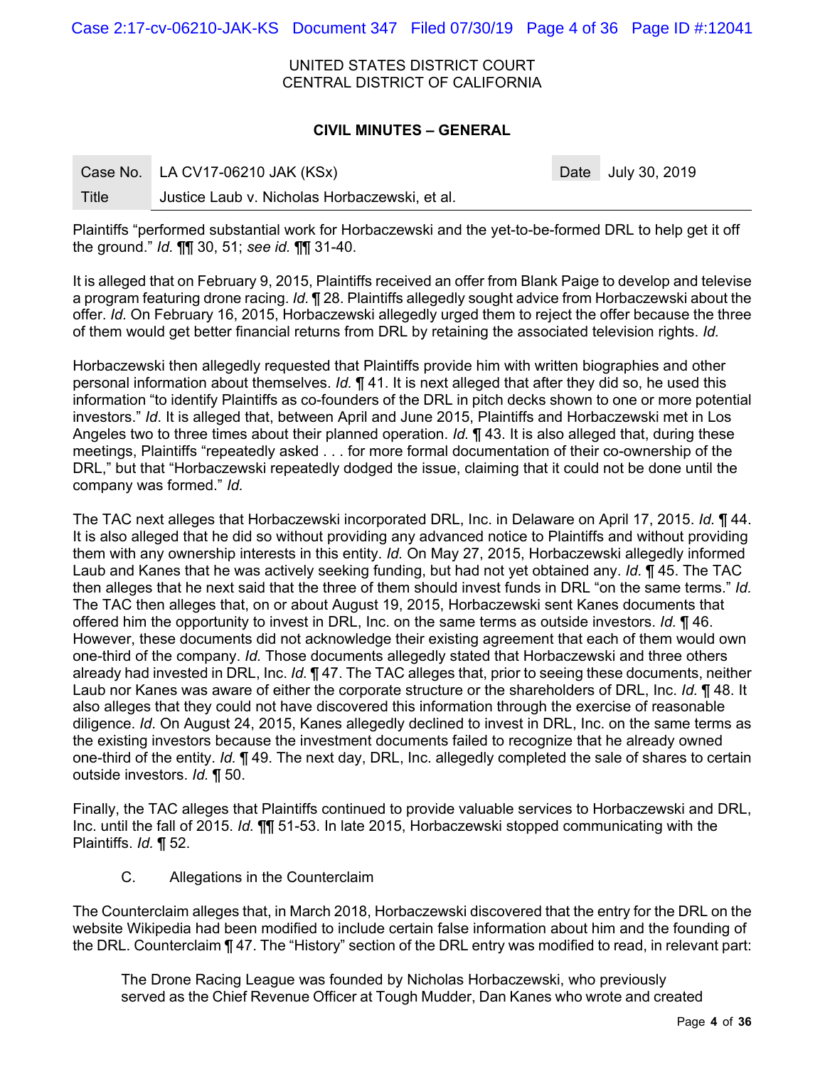Plaintiffs "performed substantial work for Horbaczewski and the yet-to-be-formed DRL to help get it off the ground." *Id.* ¶¶ 30, 51; *see id.* ¶¶ 31-40.

It is alleged that on February 9, 2015, Plaintiffs received an offer from Blank Paige to develop and televise a program featuring drone racing. *Id.* ¶ 28. Plaintiffs allegedly sought advice from Horbaczewski about the offer. *Id.* On February 16, 2015, Horbaczewski allegedly urged them to reject the offer because the three of them would get better financial returns from DRL by retaining the associated television rights. *Id.*

Horbaczewski then allegedly requested that Plaintiffs provide him with written biographies and other personal information about themselves. *Id.* ¶ 41. It is next alleged that after they did so, he used this information "to identify Plaintiffs as co-founders of the DRL in pitch decks shown to one or more potential investors." *Id*. It is alleged that, between April and June 2015, Plaintiffs and Horbaczewski met in Los Angeles two to three times about their planned operation. *Id.* ¶ 43. It is also alleged that, during these meetings, Plaintiffs "repeatedly asked . . . for more formal documentation of their co-ownership of the DRL," but that "Horbaczewski repeatedly dodged the issue, claiming that it could not be done until the company was formed." *Id.*

The TAC next alleges that Horbaczewski incorporated DRL, Inc. in Delaware on April 17, 2015. *Id.* ¶ 44. It is also alleged that he did so without providing any advanced notice to Plaintiffs and without providing them with any ownership interests in this entity. *Id.* On May 27, 2015, Horbaczewski allegedly informed Laub and Kanes that he was actively seeking funding, but had not yet obtained any. *Id.* ¶ 45. The TAC then alleges that he next said that the three of them should invest funds in DRL "on the same terms." *Id.* The TAC then alleges that, on or about August 19, 2015, Horbaczewski sent Kanes documents that offered him the opportunity to invest in DRL, Inc. on the same terms as outside investors. *Id.* ¶ 46. However, these documents did not acknowledge their existing agreement that each of them would own one-third of the company. *Id.* Those documents allegedly stated that Horbaczewski and three others already had invested in DRL, Inc. *Id.* ¶ 47. The TAC alleges that, prior to seeing these documents, neither Laub nor Kanes was aware of either the corporate structure or the shareholders of DRL, Inc. *Id.* ¶ 48. It also alleges that they could not have discovered this information through the exercise of reasonable diligence. *Id*. On August 24, 2015, Kanes allegedly declined to invest in DRL, Inc. on the same terms as the existing investors because the investment documents failed to recognize that he already owned one-third of the entity. *Id.* ¶ 49. The next day, DRL, Inc. allegedly completed the sale of shares to certain outside investors. *Id.* ¶ 50.

Finally, the TAC alleges that Plaintiffs continued to provide valuable services to Horbaczewski and DRL, Inc. until the fall of 2015. *Id.* ¶¶ 51-53. In late 2015, Horbaczewski stopped communicating with the Plaintiffs. *Id.* ¶ 52.

### C. Allegations in the Counterclaim

The Counterclaim alleges that, in March 2018, Horbaczewski discovered that the entry for the DRL on the website Wikipedia had been modified to include certain false information about him and the founding of the DRL. Counterclaim ¶ 47. The "History" section of the DRL entry was modified to read, in relevant part:

> The Drone Racing League was founded by Nicholas Horbaczewski, who previously served as the Chief Revenue Officer at Tough Mudder, Dan Kanes who wrote and created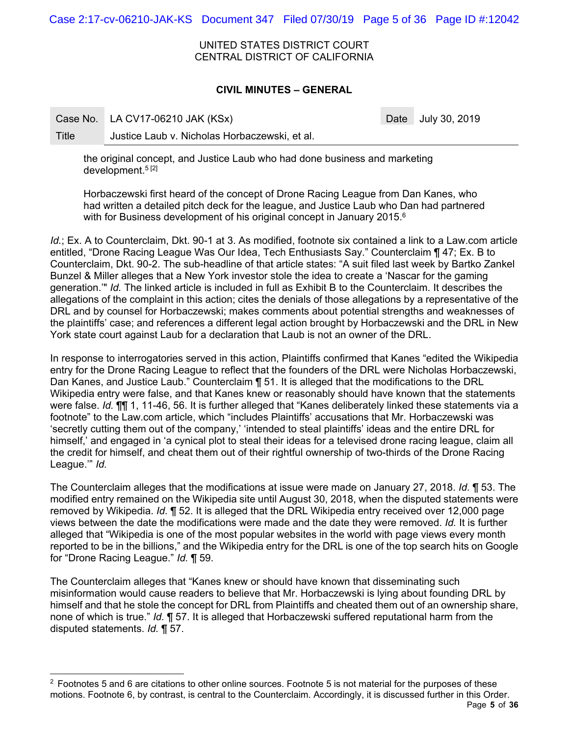the original concept, and Justice Laub who had done business and marketing development.[5] [2]

Horbaczewski first heard of the concept of Drone Racing League from Dan Kanes, who had written a detailed pitch deck for the league, and Justice Laub who Dan had partnered with for Business development of his original concept in January 2015.[6]

*Id.*; Ex. A to Counterclaim, Dkt. 90-1 at 3. As modified, footnote six contained a link to a Law.com article entitled, "Drone Racing League Was Our Idea, Tech Enthusiasts Say." Counterclaim ¶ 47; Ex. B to Counterclaim, Dkt. 90-2. The sub-headline of that article states: "A suit filed last week by Bartko Zankel Bunzel & Miller alleges that a New York investor stole the idea to create a 'Nascar for the gaming generation.'" *Id.* The linked article is included in full as Exhibit B to the Counterclaim. It describes the allegations of the complaint in this action; cites the denials of those allegations by a representative of the DRL and by counsel for Horbaczewski; makes comments about potential strengths and weaknesses of the plaintiffs' case; and references a different legal action brought by Horbaczewski and the DRL in New York state court against Laub for a declaration that Laub is not an owner of the DRL.

In response to interrogatories served in this action, Plaintiffs confirmed that Kanes "edited the Wikipedia entry for the Drone Racing League to reflect that the founders of the DRL were Nicholas Horbaczewski, Dan Kanes, and Justice Laub." Counterclaim ¶ 51. It is alleged that the modifications to the DRL Wikipedia entry were false, and that Kanes knew or reasonably should have known that the statements were false. *Id.* ¶¶ 1, 11-46, 56. It is further alleged that "Kanes deliberately linked these statements via a footnote" to the Law.com article, which "includes Plaintiffs' accusations that Mr. Horbaczewski was 'secretly cutting them out of the company,' 'intended to steal plaintiffs' ideas and the entire DRL for himself,' and engaged in 'a cynical plot to steal their ideas for a televised drone racing league, claim all the credit for himself, and cheat them out of their rightful ownership of two-thirds of the Drone Racing League.'" *Id.*

The Counterclaim alleges that the modifications at issue were made on January 27, 2018. *Id.* ¶ 53. The modified entry remained on the Wikipedia site until August 30, 2018, when the disputed statements were removed by Wikipedia. *Id.* ¶ 52. It is alleged that the DRL Wikipedia entry received over 12,000 page views between the date the modifications were made and the date they were removed. *Id.* It is further alleged that "Wikipedia is one of the most popular websites in the world with page views every month reported to be in the billions," and the Wikipedia entry for the DRL is one of the top search hits on Google for "Drone Racing League." *Id.* ¶ 59.

The Counterclaim alleges that "Kanes knew or should have known that disseminating such misinformation would cause readers to believe that Mr. Horbaczewski is lying about founding DRL by himself and that he stole the concept for DRL from Plaintiffs and cheated them out of an ownership share, none of which is true." *Id.* ¶ 57. It is alleged that Horbaczewski suffered reputational harm from the disputed statements. *Id.* ¶ 57.

---

[2] Footnotes 5 and 6 are citations to other online sources. Footnote 5 is not material for the purposes of these motions. Footnote 6, by contrast, is central to the Counterclaim. Accordingly, it is discussed further in this Order.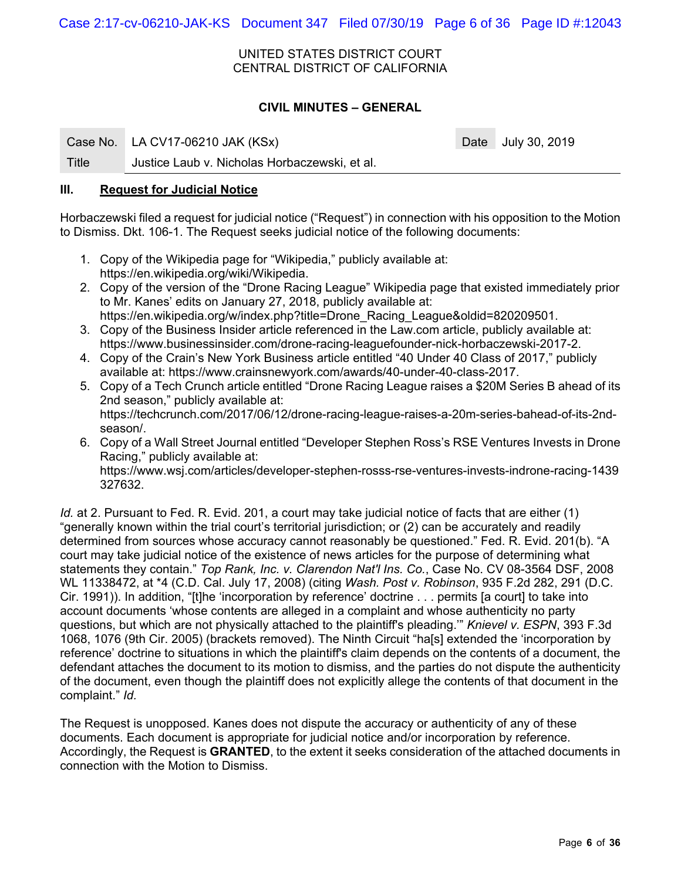UNITED STATES DISTRICT COURT
CENTRAL DISTRICT OF CALIFORNIA

**CIVIL MINUTES – GENERAL**

| Case No. | LA CV17-06210 JAK (KSx) | Date | July 30, 2019 |
|---|---|---|---|
| Title | Justice Laub v. Nicholas Horbaczewski, et al. | | |

### III. Request for Judicial Notice

Horbaczewski filed a request for judicial notice ("Request") in connection with his opposition to the Motion to Dismiss. Dkt. 106-1. The Request seeks judicial notice of the following documents:

1. Copy of the Wikipedia page for "Wikipedia," publicly available at: https://en.wikipedia.org/wiki/Wikipedia.
2. Copy of the version of the "Drone Racing League" Wikipedia page that existed immediately prior to Mr. Kanes' edits on January 27, 2018, publicly available at: https://en.wikipedia.org/w/index.php?title=Drone_Racing_League&oldid=820209501.
3. Copy of the Business Insider article referenced in the Law.com article, publicly available at: https://www.businessinsider.com/drone-racing-leaguefounder-nick-horbaczewski-2017-2.
4. Copy of the Crain's New York Business article entitled "40 Under 40 Class of 2017," publicly available at: https://www.crainsnewyork.com/awards/40-under-40-class-2017.
5. Copy of a Tech Crunch article entitled "Drone Racing League raises a $20M Series B ahead of its 2nd season," publicly available at: https://techcrunch.com/2017/06/12/drone-racing-league-raises-a-20m-series-bahead-of-its-2nd-season/.
6. Copy of a Wall Street Journal entitled "Developer Stephen Ross's RSE Ventures Invests in Drone Racing," publicly available at: https://www.wsj.com/articles/developer-stephen-rosss-rse-ventures-invests-indrone-racing-1439327632.

*Id.* at 2. Pursuant to Fed. R. Evid. 201, a court may take judicial notice of facts that are either (1) "generally known within the trial court's territorial jurisdiction; or (2) can be accurately and readily determined from sources whose accuracy cannot reasonably be questioned." Fed. R. Evid. 201(b). "A court may take judicial notice of the existence of news articles for the purpose of determining what statements they contain." *Top Rank, Inc. v. Clarendon Nat'l Ins. Co.*, Case No. CV 08-3564 DSF, 2008 WL 11338472, at *4 (C.D. Cal. July 17, 2008) (citing *Wash. Post v. Robinson*, 935 F.2d 282, 291 (D.C. Cir. 1991)). In addition, "[t]he 'incorporation by reference' doctrine . . . permits [a court] to take into account documents 'whose contents are alleged in a complaint and whose authenticity no party questions, but which are not physically attached to the plaintiff's pleading.'" *Knievel v. ESPN*, 393 F.3d 1068, 1076 (9th Cir. 2005) (brackets removed). The Ninth Circuit "ha[s] extended the 'incorporation by reference' doctrine to situations in which the plaintiff's claim depends on the contents of a document, the defendant attaches the document to its motion to dismiss, and the parties do not dispute the authenticity of the document, even though the plaintiff does not explicitly allege the contents of that document in the complaint." *Id.*

The Request is unopposed. Kanes does not dispute the accuracy or authenticity of any of these documents. Each document is appropriate for judicial notice and/or incorporation by reference. Accordingly, the Request is **GRANTED**, to the extent it seeks consideration of the attached documents in connection with the Motion to Dismiss.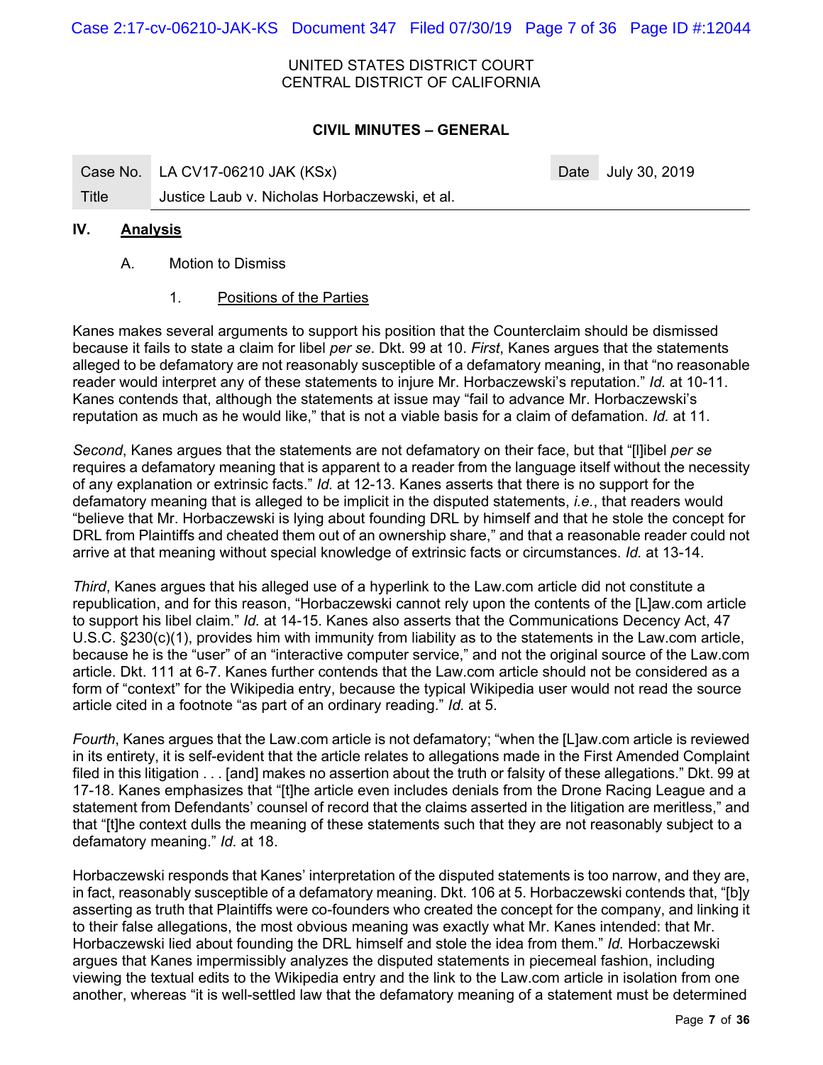UNITED STATES DISTRICT COURT
CENTRAL DISTRICT OF CALIFORNIA

**CIVIL MINUTES – GENERAL**

| Case No. | LA CV17-06210 JAK (KSx) | Date | July 30, 2019 |
|---|---|---|---|
| Title | Justice Laub v. Nicholas Horbaczewski, et al. | | |

## IV. Analysis

### A. Motion to Dismiss

#### 1. Positions of the Parties

Kanes makes several arguments to support his position that the Counterclaim should be dismissed because it fails to state a claim for libel *per se*. Dkt. 99 at 10. *First*, Kanes argues that the statements alleged to be defamatory are not reasonably susceptible of a defamatory meaning, in that "no reasonable reader would interpret any of these statements to injure Mr. Horbaczewski's reputation." *Id.* at 10-11. Kanes contends that, although the statements at issue may "fail to advance Mr. Horbaczewski's reputation as much as he would like," that is not a viable basis for a claim of defamation. *Id.* at 11.

*Second*, Kanes argues that the statements are not defamatory on their face, but that "[l]ibel *per se* requires a defamatory meaning that is apparent to a reader from the language itself without the necessity of any explanation or extrinsic facts." *Id.* at 12-13. Kanes asserts that there is no support for the defamatory meaning that is alleged to be implicit in the disputed statements, *i.e.*, that readers would "believe that Mr. Horbaczewski is lying about founding DRL by himself and that he stole the concept for DRL from Plaintiffs and cheated them out of an ownership share," and that a reasonable reader could not arrive at that meaning without special knowledge of extrinsic facts or circumstances. *Id.* at 13-14.

*Third*, Kanes argues that his alleged use of a hyperlink to the Law.com article did not constitute a republication, and for this reason, "Horbaczewski cannot rely upon the contents of the [L]aw.com article to support his libel claim." *Id.* at 14-15. Kanes also asserts that the Communications Decency Act, 47 U.S.C. §230(c)(1), provides him with immunity from liability as to the statements in the Law.com article, because he is the "user" of an "interactive computer service," and not the original source of the Law.com article. Dkt. 111 at 6-7. Kanes further contends that the Law.com article should not be considered as a form of "context" for the Wikipedia entry, because the typical Wikipedia user would not read the source article cited in a footnote "as part of an ordinary reading." *Id.* at 5.

*Fourth*, Kanes argues that the Law.com article is not defamatory; "when the [L]aw.com article is reviewed in its entirety, it is self-evident that the article relates to allegations made in the First Amended Complaint filed in this litigation . . . [and] makes no assertion about the truth or falsity of these allegations." Dkt. 99 at 17-18. Kanes emphasizes that "[t]he article even includes denials from the Drone Racing League and a statement from Defendants' counsel of record that the claims asserted in the litigation are meritless," and that "[t]he context dulls the meaning of these statements such that they are not reasonably subject to a defamatory meaning." *Id.* at 18.

Horbaczewski responds that Kanes' interpretation of the disputed statements is too narrow, and they are, in fact, reasonably susceptible of a defamatory meaning. Dkt. 106 at 5. Horbaczewski contends that, "[b]y asserting as truth that Plaintiffs were co-founders who created the concept for the company, and linking it to their false allegations, the most obvious meaning was exactly what Mr. Kanes intended: that Mr. Horbaczewski lied about founding the DRL himself and stole the idea from them." *Id.* Horbaczewski argues that Kanes impermissibly analyzes the disputed statements in piecemeal fashion, including viewing the textual edits to the Wikipedia entry and the link to the Law.com article in isolation from one another, whereas "it is well-settled law that the defamatory meaning of a statement must be determined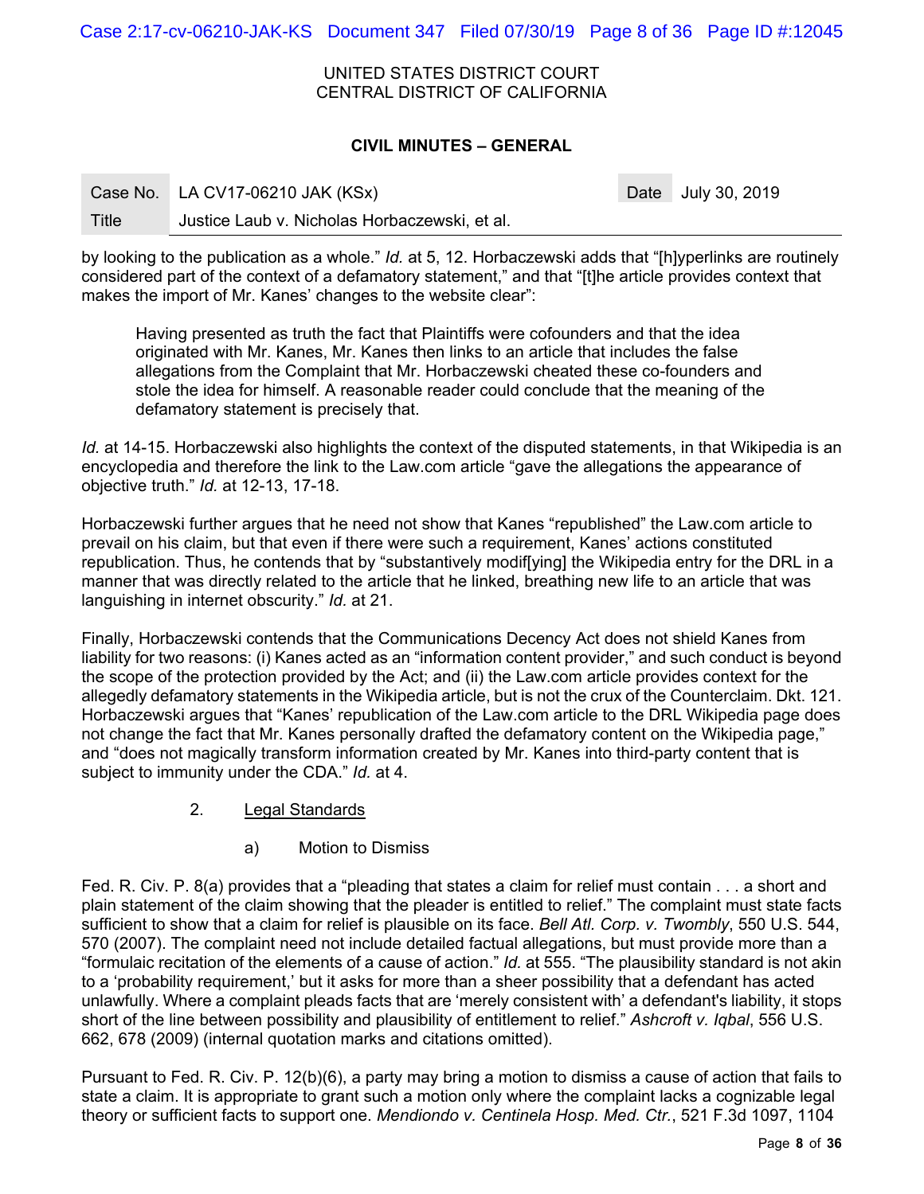UNITED STATES DISTRICT COURT
CENTRAL DISTRICT OF CALIFORNIA

**CIVIL MINUTES – GENERAL**

| Case No. | LA CV17-06210 JAK (KSx) | Date | July 30, 2019 |
|---|---|---|---|
| Title | Justice Laub v. Nicholas Horbaczewski, et al. | | |

by looking to the publication as a whole." *Id.* at 5, 12. Horbaczewski adds that "[h]yperlinks are routinely considered part of the context of a defamatory statement," and that "[t]he article provides context that makes the import of Mr. Kanes' changes to the website clear":

> Having presented as truth the fact that Plaintiffs were cofounders and that the idea originated with Mr. Kanes, Mr. Kanes then links to an article that includes the false allegations from the Complaint that Mr. Horbaczewski cheated these co-founders and stole the idea for himself. A reasonable reader could conclude that the meaning of the defamatory statement is precisely that.

*Id.* at 14-15. Horbaczewski also highlights the context of the disputed statements, in that Wikipedia is an encyclopedia and therefore the link to the Law.com article "gave the allegations the appearance of objective truth." *Id.* at 12-13, 17-18.

Horbaczewski further argues that he need not show that Kanes "republished" the Law.com article to prevail on his claim, but that even if there were such a requirement, Kanes' actions constituted republication. Thus, he contends that by "substantively modif[ying] the Wikipedia entry for the DRL in a manner that was directly related to the article that he linked, breathing new life to an article that was languishing in internet obscurity." *Id.* at 21.

Finally, Horbaczewski contends that the Communications Decency Act does not shield Kanes from liability for two reasons: (i) Kanes acted as an "information content provider," and such conduct is beyond the scope of the protection provided by the Act; and (ii) the Law.com article provides context for the allegedly defamatory statements in the Wikipedia article, but is not the crux of the Counterclaim. Dkt. 121. Horbaczewski argues that "Kanes' republication of the Law.com article to the DRL Wikipedia page does not change the fact that Mr. Kanes personally drafted the defamatory content on the Wikipedia page," and "does not magically transform information created by Mr. Kanes into third-party content that is subject to immunity under the CDA." *Id.* at 4.

2. Legal Standards

a) Motion to Dismiss

Fed. R. Civ. P. 8(a) provides that a "pleading that states a claim for relief must contain . . . a short and plain statement of the claim showing that the pleader is entitled to relief." The complaint must state facts sufficient to show that a claim for relief is plausible on its face. *Bell Atl. Corp. v. Twombly*, 550 U.S. 544, 570 (2007). The complaint need not include detailed factual allegations, but must provide more than a "formulaic recitation of the elements of a cause of action." *Id.* at 555. "The plausibility standard is not akin to a 'probability requirement,' but it asks for more than a sheer possibility that a defendant has acted unlawfully. Where a complaint pleads facts that are 'merely consistent with' a defendant's liability, it stops short of the line between possibility and plausibility of entitlement to relief." *Ashcroft v. Iqbal*, 556 U.S. 662, 678 (2009) (internal quotation marks and citations omitted).

Pursuant to Fed. R. Civ. P. 12(b)(6), a party may bring a motion to dismiss a cause of action that fails to state a claim. It is appropriate to grant such a motion only where the complaint lacks a cognizable legal theory or sufficient facts to support one. *Mendiondo v. Centinela Hosp. Med. Ctr.*, 521 F.3d 1097, 1104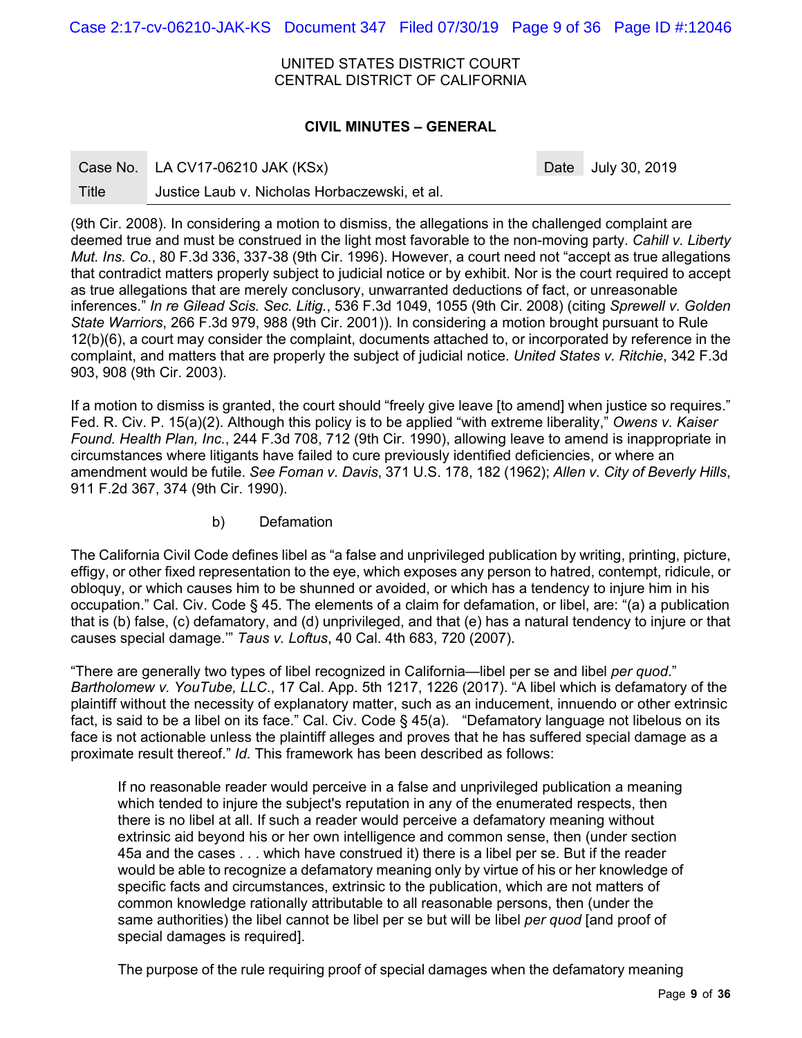UNITED STATES DISTRICT COURT
CENTRAL DISTRICT OF CALIFORNIA

**CIVIL MINUTES – GENERAL**

| Case No. | LA CV17-06210 JAK (KSx) | Date | July 30, 2019 |
|---|---|---|---|
| Title | Justice Laub v. Nicholas Horbaczewski, et al. | | |

(9th Cir. 2008). In considering a motion to dismiss, the allegations in the challenged complaint are deemed true and must be construed in the light most favorable to the non-moving party. *Cahill v. Liberty Mut. Ins. Co.*, 80 F.3d 336, 337-38 (9th Cir. 1996). However, a court need not "accept as true allegations that contradict matters properly subject to judicial notice or by exhibit. Nor is the court required to accept as true allegations that are merely conclusory, unwarranted deductions of fact, or unreasonable inferences." *In re Gilead Scis. Sec. Litig.*, 536 F.3d 1049, 1055 (9th Cir. 2008) (citing *Sprewell v. Golden State Warriors*, 266 F.3d 979, 988 (9th Cir. 2001)). In considering a motion brought pursuant to Rule 12(b)(6), a court may consider the complaint, documents attached to, or incorporated by reference in the complaint, and matters that are properly the subject of judicial notice. *United States v. Ritchie*, 342 F.3d 903, 908 (9th Cir. 2003).

If a motion to dismiss is granted, the court should "freely give leave [to amend] when justice so requires." Fed. R. Civ. P. 15(a)(2). Although this policy is to be applied "with extreme liberality," *Owens v. Kaiser Found. Health Plan, Inc.*, 244 F.3d 708, 712 (9th Cir. 1990), allowing leave to amend is inappropriate in circumstances where litigants have failed to cure previously identified deficiencies, or where an amendment would be futile. *See Foman v. Davis*, 371 U.S. 178, 182 (1962); *Allen v. City of Beverly Hills*, 911 F.2d 367, 374 (9th Cir. 1990).

b) Defamation

The California Civil Code defines libel as "a false and unprivileged publication by writing, printing, picture, effigy, or other fixed representation to the eye, which exposes any person to hatred, contempt, ridicule, or obloquy, or which causes him to be shunned or avoided, or which has a tendency to injure him in his occupation." Cal. Civ. Code § 45. The elements of a claim for defamation, or libel, are: "(a) a publication that is (b) false, (c) defamatory, and (d) unprivileged, and that (e) has a natural tendency to injure or that causes special damage.'" *Taus v. Loftus*, 40 Cal. 4th 683, 720 (2007).

"There are generally two types of libel recognized in California—libel per se and libel *per quod*." *Bartholomew v. YouTube, LLC*., 17 Cal. App. 5th 1217, 1226 (2017). "A libel which is defamatory of the plaintiff without the necessity of explanatory matter, such as an inducement, innuendo or other extrinsic fact, is said to be a libel on its face." Cal. Civ. Code § 45(a). "Defamatory language not libelous on its face is not actionable unless the plaintiff alleges and proves that he has suffered special damage as a proximate result thereof." *Id.* This framework has been described as follows:

> If no reasonable reader would perceive in a false and unprivileged publication a meaning which tended to injure the subject's reputation in any of the enumerated respects, then there is no libel at all. If such a reader would perceive a defamatory meaning without extrinsic aid beyond his or her own intelligence and common sense, then (under section 45a and the cases . . . which have construed it) there is a libel per se. But if the reader would be able to recognize a defamatory meaning only by virtue of his or her knowledge of specific facts and circumstances, extrinsic to the publication, which are not matters of common knowledge rationally attributable to all reasonable persons, then (under the same authorities) the libel cannot be libel per se but will be libel *per quod* [and proof of special damages is required].
>
> The purpose of the rule requiring proof of special damages when the defamatory meaning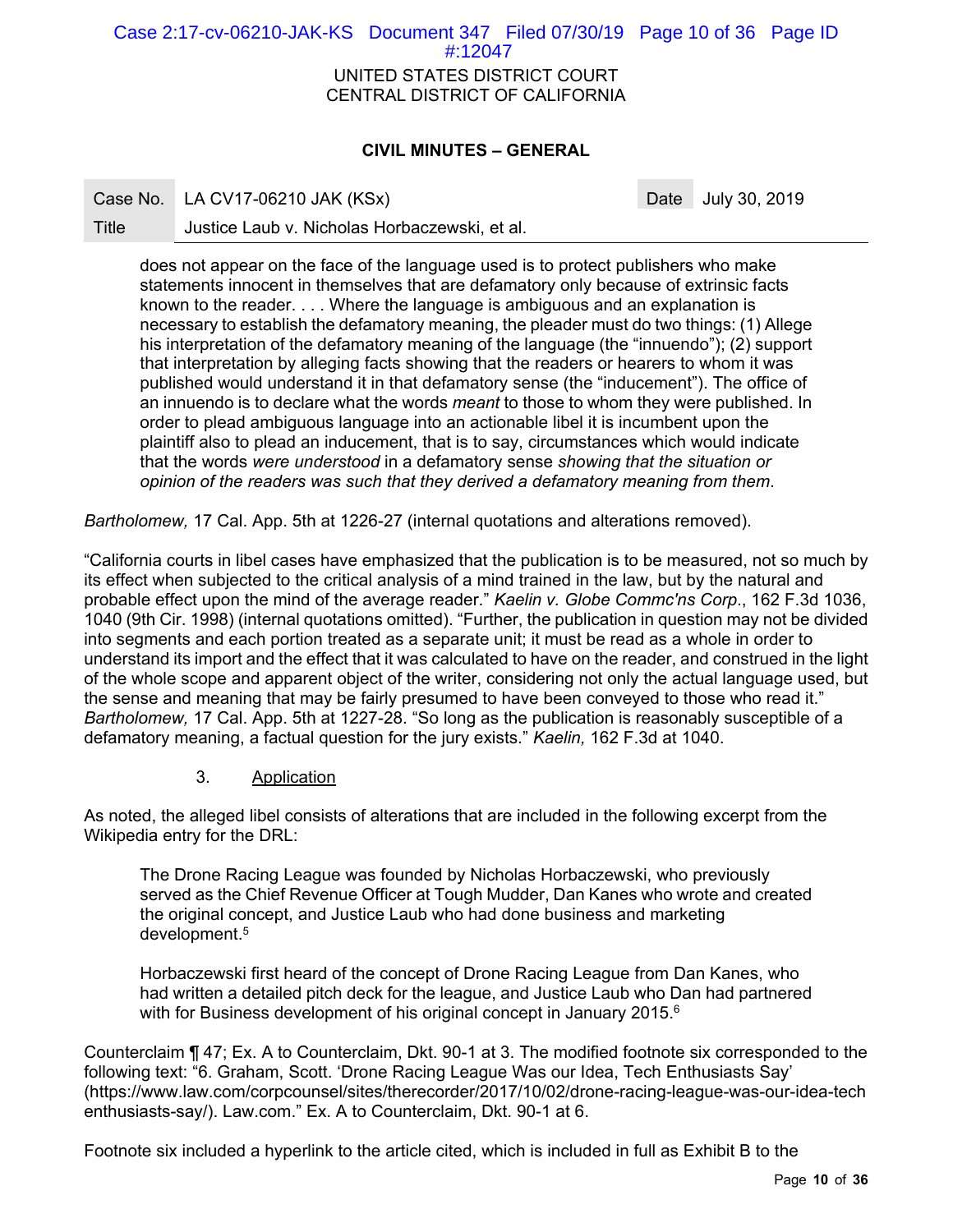> does not appear on the face of the language used is to protect publishers who make statements innocent in themselves that are defamatory only because of extrinsic facts known to the reader. . . . Where the language is ambiguous and an explanation is necessary to establish the defamatory meaning, the pleader must do two things: (1) Allege his interpretation of the defamatory meaning of the language (the "innuendo"); (2) support that interpretation by alleging facts showing that the readers or hearers to whom it was published would understand it in that defamatory sense (the "inducement"). The office of an innuendo is to declare what the words *meant* to those to whom they were published. In order to plead ambiguous language into an actionable libel it is incumbent upon the plaintiff also to plead an inducement, that is to say, circumstances which would indicate that the words *were understood* in a defamatory sense *showing that the situation or opinion of the readers was such that they derived a defamatory meaning from them*.

*Bartholomew,* 17 Cal. App. 5th at 1226-27 (internal quotations and alterations removed).

"California courts in libel cases have emphasized that the publication is to be measured, not so much by its effect when subjected to the critical analysis of a mind trained in the law, but by the natural and probable effect upon the mind of the average reader." *Kaelin v. Globe Commc'ns Corp*., 162 F.3d 1036, 1040 (9th Cir. 1998) (internal quotations omitted). "Further, the publication in question may not be divided into segments and each portion treated as a separate unit; it must be read as a whole in order to understand its import and the effect that it was calculated to have on the reader, and construed in the light of the whole scope and apparent object of the writer, considering not only the actual language used, but the sense and meaning that may be fairly presumed to have been conveyed to those who read it." *Bartholomew,* 17 Cal. App. 5th at 1227-28. "So long as the publication is reasonably susceptible of a defamatory meaning, a factual question for the jury exists." *Kaelin,* 162 F.3d at 1040.

### 3. Application

As noted, the alleged libel consists of alterations that are included in the following excerpt from the Wikipedia entry for the DRL:

> The Drone Racing League was founded by Nicholas Horbaczewski, who previously served as the Chief Revenue Officer at Tough Mudder, Dan Kanes who wrote and created the original concept, and Justice Laub who had done business and marketing development.[5]
>
> Horbaczewski first heard of the concept of Drone Racing League from Dan Kanes, who had written a detailed pitch deck for the league, and Justice Laub who Dan had partnered with for Business development of his original concept in January 2015.[6]

Counterclaim ¶ 47; Ex. A to Counterclaim, Dkt. 90-1 at 3. The modified footnote six corresponded to the following text: "6. Graham, Scott. 'Drone Racing League Was our Idea, Tech Enthusiasts Say' (https://www.law.com/corpcounsel/sites/therecorder/2017/10/02/drone-racing-league-was-our-idea-tech enthusiasts-say/). Law.com." Ex. A to Counterclaim, Dkt. 90-1 at 6.

Footnote six included a hyperlink to the article cited, which is included in full as Exhibit B to the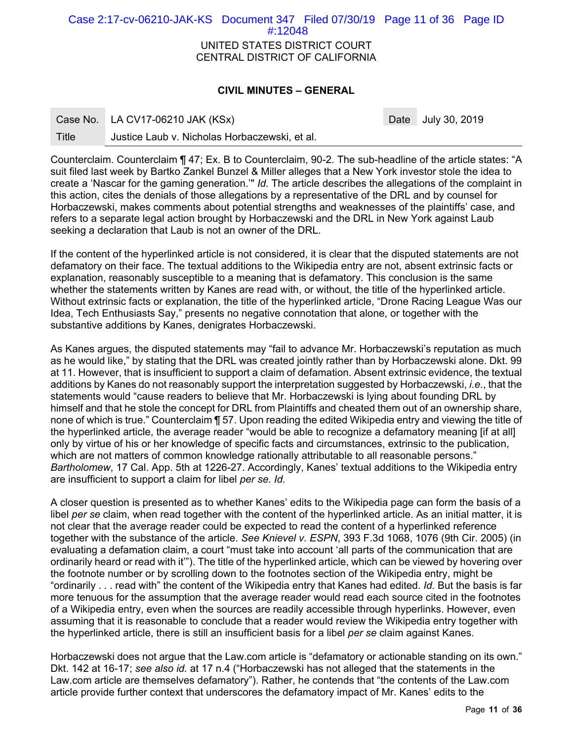Counterclaim. Counterclaim ¶ 47; Ex. B to Counterclaim, 90-2. The sub-headline of the article states: "A suit filed last week by Bartko Zankel Bunzel & Miller alleges that a New York investor stole the idea to create a 'Nascar for the gaming generation.'" *Id.* The article describes the allegations of the complaint in this action, cites the denials of those allegations by a representative of the DRL and by counsel for Horbaczewski, makes comments about potential strengths and weaknesses of the plaintiffs' case, and refers to a separate legal action brought by Horbaczewski and the DRL in New York against Laub seeking a declaration that Laub is not an owner of the DRL.

If the content of the hyperlinked article is not considered, it is clear that the disputed statements are not defamatory on their face. The textual additions to the Wikipedia entry are not, absent extrinsic facts or explanation, reasonably susceptible to a meaning that is defamatory. This conclusion is the same whether the statements written by Kanes are read with, or without, the title of the hyperlinked article. Without extrinsic facts or explanation, the title of the hyperlinked article, "Drone Racing League Was our Idea, Tech Enthusiasts Say," presents no negative connotation that alone, or together with the substantive additions by Kanes, denigrates Horbaczewski.

As Kanes argues, the disputed statements may "fail to advance Mr. Horbaczewski's reputation as much as he would like," by stating that the DRL was created jointly rather than by Horbaczewski alone. Dkt. 99 at 11. However, that is insufficient to support a claim of defamation. Absent extrinsic evidence, the textual additions by Kanes do not reasonably support the interpretation suggested by Horbaczewski, *i.e.*, that the statements would "cause readers to believe that Mr. Horbaczewski is lying about founding DRL by himself and that he stole the concept for DRL from Plaintiffs and cheated them out of an ownership share, none of which is true." Counterclaim ¶ 57. Upon reading the edited Wikipedia entry and viewing the title of the hyperlinked article, the average reader "would be able to recognize a defamatory meaning [if at all] only by virtue of his or her knowledge of specific facts and circumstances, extrinsic to the publication, which are not matters of common knowledge rationally attributable to all reasonable persons." *Bartholomew*, 17 Cal. App. 5th at 1226-27. Accordingly, Kanes' textual additions to the Wikipedia entry are insufficient to support a claim for libel *per se. Id.*

A closer question is presented as to whether Kanes' edits to the Wikipedia page can form the basis of a libel *per se* claim, when read together with the content of the hyperlinked article. As an initial matter, it is not clear that the average reader could be expected to read the content of a hyperlinked reference together with the substance of the article. *See Knievel v. ESPN*, 393 F.3d 1068, 1076 (9th Cir. 2005) (in evaluating a defamation claim, a court "must take into account 'all parts of the communication that are ordinarily heard or read with it'"). The title of the hyperlinked article, which can be viewed by hovering over the footnote number or by scrolling down to the footnotes section of the Wikipedia entry, might be "ordinarily . . . read with" the content of the Wikipedia entry that Kanes had edited. *Id.* But the basis is far more tenuous for the assumption that the average reader would read each source cited in the footnotes of a Wikipedia entry, even when the sources are readily accessible through hyperlinks. However, even assuming that it is reasonable to conclude that a reader would review the Wikipedia entry together with the hyperlinked article, there is still an insufficient basis for a libel *per se* claim against Kanes.

Horbaczewski does not argue that the Law.com article is "defamatory or actionable standing on its own." Dkt. 142 at 16-17; *see also id.* at 17 n.4 ("Horbaczewski has not alleged that the statements in the Law.com article are themselves defamatory"). Rather, he contends that "the contents of the Law.com article provide further context that underscores the defamatory impact of Mr. Kanes' edits to the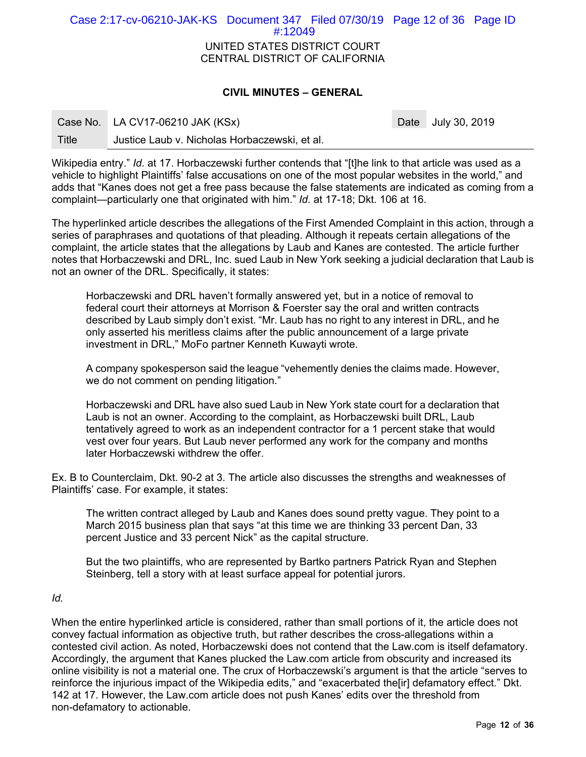Wikipedia entry." *Id.* at 17. Horbaczewski further contends that "[t]he link to that article was used as a vehicle to highlight Plaintiffs' false accusations on one of the most popular websites in the world," and adds that "Kanes does not get a free pass because the false statements are indicated as coming from a complaint—particularly one that originated with him." *Id.* at 17-18; Dkt. 106 at 16.

The hyperlinked article describes the allegations of the First Amended Complaint in this action, through a series of paraphrases and quotations of that pleading. Although it repeats certain allegations of the complaint, the article states that the allegations by Laub and Kanes are contested. The article further notes that Horbaczewski and DRL, Inc. sued Laub in New York seeking a judicial declaration that Laub is not an owner of the DRL. Specifically, it states:

> Horbaczewski and DRL haven't formally answered yet, but in a notice of removal to federal court their attorneys at Morrison & Foerster say the oral and written contracts described by Laub simply don't exist. "Mr. Laub has no right to any interest in DRL, and he only asserted his meritless claims after the public announcement of a large private investment in DRL," MoFo partner Kenneth Kuwayti wrote.
>
> A company spokesperson said the league "vehemently denies the claims made. However, we do not comment on pending litigation."
>
> Horbaczewski and DRL have also sued Laub in New York state court for a declaration that Laub is not an owner. According to the complaint, as Horbaczewski built DRL, Laub tentatively agreed to work as an independent contractor for a 1 percent stake that would vest over four years. But Laub never performed any work for the company and months later Horbaczewski withdrew the offer.

Ex. B to Counterclaim, Dkt. 90-2 at 3. The article also discusses the strengths and weaknesses of Plaintiffs' case. For example, it states:

> The written contract alleged by Laub and Kanes does sound pretty vague. They point to a March 2015 business plan that says "at this time we are thinking 33 percent Dan, 33 percent Justice and 33 percent Nick" as the capital structure.
>
> But the two plaintiffs, who are represented by Bartko partners Patrick Ryan and Stephen Steinberg, tell a story with at least surface appeal for potential jurors.

*Id.*

When the entire hyperlinked article is considered, rather than small portions of it, the article does not convey factual information as objective truth, but rather describes the cross-allegations within a contested civil action. As noted, Horbaczewski does not contend that the Law.com is itself defamatory. Accordingly, the argument that Kanes plucked the Law.com article from obscurity and increased its online visibility is not a material one. The crux of Horbaczewski's argument is that the article "serves to reinforce the injurious impact of the Wikipedia edits," and "exacerbated the[ir] defamatory effect." Dkt. 142 at 17. However, the Law.com article does not push Kanes' edits over the threshold from non-defamatory to actionable.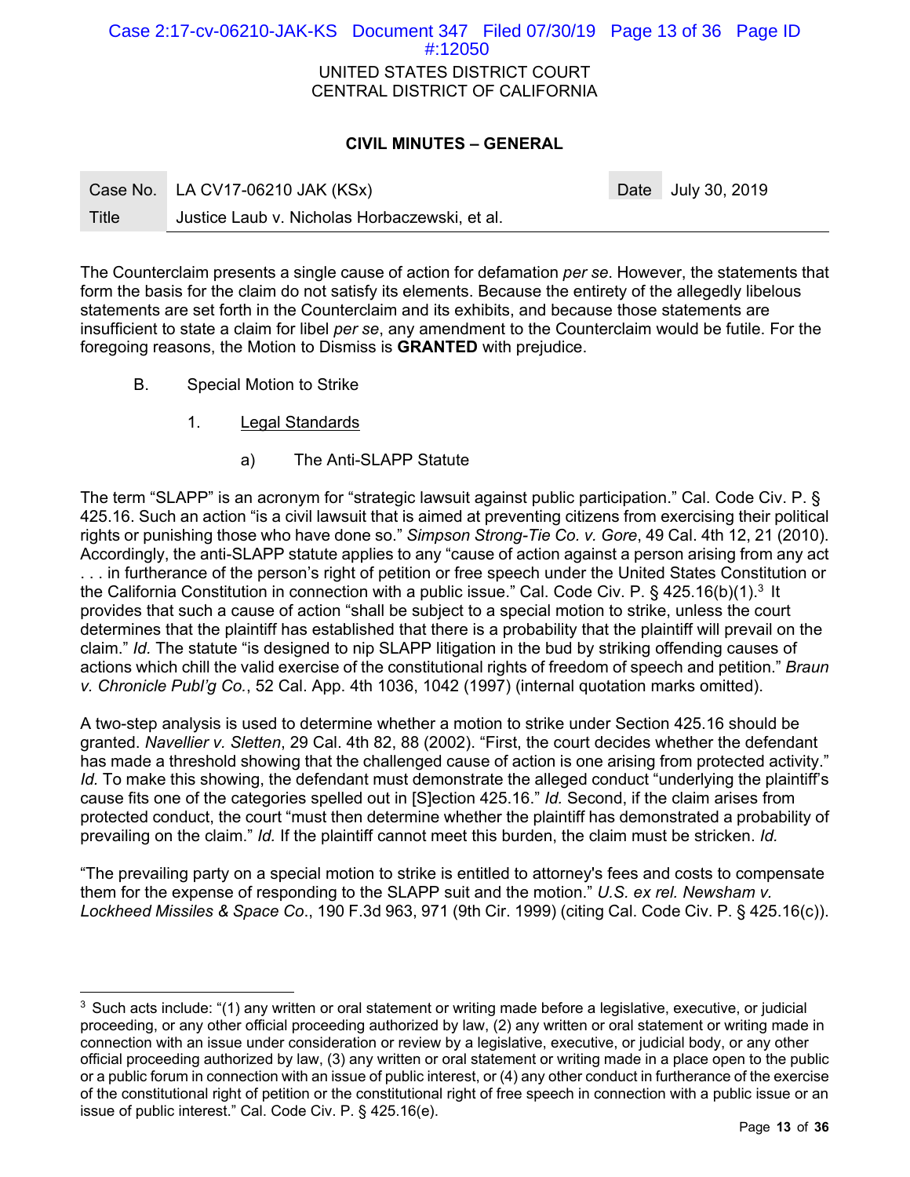The Counterclaim presents a single cause of action for defamation *per se*. However, the statements that form the basis for the claim do not satisfy its elements. Because the entirety of the allegedly libelous statements are set forth in the Counterclaim and its exhibits, and because those statements are insufficient to state a claim for libel *per se*, any amendment to the Counterclaim would be futile. For the foregoing reasons, the Motion to Dismiss is **GRANTED** with prejudice.

B. Special Motion to Strike

1. Legal Standards

a) The Anti-SLAPP Statute

The term "SLAPP" is an acronym for "strategic lawsuit against public participation." Cal. Code Civ. P. § 425.16. Such an action "is a civil lawsuit that is aimed at preventing citizens from exercising their political rights or punishing those who have done so." *Simpson Strong-Tie Co. v. Gore*, 49 Cal. 4th 12, 21 (2010). Accordingly, the anti-SLAPP statute applies to any "cause of action against a person arising from any act . . . in furtherance of the person's right of petition or free speech under the United States Constitution or the California Constitution in connection with a public issue." Cal. Code Civ. P. § 425.16(b)(1).[3] It provides that such a cause of action "shall be subject to a special motion to strike, unless the court determines that the plaintiff has established that there is a probability that the plaintiff will prevail on the claim." *Id.* The statute "is designed to nip SLAPP litigation in the bud by striking offending causes of actions which chill the valid exercise of the constitutional rights of freedom of speech and petition." *Braun v. Chronicle Publ'g Co.*, 52 Cal. App. 4th 1036, 1042 (1997) (internal quotation marks omitted).

A two-step analysis is used to determine whether a motion to strike under Section 425.16 should be granted. *Navellier v. Sletten*, 29 Cal. 4th 82, 88 (2002). "First, the court decides whether the defendant has made a threshold showing that the challenged cause of action is one arising from protected activity." *Id.* To make this showing, the defendant must demonstrate the alleged conduct "underlying the plaintiff's cause fits one of the categories spelled out in [S]ection 425.16." *Id.* Second, if the claim arises from protected conduct, the court "must then determine whether the plaintiff has demonstrated a probability of prevailing on the claim." *Id.* If the plaintiff cannot meet this burden, the claim must be stricken. *Id.*

"The prevailing party on a special motion to strike is entitled to attorney's fees and costs to compensate them for the expense of responding to the SLAPP suit and the motion." *U.S. ex rel. Newsham v. Lockheed Missiles & Space Co*., 190 F.3d 963, 971 (9th Cir. 1999) (citing Cal. Code Civ. P. § 425.16(c)).

[3] Such acts include: "(1) any written or oral statement or writing made before a legislative, executive, or judicial proceeding, or any other official proceeding authorized by law, (2) any written or oral statement or writing made in connection with an issue under consideration or review by a legislative, executive, or judicial body, or any other official proceeding authorized by law, (3) any written or oral statement or writing made in a place open to the public or a public forum in connection with an issue of public interest, or (4) any other conduct in furtherance of the exercise of the constitutional right of petition or the constitutional right of free speech in connection with a public issue or an issue of public interest." Cal. Code Civ. P. § 425.16(e).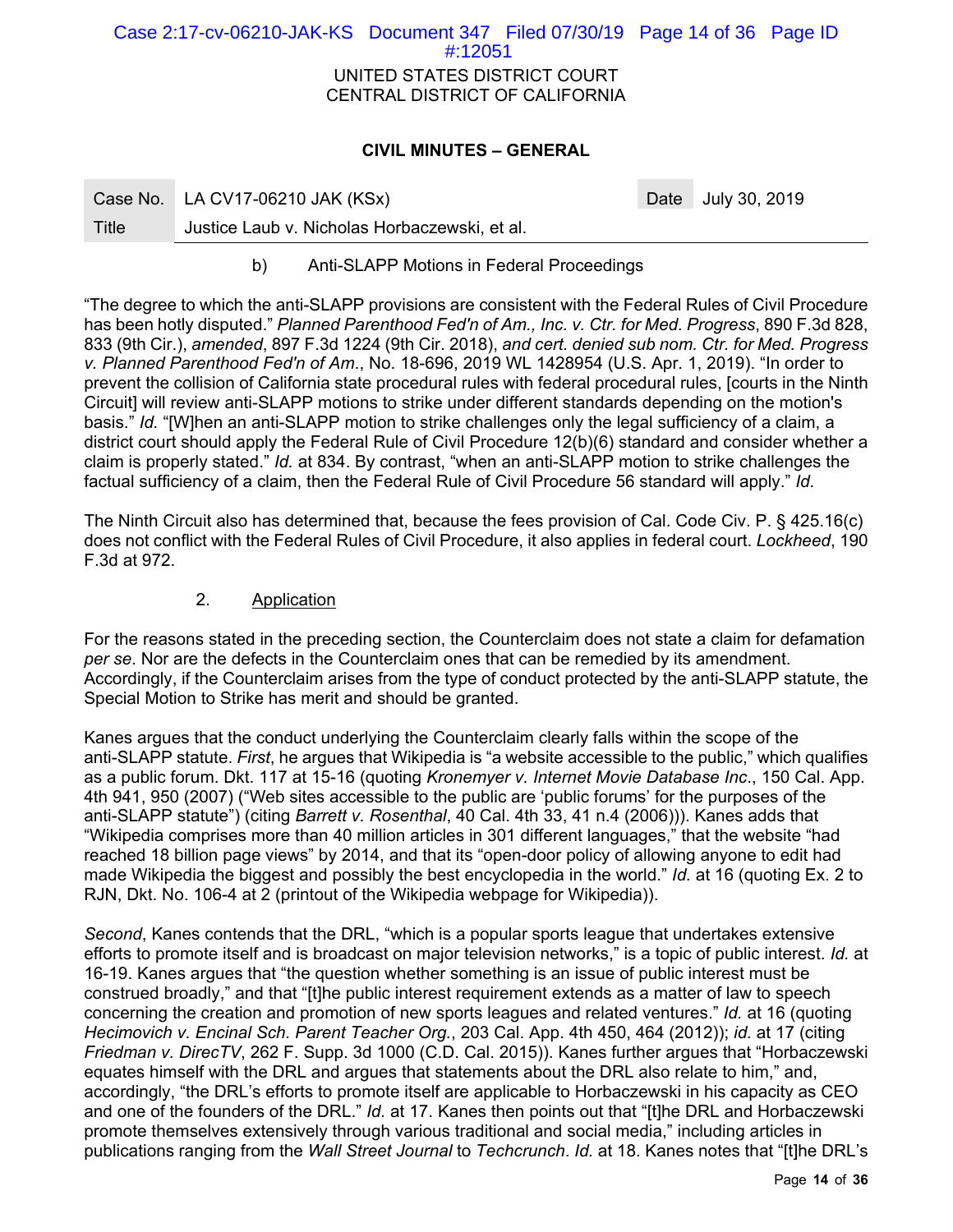b) Anti-SLAPP Motions in Federal Proceedings

"The degree to which the anti-SLAPP provisions are consistent with the Federal Rules of Civil Procedure has been hotly disputed." *Planned Parenthood Fed'n of Am., Inc. v. Ctr. for Med. Progress*, 890 F.3d 828, 833 (9th Cir.), *amended*, 897 F.3d 1224 (9th Cir. 2018), *and cert. denied sub nom. Ctr. for Med. Progress v. Planned Parenthood Fed'n of Am.*, No. 18-696, 2019 WL 1428954 (U.S. Apr. 1, 2019). "In order to prevent the collision of California state procedural rules with federal procedural rules, [courts in the Ninth Circuit] will review anti-SLAPP motions to strike under different standards depending on the motion's basis." *Id.* "[W]hen an anti-SLAPP motion to strike challenges only the legal sufficiency of a claim, a district court should apply the Federal Rule of Civil Procedure 12(b)(6) standard and consider whether a claim is properly stated." *Id.* at 834. By contrast, "when an anti-SLAPP motion to strike challenges the factual sufficiency of a claim, then the Federal Rule of Civil Procedure 56 standard will apply." *Id.*

The Ninth Circuit also has determined that, because the fees provision of Cal. Code Civ. P. § 425.16(c) does not conflict with the Federal Rules of Civil Procedure, it also applies in federal court. *Lockheed*, 190 F.3d at 972.

2. Application

For the reasons stated in the preceding section, the Counterclaim does not state a claim for defamation *per se*. Nor are the defects in the Counterclaim ones that can be remedied by its amendment. Accordingly, if the Counterclaim arises from the type of conduct protected by the anti-SLAPP statute, the Special Motion to Strike has merit and should be granted.

Kanes argues that the conduct underlying the Counterclaim clearly falls within the scope of the anti-SLAPP statute. *First*, he argues that Wikipedia is "a website accessible to the public," which qualifies as a public forum. Dkt. 117 at 15-16 (quoting *Kronemyer v. Internet Movie Database Inc*., 150 Cal. App. 4th 941, 950 (2007) ("Web sites accessible to the public are 'public forums' for the purposes of the anti-SLAPP statute") (citing *Barrett v. Rosenthal*, 40 Cal. 4th 33, 41 n.4 (2006))). Kanes adds that "Wikipedia comprises more than 40 million articles in 301 different languages," that the website "had reached 18 billion page views" by 2014, and that its "open-door policy of allowing anyone to edit had made Wikipedia the biggest and possibly the best encyclopedia in the world." *Id.* at 16 (quoting Ex. 2 to RJN, Dkt. No. 106-4 at 2 (printout of the Wikipedia webpage for Wikipedia)).

*Second*, Kanes contends that the DRL, "which is a popular sports league that undertakes extensive efforts to promote itself and is broadcast on major television networks," is a topic of public interest. *Id.* at 16-19. Kanes argues that "the question whether something is an issue of public interest must be construed broadly," and that "[t]he public interest requirement extends as a matter of law to speech concerning the creation and promotion of new sports leagues and related ventures." *Id.* at 16 (quoting *Hecimovich v. Encinal Sch. Parent Teacher Org.*, 203 Cal. App. 4th 450, 464 (2012)); *id.* at 17 (citing *Friedman v. DirecTV*, 262 F. Supp. 3d 1000 (C.D. Cal. 2015)). Kanes further argues that "Horbaczewski equates himself with the DRL and argues that statements about the DRL also relate to him," and, accordingly, "the DRL's efforts to promote itself are applicable to Horbaczewski in his capacity as CEO and one of the founders of the DRL." *Id.* at 17. Kanes then points out that "[t]he DRL and Horbaczewski promote themselves extensively through various traditional and social media," including articles in publications ranging from the *Wall Street Journal* to *Techcrunch*. *Id.* at 18. Kanes notes that "[t]he DRL's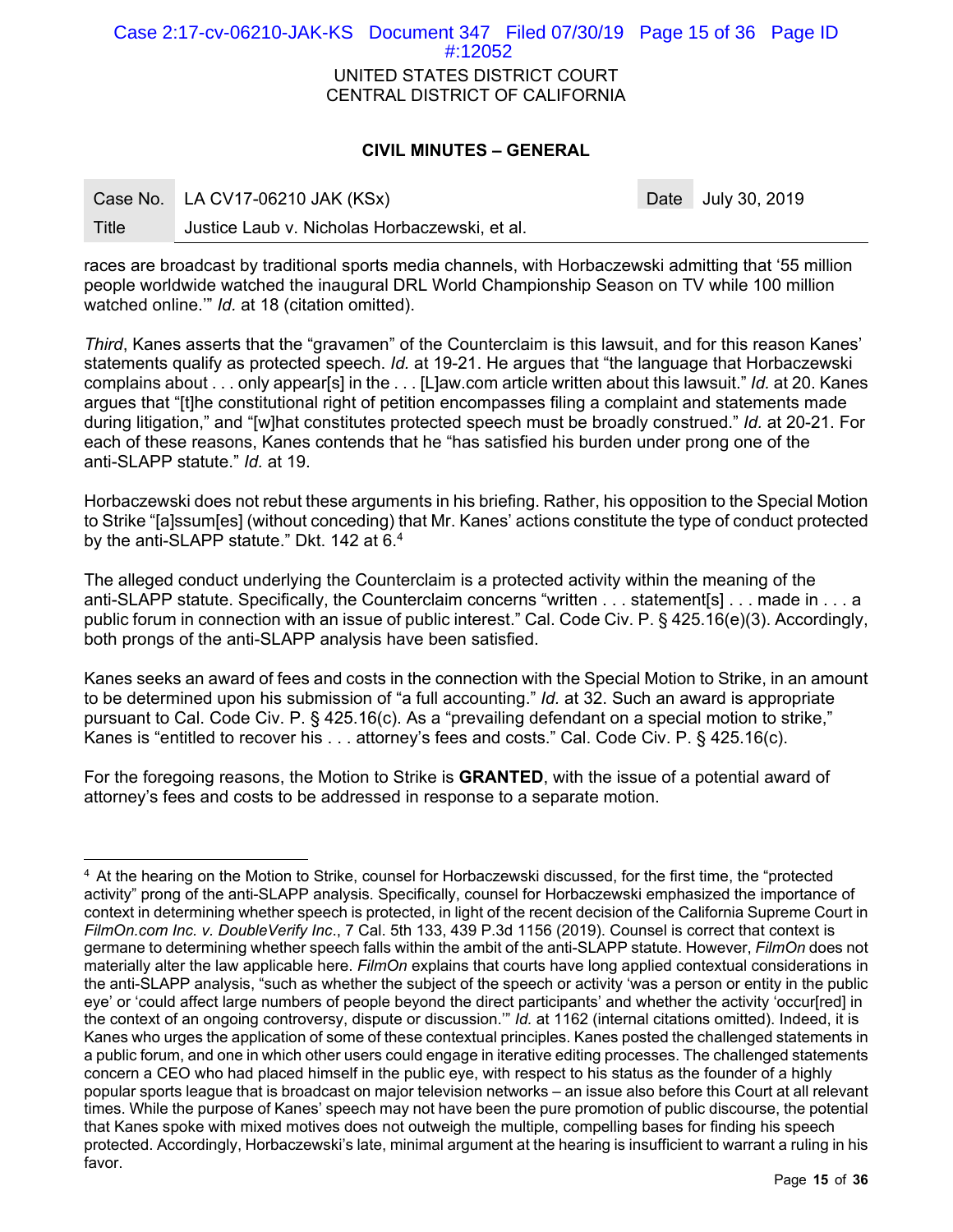races are broadcast by traditional sports media channels, with Horbaczewski admitting that '55 million people worldwide watched the inaugural DRL World Championship Season on TV while 100 million watched online.'" *Id.* at 18 (citation omitted).

*Third*, Kanes asserts that the "gravamen" of the Counterclaim is this lawsuit, and for this reason Kanes' statements qualify as protected speech. *Id.* at 19-21. He argues that "the language that Horbaczewski complains about . . . only appear[s] in the . . . [L]aw.com article written about this lawsuit." *Id.* at 20. Kanes argues that "[t]he constitutional right of petition encompasses filing a complaint and statements made during litigation," and "[w]hat constitutes protected speech must be broadly construed." *Id.* at 20-21. For each of these reasons, Kanes contends that he "has satisfied his burden under prong one of the anti-SLAPP statute." *Id.* at 19.

Horbaczewski does not rebut these arguments in his briefing. Rather, his opposition to the Special Motion to Strike "[a]ssum[es] (without conceding) that Mr. Kanes' actions constitute the type of conduct protected by the anti-SLAPP statute." Dkt. 142 at 6.[4]

The alleged conduct underlying the Counterclaim is a protected activity within the meaning of the anti-SLAPP statute. Specifically, the Counterclaim concerns "written . . . statement[s] . . . made in . . . a public forum in connection with an issue of public interest." Cal. Code Civ. P. § 425.16(e)(3). Accordingly, both prongs of the anti-SLAPP analysis have been satisfied.

Kanes seeks an award of fees and costs in the connection with the Special Motion to Strike, in an amount to be determined upon his submission of "a full accounting." *Id.* at 32. Such an award is appropriate pursuant to Cal. Code Civ. P. § 425.16(c). As a "prevailing defendant on a special motion to strike," Kanes is "entitled to recover his . . . attorney's fees and costs." Cal. Code Civ. P. § 425.16(c).

For the foregoing reasons, the Motion to Strike is **GRANTED**, with the issue of a potential award of attorney's fees and costs to be addressed in response to a separate motion.

---

[4] At the hearing on the Motion to Strike, counsel for Horbaczewski discussed, for the first time, the "protected activity" prong of the anti-SLAPP analysis. Specifically, counsel for Horbaczewski emphasized the importance of context in determining whether speech is protected, in light of the recent decision of the California Supreme Court in *FilmOn.com Inc. v. DoubleVerify Inc*., 7 Cal. 5th 133, 439 P.3d 1156 (2019). Counsel is correct that context is germane to determining whether speech falls within the ambit of the anti-SLAPP statute. However, *FilmOn* does not materially alter the law applicable here. *FilmOn* explains that courts have long applied contextual considerations in the anti-SLAPP analysis, "such as whether the subject of the speech or activity 'was a person or entity in the public eye' or 'could affect large numbers of people beyond the direct participants' and whether the activity 'occur[red] in the context of an ongoing controversy, dispute or discussion.'" *Id.* at 1162 (internal citations omitted). Indeed, it is Kanes who urges the application of some of these contextual principles. Kanes posted the challenged statements in a public forum, and one in which other users could engage in iterative editing processes. The challenged statements concern a CEO who had placed himself in the public eye, with respect to his status as the founder of a highly popular sports league that is broadcast on major television networks – an issue also before this Court at all relevant times. While the purpose of Kanes' speech may not have been the pure promotion of public discourse, the potential that Kanes spoke with mixed motives does not outweigh the multiple, compelling bases for finding his speech protected. Accordingly, Horbaczewski's late, minimal argument at the hearing is insufficient to warrant a ruling in his favor.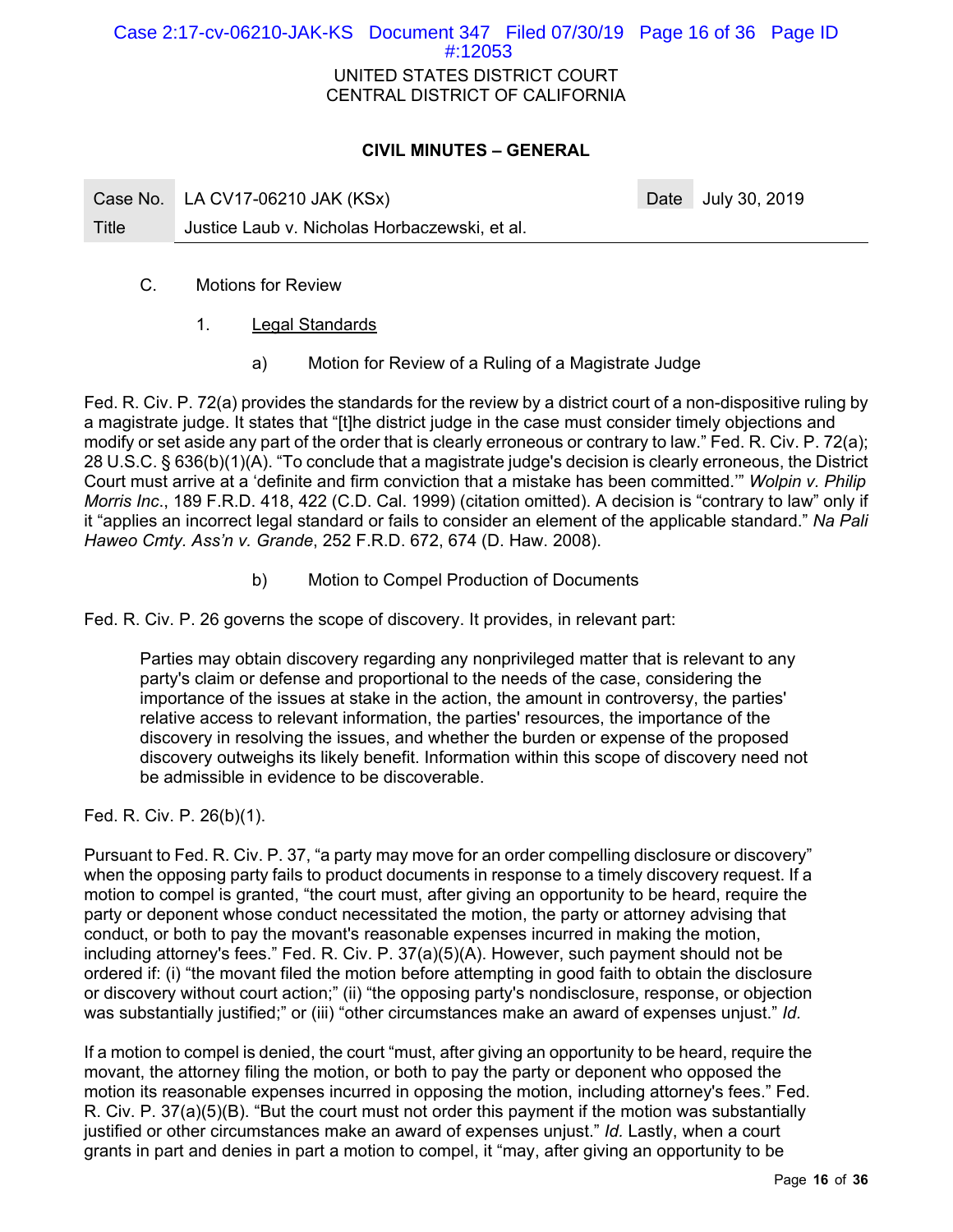C. Motions for Review

1. Legal Standards

a) Motion for Review of a Ruling of a Magistrate Judge

Fed. R. Civ. P. 72(a) provides the standards for the review by a district court of a non-dispositive ruling by a magistrate judge. It states that "[t]he district judge in the case must consider timely objections and modify or set aside any part of the order that is clearly erroneous or contrary to law." Fed. R. Civ. P. 72(a); 28 U.S.C. § 636(b)(1)(A). "To conclude that a magistrate judge's decision is clearly erroneous, the District Court must arrive at a 'definite and firm conviction that a mistake has been committed.'" *Wolpin v. Philip Morris Inc.*, 189 F.R.D. 418, 422 (C.D. Cal. 1999) (citation omitted). A decision is "contrary to law" only if it "applies an incorrect legal standard or fails to consider an element of the applicable standard." *Na Pali Haweo Cmty. Ass'n v. Grande*, 252 F.R.D. 672, 674 (D. Haw. 2008).

b) Motion to Compel Production of Documents

Fed. R. Civ. P. 26 governs the scope of discovery. It provides, in relevant part:

> Parties may obtain discovery regarding any nonprivileged matter that is relevant to any party's claim or defense and proportional to the needs of the case, considering the importance of the issues at stake in the action, the amount in controversy, the parties' relative access to relevant information, the parties' resources, the importance of the discovery in resolving the issues, and whether the burden or expense of the proposed discovery outweighs its likely benefit. Information within this scope of discovery need not be admissible in evidence to be discoverable.

Fed. R. Civ. P. 26(b)(1).

Pursuant to Fed. R. Civ. P. 37, "a party may move for an order compelling disclosure or discovery" when the opposing party fails to product documents in response to a timely discovery request. If a motion to compel is granted, "the court must, after giving an opportunity to be heard, require the party or deponent whose conduct necessitated the motion, the party or attorney advising that conduct, or both to pay the movant's reasonable expenses incurred in making the motion, including attorney's fees." Fed. R. Civ. P. 37(a)(5)(A). However, such payment should not be ordered if: (i) "the movant filed the motion before attempting in good faith to obtain the disclosure or discovery without court action;" (ii) "the opposing party's nondisclosure, response, or objection was substantially justified;" or (iii) "other circumstances make an award of expenses unjust." *Id.*

If a motion to compel is denied, the court "must, after giving an opportunity to be heard, require the movant, the attorney filing the motion, or both to pay the party or deponent who opposed the motion its reasonable expenses incurred in opposing the motion, including attorney's fees." Fed. R. Civ. P. 37(a)(5)(B). "But the court must not order this payment if the motion was substantially justified or other circumstances make an award of expenses unjust." *Id.* Lastly, when a court grants in part and denies in part a motion to compel, it "may, after giving an opportunity to be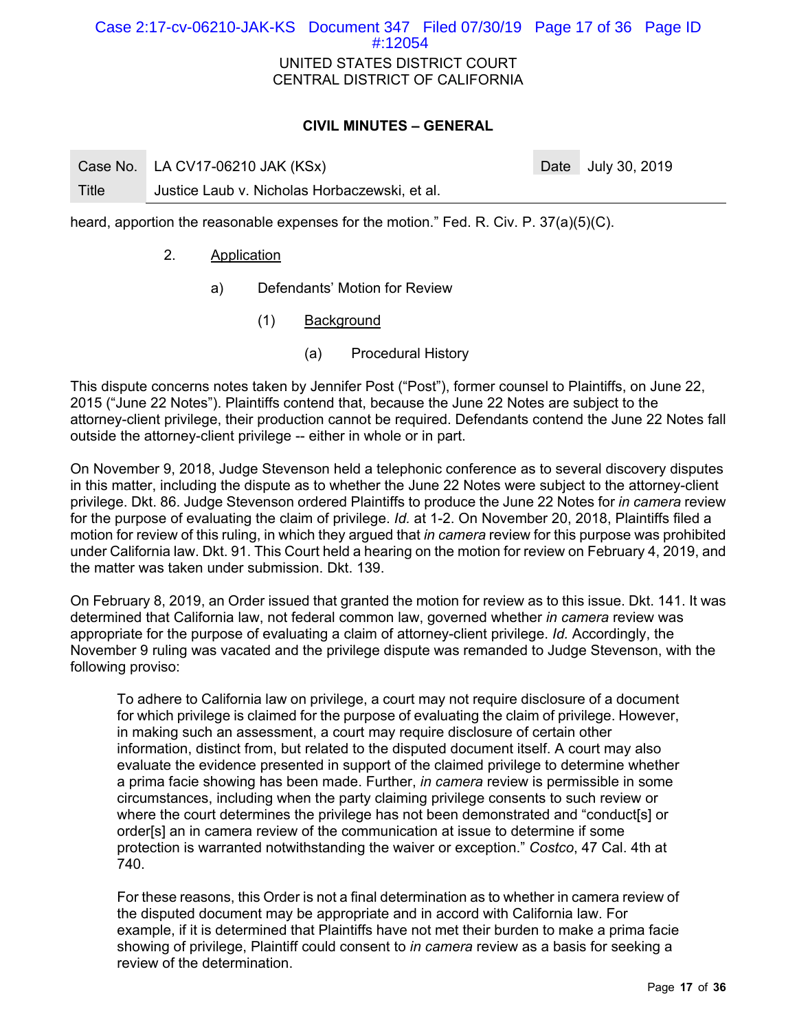heard, apportion the reasonable expenses for the motion." Fed. R. Civ. P. 37(a)(5)(C).

2. Application

a) Defendants' Motion for Review

(1) Background

(a) Procedural History

This dispute concerns notes taken by Jennifer Post ("Post"), former counsel to Plaintiffs, on June 22, 2015 ("June 22 Notes"). Plaintiffs contend that, because the June 22 Notes are subject to the attorney-client privilege, their production cannot be required. Defendants contend the June 22 Notes fall outside the attorney-client privilege -- either in whole or in part.

On November 9, 2018, Judge Stevenson held a telephonic conference as to several discovery disputes in this matter, including the dispute as to whether the June 22 Notes were subject to the attorney-client privilege. Dkt. 86. Judge Stevenson ordered Plaintiffs to produce the June 22 Notes for *in camera* review for the purpose of evaluating the claim of privilege. *Id.* at 1-2. On November 20, 2018, Plaintiffs filed a motion for review of this ruling, in which they argued that *in camera* review for this purpose was prohibited under California law. Dkt. 91. This Court held a hearing on the motion for review on February 4, 2019, and the matter was taken under submission. Dkt. 139.

On February 8, 2019, an Order issued that granted the motion for review as to this issue. Dkt. 141. It was determined that California law, not federal common law, governed whether *in camera* review was appropriate for the purpose of evaluating a claim of attorney-client privilege. *Id.* Accordingly, the November 9 ruling was vacated and the privilege dispute was remanded to Judge Stevenson, with the following proviso:

> To adhere to California law on privilege, a court may not require disclosure of a document for which privilege is claimed for the purpose of evaluating the claim of privilege. However, in making such an assessment, a court may require disclosure of certain other information, distinct from, but related to the disputed document itself. A court may also evaluate the evidence presented in support of the claimed privilege to determine whether a prima facie showing has been made. Further, *in camera* review is permissible in some circumstances, including when the party claiming privilege consents to such review or where the court determines the privilege has not been demonstrated and "conduct[s] or order[s] an in camera review of the communication at issue to determine if some protection is warranted notwithstanding the waiver or exception." *Costco*, 47 Cal. 4th at 740.
>
> For these reasons, this Order is not a final determination as to whether in camera review of the disputed document may be appropriate and in accord with California law. For example, if it is determined that Plaintiffs have not met their burden to make a prima facie showing of privilege, Plaintiff could consent to *in camera* review as a basis for seeking a review of the determination.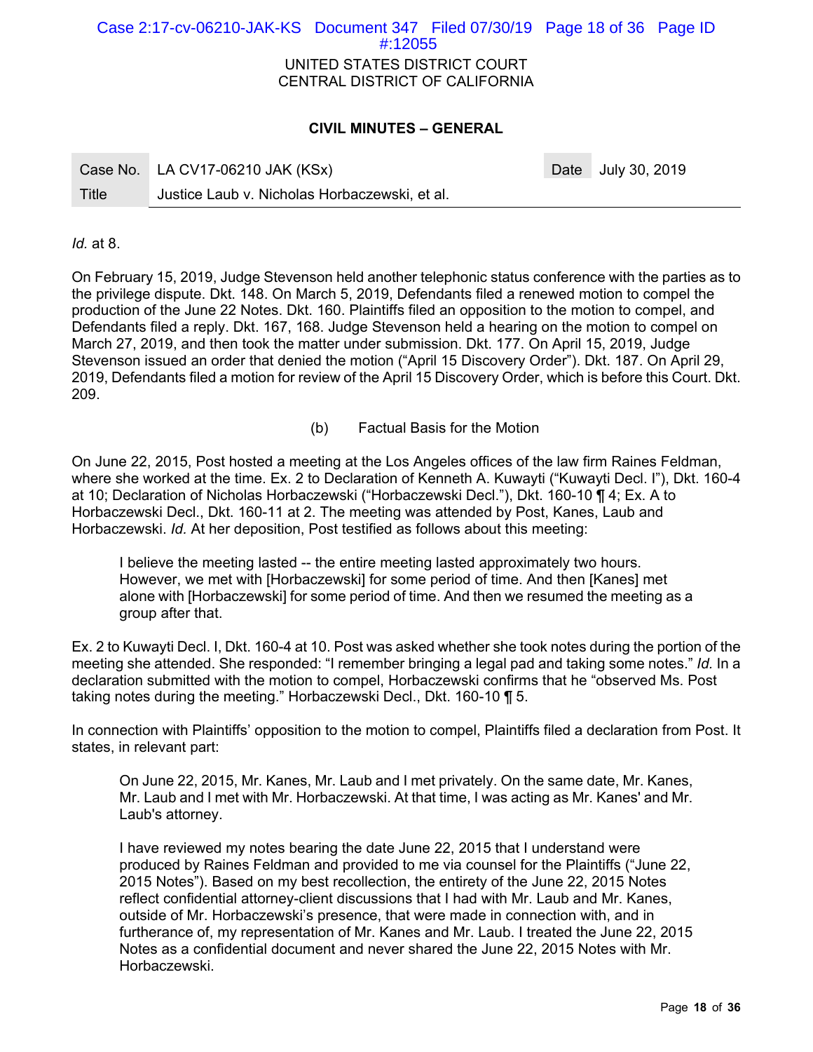*Id.* at 8.

On February 15, 2019, Judge Stevenson held another telephonic status conference with the parties as to the privilege dispute. Dkt. 148. On March 5, 2019, Defendants filed a renewed motion to compel the production of the June 22 Notes. Dkt. 160. Plaintiffs filed an opposition to the motion to compel, and Defendants filed a reply. Dkt. 167, 168. Judge Stevenson held a hearing on the motion to compel on March 27, 2019, and then took the matter under submission. Dkt. 177. On April 15, 2019, Judge Stevenson issued an order that denied the motion ("April 15 Discovery Order"). Dkt. 187. On April 29, 2019, Defendants filed a motion for review of the April 15 Discovery Order, which is before this Court. Dkt. 209.

(b) Factual Basis for the Motion

On June 22, 2015, Post hosted a meeting at the Los Angeles offices of the law firm Raines Feldman, where she worked at the time. Ex. 2 to Declaration of Kenneth A. Kuwayti ("Kuwayti Decl. I"), Dkt. 160-4 at 10; Declaration of Nicholas Horbaczewski ("Horbaczewski Decl."), Dkt. 160-10 ¶ 4; Ex. A to Horbaczewski Decl., Dkt. 160-11 at 2. The meeting was attended by Post, Kanes, Laub and Horbaczewski. *Id.* At her deposition, Post testified as follows about this meeting:

> I believe the meeting lasted -- the entire meeting lasted approximately two hours. However, we met with [Horbaczewski] for some period of time. And then [Kanes] met alone with [Horbaczewski] for some period of time. And then we resumed the meeting as a group after that.

Ex. 2 to Kuwayti Decl. I, Dkt. 160-4 at 10. Post was asked whether she took notes during the portion of the meeting she attended. She responded: "I remember bringing a legal pad and taking some notes." *Id.* In a declaration submitted with the motion to compel, Horbaczewski confirms that he "observed Ms. Post taking notes during the meeting." Horbaczewski Decl., Dkt. 160-10 ¶ 5.

In connection with Plaintiffs' opposition to the motion to compel, Plaintiffs filed a declaration from Post. It states, in relevant part:

> On June 22, 2015, Mr. Kanes, Mr. Laub and I met privately. On the same date, Mr. Kanes, Mr. Laub and I met with Mr. Horbaczewski. At that time, I was acting as Mr. Kanes' and Mr. Laub's attorney.
>
> I have reviewed my notes bearing the date June 22, 2015 that I understand were produced by Raines Feldman and provided to me via counsel for the Plaintiffs ("June 22, 2015 Notes"). Based on my best recollection, the entirety of the June 22, 2015 Notes reflect confidential attorney-client discussions that I had with Mr. Laub and Mr. Kanes, outside of Mr. Horbaczewski's presence, that were made in connection with, and in furtherance of, my representation of Mr. Kanes and Mr. Laub. I treated the June 22, 2015 Notes as a confidential document and never shared the June 22, 2015 Notes with Mr. Horbaczewski.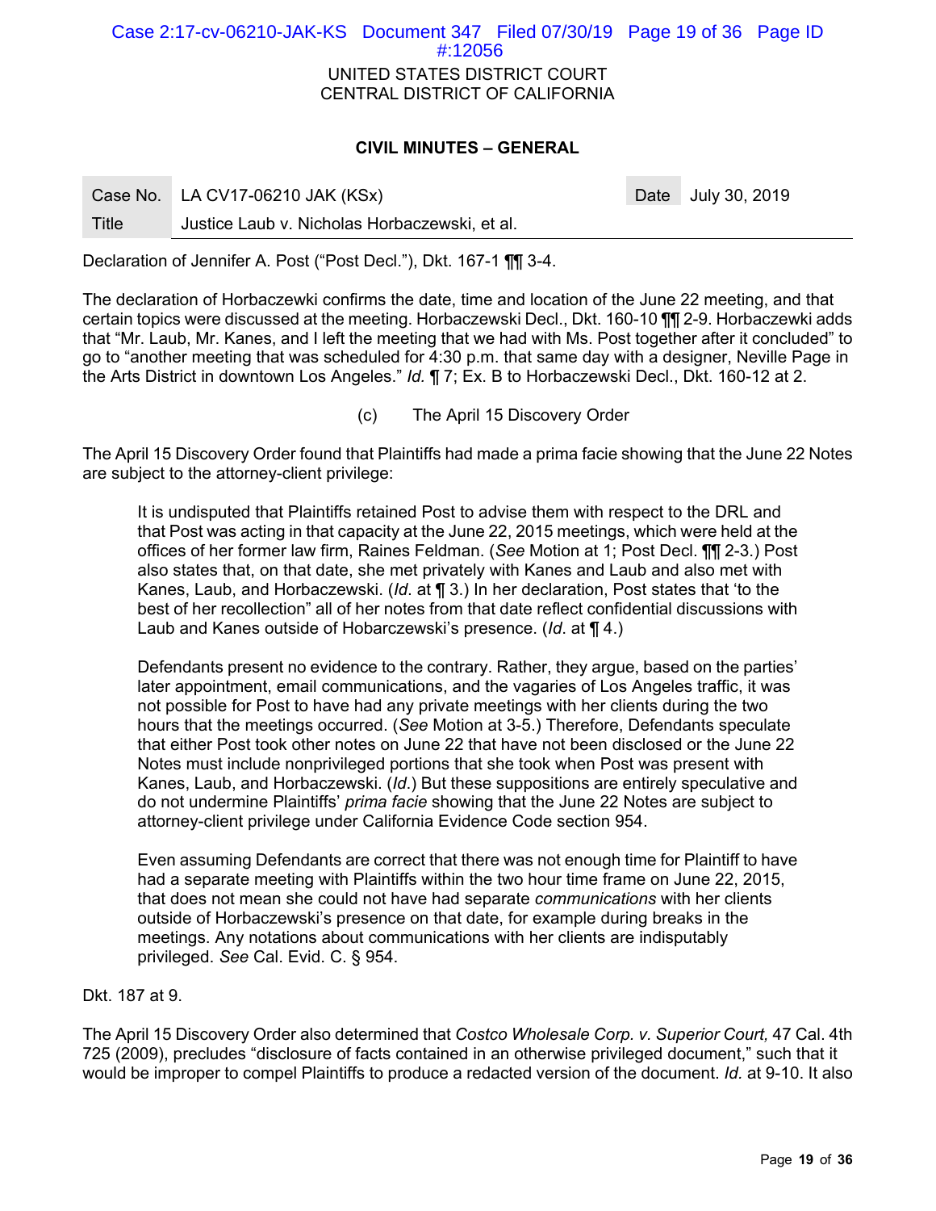Declaration of Jennifer A. Post ("Post Decl."), Dkt. 167-1 ¶¶ 3-4.

The declaration of Horbaczewki confirms the date, time and location of the June 22 meeting, and that certain topics were discussed at the meeting. Horbaczewski Decl., Dkt. 160-10 ¶¶ 2-9. Horbaczewki adds that "Mr. Laub, Mr. Kanes, and I left the meeting that we had with Ms. Post together after it concluded" to go to "another meeting that was scheduled for 4:30 p.m. that same day with a designer, Neville Page in the Arts District in downtown Los Angeles." *Id.* ¶ 7; Ex. B to Horbaczewski Decl., Dkt. 160-12 at 2.

(c) The April 15 Discovery Order

The April 15 Discovery Order found that Plaintiffs had made a prima facie showing that the June 22 Notes are subject to the attorney-client privilege:

> It is undisputed that Plaintiffs retained Post to advise them with respect to the DRL and that Post was acting in that capacity at the June 22, 2015 meetings, which were held at the offices of her former law firm, Raines Feldman. (*See* Motion at 1; Post Decl. ¶¶ 2-3.) Post also states that, on that date, she met privately with Kanes and Laub and also met with Kanes, Laub, and Horbaczewski. (*Id.* at ¶ 3.) In her declaration, Post states that 'to the best of her recollection" all of her notes from that date reflect confidential discussions with Laub and Kanes outside of Hobarczewski's presence. (*Id.* at ¶ 4.)
>
> Defendants present no evidence to the contrary. Rather, they argue, based on the parties' later appointment, email communications, and the vagaries of Los Angeles traffic, it was not possible for Post to have had any private meetings with her clients during the two hours that the meetings occurred. (*See* Motion at 3-5.) Therefore, Defendants speculate that either Post took other notes on June 22 that have not been disclosed or the June 22 Notes must include nonprivileged portions that she took when Post was present with Kanes, Laub, and Horbaczewski. (*Id.*) But these suppositions are entirely speculative and do not undermine Plaintiffs' *prima facie* showing that the June 22 Notes are subject to attorney-client privilege under California Evidence Code section 954.
>
> Even assuming Defendants are correct that there was not enough time for Plaintiff to have had a separate meeting with Plaintiffs within the two hour time frame on June 22, 2015, that does not mean she could not have had separate *communications* with her clients outside of Horbaczewski's presence on that date, for example during breaks in the meetings. Any notations about communications with her clients are indisputably privileged. *See* Cal. Evid. C. § 954.

Dkt. 187 at 9.

The April 15 Discovery Order also determined that *Costco Wholesale Corp. v. Superior Court,* 47 Cal. 4th 725 (2009), precludes "disclosure of facts contained in an otherwise privileged document," such that it would be improper to compel Plaintiffs to produce a redacted version of the document. *Id.* at 9-10. It also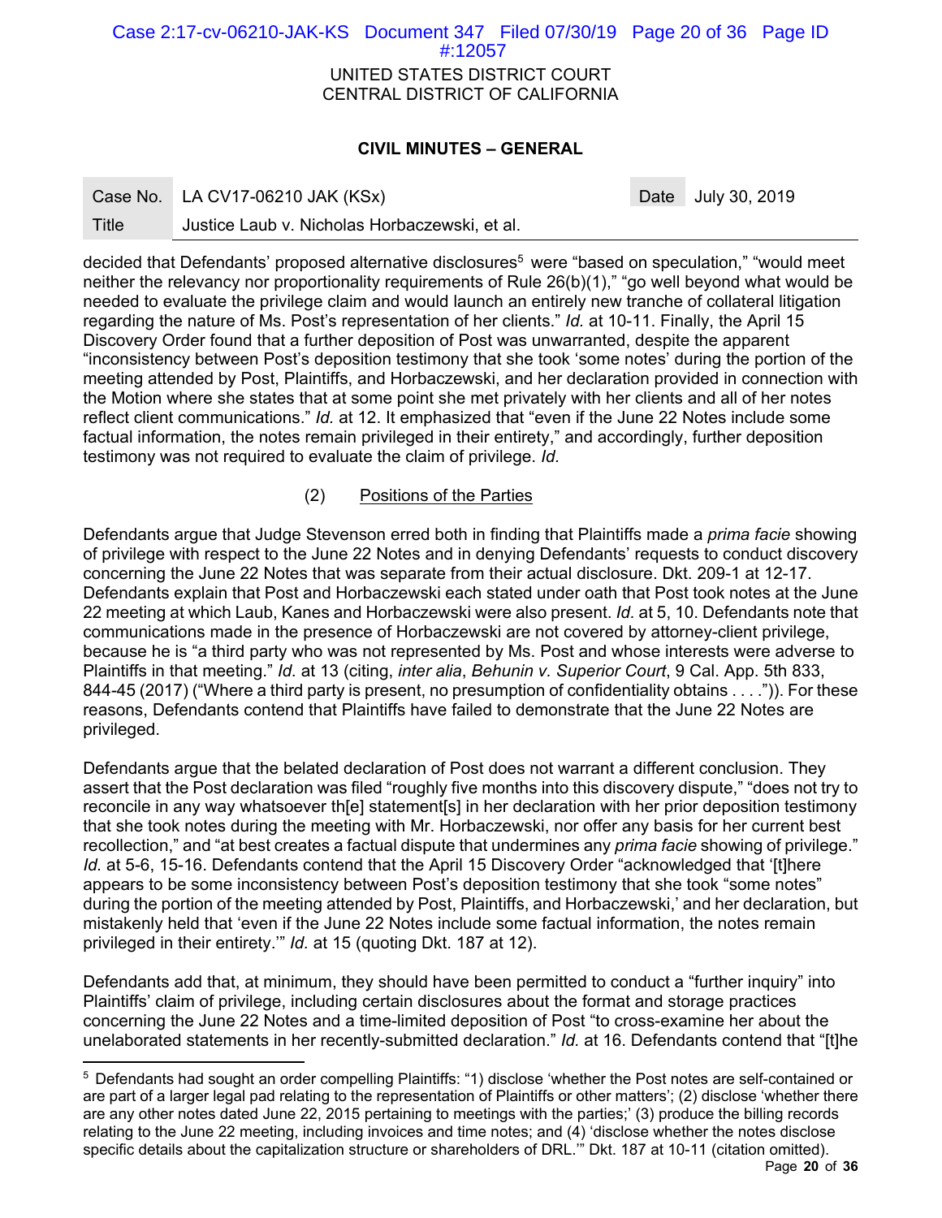decided that Defendants' proposed alternative disclosures[5] were "based on speculation," "would meet neither the relevancy nor proportionality requirements of Rule 26(b)(1)," "go well beyond what would be needed to evaluate the privilege claim and would launch an entirely new tranche of collateral litigation regarding the nature of Ms. Post's representation of her clients." *Id.* at 10-11. Finally, the April 15 Discovery Order found that a further deposition of Post was unwarranted, despite the apparent "inconsistency between Post's deposition testimony that she took 'some notes' during the portion of the meeting attended by Post, Plaintiffs, and Horbaczewski, and her declaration provided in connection with the Motion where she states that at some point she met privately with her clients and all of her notes reflect client communications." *Id.* at 12. It emphasized that "even if the June 22 Notes include some factual information, the notes remain privileged in their entirety," and accordingly, further deposition testimony was not required to evaluate the claim of privilege. *Id.*

(2) Positions of the Parties

Defendants argue that Judge Stevenson erred both in finding that Plaintiffs made a *prima facie* showing of privilege with respect to the June 22 Notes and in denying Defendants' requests to conduct discovery concerning the June 22 Notes that was separate from their actual disclosure. Dkt. 209-1 at 12-17. Defendants explain that Post and Horbaczewski each stated under oath that Post took notes at the June 22 meeting at which Laub, Kanes and Horbaczewski were also present. *Id.* at 5, 10. Defendants note that communications made in the presence of Horbaczewski are not covered by attorney-client privilege, because he is "a third party who was not represented by Ms. Post and whose interests were adverse to Plaintiffs in that meeting." *Id.* at 13 (citing, *inter alia*, *Behunin v. Superior Court*, 9 Cal. App. 5th 833, 844-45 (2017) ("Where a third party is present, no presumption of confidentiality obtains . . . .")). For these reasons, Defendants contend that Plaintiffs have failed to demonstrate that the June 22 Notes are privileged.

Defendants argue that the belated declaration of Post does not warrant a different conclusion. They assert that the Post declaration was filed "roughly five months into this discovery dispute," "does not try to reconcile in any way whatsoever th[e] statement[s] in her declaration with her prior deposition testimony that she took notes during the meeting with Mr. Horbaczewski, nor offer any basis for her current best recollection," and "at best creates a factual dispute that undermines any *prima facie* showing of privilege." *Id.* at 5-6, 15-16. Defendants contend that the April 15 Discovery Order "acknowledged that '[t]here appears to be some inconsistency between Post's deposition testimony that she took "some notes" during the portion of the meeting attended by Post, Plaintiffs, and Horbaczewski,' and her declaration, but mistakenly held that 'even if the June 22 Notes include some factual information, the notes remain privileged in their entirety.'" *Id.* at 15 (quoting Dkt. 187 at 12).

Defendants add that, at minimum, they should have been permitted to conduct a "further inquiry" into Plaintiffs' claim of privilege, including certain disclosures about the format and storage practices concerning the June 22 Notes and a time-limited deposition of Post "to cross-examine her about the unelaborated statements in her recently-submitted declaration." *Id.* at 16. Defendants contend that "[t]he

---

[5] Defendants had sought an order compelling Plaintiffs: "1) disclose 'whether the Post notes are self-contained or are part of a larger legal pad relating to the representation of Plaintiffs or other matters'; (2) disclose 'whether there are any other notes dated June 22, 2015 pertaining to meetings with the parties;' (3) produce the billing records relating to the June 22 meeting, including invoices and time notes; and (4) 'disclose whether the notes disclose specific details about the capitalization structure or shareholders of DRL.'" Dkt. 187 at 10-11 (citation omitted).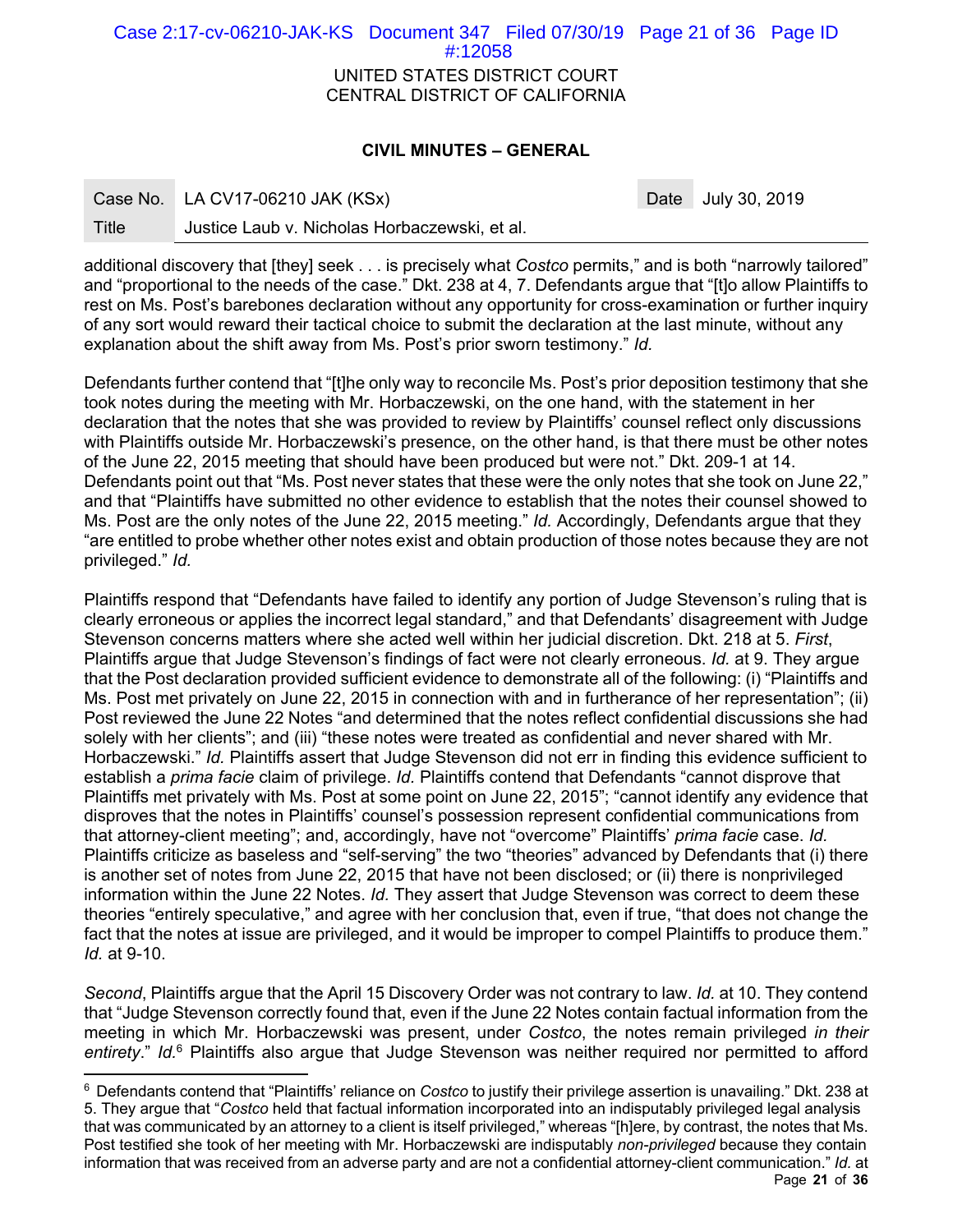additional discovery that [they] seek . . . is precisely what *Costco* permits," and is both "narrowly tailored" and "proportional to the needs of the case." Dkt. 238 at 4, 7. Defendants argue that "[t]o allow Plaintiffs to rest on Ms. Post's barebones declaration without any opportunity for cross-examination or further inquiry of any sort would reward their tactical choice to submit the declaration at the last minute, without any explanation about the shift away from Ms. Post's prior sworn testimony." *Id.*

Defendants further contend that "[t]he only way to reconcile Ms. Post's prior deposition testimony that she took notes during the meeting with Mr. Horbaczewski, on the one hand, with the statement in her declaration that the notes that she was provided to review by Plaintiffs' counsel reflect only discussions with Plaintiffs outside Mr. Horbaczewski's presence, on the other hand, is that there must be other notes of the June 22, 2015 meeting that should have been produced but were not." Dkt. 209-1 at 14. Defendants point out that "Ms. Post never states that these were the only notes that she took on June 22," and that "Plaintiffs have submitted no other evidence to establish that the notes their counsel showed to Ms. Post are the only notes of the June 22, 2015 meeting." *Id.* Accordingly, Defendants argue that they "are entitled to probe whether other notes exist and obtain production of those notes because they are not privileged." *Id.*

Plaintiffs respond that "Defendants have failed to identify any portion of Judge Stevenson's ruling that is clearly erroneous or applies the incorrect legal standard," and that Defendants' disagreement with Judge Stevenson concerns matters where she acted well within her judicial discretion. Dkt. 218 at 5. *First*, Plaintiffs argue that Judge Stevenson's findings of fact were not clearly erroneous. *Id.* at 9. They argue that the Post declaration provided sufficient evidence to demonstrate all of the following: (i) "Plaintiffs and Ms. Post met privately on June 22, 2015 in connection with and in furtherance of her representation"; (ii) Post reviewed the June 22 Notes "and determined that the notes reflect confidential discussions she had solely with her clients"; and (iii) "these notes were treated as confidential and never shared with Mr. Horbaczewski." *Id.* Plaintiffs assert that Judge Stevenson did not err in finding this evidence sufficient to establish a *prima facie* claim of privilege. *Id.* Plaintiffs contend that Defendants "cannot disprove that Plaintiffs met privately with Ms. Post at some point on June 22, 2015"; "cannot identify any evidence that disproves that the notes in Plaintiffs' counsel's possession represent confidential communications from that attorney-client meeting"; and, accordingly, have not "overcome" Plaintiffs' *prima facie* case. *Id.* Plaintiffs criticize as baseless and "self-serving" the two "theories" advanced by Defendants that (i) there is another set of notes from June 22, 2015 that have not been disclosed; or (ii) there is nonprivileged information within the June 22 Notes. *Id.* They assert that Judge Stevenson was correct to deem these theories "entirely speculative," and agree with her conclusion that, even if true, "that does not change the fact that the notes at issue are privileged, and it would be improper to compel Plaintiffs to produce them." *Id.* at 9-10.

*Second*, Plaintiffs argue that the April 15 Discovery Order was not contrary to law. *Id.* at 10. They contend that "Judge Stevenson correctly found that, even if the June 22 Notes contain factual information from the meeting in which Mr. Horbaczewski was present, under *Costco*, the notes remain privileged *in their entirety*." *Id.*[6] Plaintiffs also argue that Judge Stevenson was neither required nor permitted to afford

---

[6] Defendants contend that "Plaintiffs' reliance on *Costco* to justify their privilege assertion is unavailing." Dkt. 238 at 5. They argue that "*Costco* held that factual information incorporated into an indisputably privileged legal analysis that was communicated by an attorney to a client is itself privileged," whereas "[h]ere, by contrast, the notes that Ms. Post testified she took of her meeting with Mr. Horbaczewski are indisputably *non-privileged* because they contain information that was received from an adverse party and are not a confidential attorney-client communication." *Id.* at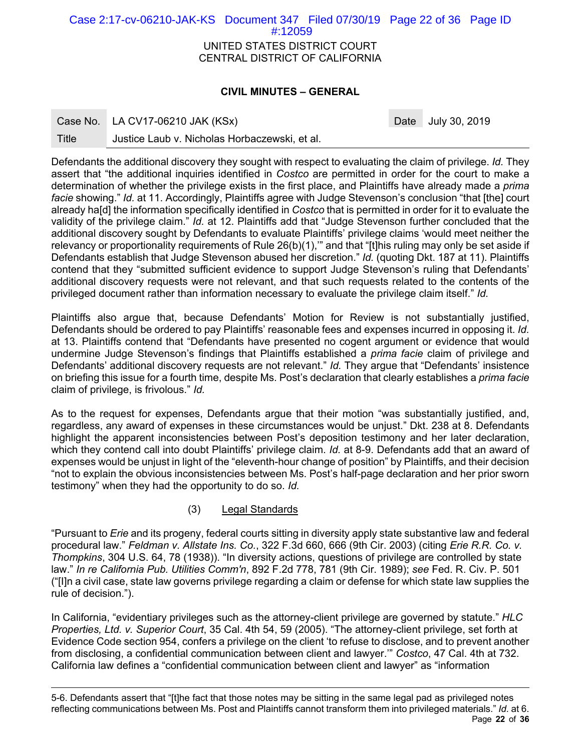Defendants the additional discovery they sought with respect to evaluating the claim of privilege. *Id.* They assert that "the additional inquiries identified in *Costco* are permitted in order for the court to make a determination of whether the privilege exists in the first place, and Plaintiffs have already made a *prima facie* showing." *Id.* at 11. Accordingly, Plaintiffs agree with Judge Stevenson's conclusion "that [the] court already ha[d] the information specifically identified in *Costco* that is permitted in order for it to evaluate the validity of the privilege claim." *Id.* at 12. Plaintiffs add that "Judge Stevenson further concluded that the additional discovery sought by Defendants to evaluate Plaintiffs' privilege claims 'would meet neither the relevancy or proportionality requirements of Rule 26(b)(1),'" and that "[t]his ruling may only be set aside if Defendants establish that Judge Stevenson abused her discretion." *Id.* (quoting Dkt. 187 at 11). Plaintiffs contend that they "submitted sufficient evidence to support Judge Stevenson's ruling that Defendants' additional discovery requests were not relevant, and that such requests related to the contents of the privileged document rather than information necessary to evaluate the privilege claim itself." *Id.*

Plaintiffs also argue that, because Defendants' Motion for Review is not substantially justified, Defendants should be ordered to pay Plaintiffs' reasonable fees and expenses incurred in opposing it. *Id.* at 13. Plaintiffs contend that "Defendants have presented no cogent argument or evidence that would undermine Judge Stevenson's findings that Plaintiffs established a *prima facie* claim of privilege and Defendants' additional discovery requests are not relevant." *Id.* They argue that "Defendants' insistence on briefing this issue for a fourth time, despite Ms. Post's declaration that clearly establishes a *prima facie* claim of privilege, is frivolous." *Id.*

As to the request for expenses, Defendants argue that their motion "was substantially justified, and, regardless, any award of expenses in these circumstances would be unjust." Dkt. 238 at 8. Defendants highlight the apparent inconsistencies between Post's deposition testimony and her later declaration, which they contend call into doubt Plaintiffs' privilege claim. *Id.* at 8-9. Defendants add that an award of expenses would be unjust in light of the "eleventh-hour change of position" by Plaintiffs, and their decision "not to explain the obvious inconsistencies between Ms. Post's half-page declaration and her prior sworn testimony" when they had the opportunity to do so. *Id.*

(3) Legal Standards

"Pursuant to *Erie* and its progeny, federal courts sitting in diversity apply state substantive law and federal procedural law." *Feldman v. Allstate Ins. Co.*, 322 F.3d 660, 666 (9th Cir. 2003) (citing *Erie R.R. Co. v. Thompkins*, 304 U.S. 64, 78 (1938)). "In diversity actions, questions of privilege are controlled by state law." *In re California Pub. Utilities Comm'n*, 892 F.2d 778, 781 (9th Cir. 1989); *see* Fed. R. Civ. P. 501 ("[I]n a civil case, state law governs privilege regarding a claim or defense for which state law supplies the rule of decision.").

In California, "evidentiary privileges such as the attorney-client privilege are governed by statute." *HLC Properties, Ltd. v. Superior Court*, 35 Cal. 4th 54, 59 (2005). "The attorney-client privilege, set forth at Evidence Code section 954, confers a privilege on the client 'to refuse to disclose, and to prevent another from disclosing, a confidential communication between client and lawyer.'" *Costco*, 47 Cal. 4th at 732. California law defines a "confidential communication between client and lawyer" as "information

---

5-6. Defendants assert that "[t]he fact that those notes may be sitting in the same legal pad as privileged notes reflecting communications between Ms. Post and Plaintiffs cannot transform them into privileged materials." *Id.* at 6.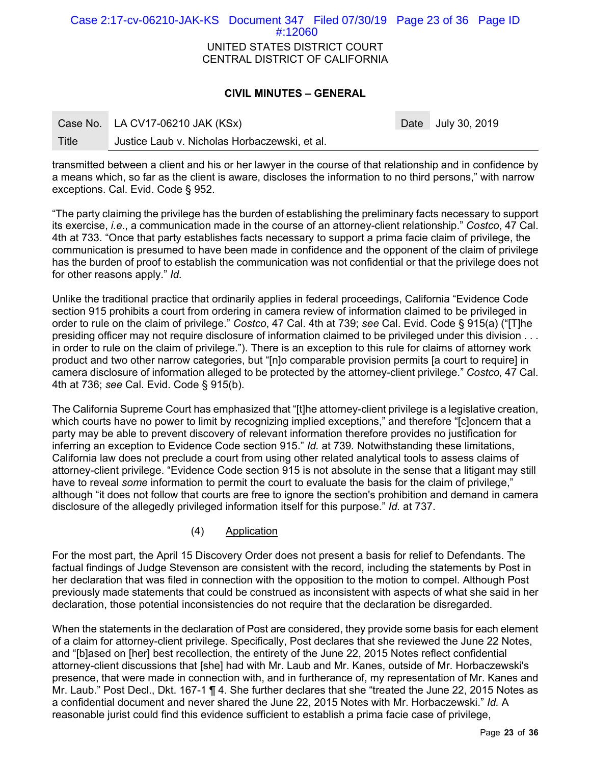transmitted between a client and his or her lawyer in the course of that relationship and in confidence by a means which, so far as the client is aware, discloses the information to no third persons," with narrow exceptions. Cal. Evid. Code § 952.

"The party claiming the privilege has the burden of establishing the preliminary facts necessary to support its exercise, *i.e.*, a communication made in the course of an attorney-client relationship." *Costco*, 47 Cal. 4th at 733. "Once that party establishes facts necessary to support a prima facie claim of privilege, the communication is presumed to have been made in confidence and the opponent of the claim of privilege has the burden of proof to establish the communication was not confidential or that the privilege does not for other reasons apply." *Id.*

Unlike the traditional practice that ordinarily applies in federal proceedings, California "Evidence Code section 915 prohibits a court from ordering in camera review of information claimed to be privileged in order to rule on the claim of privilege." *Costco*, 47 Cal. 4th at 739; *see* Cal. Evid. Code § 915(a) ("[T]he presiding officer may not require disclosure of information claimed to be privileged under this division . . . in order to rule on the claim of privilege."). There is an exception to this rule for claims of attorney work product and two other narrow categories, but "[n]o comparable provision permits [a court to require] in camera disclosure of information alleged to be protected by the attorney-client privilege." *Costco,* 47 Cal. 4th at 736; *see* Cal. Evid. Code § 915(b).

The California Supreme Court has emphasized that "[t]he attorney-client privilege is a legislative creation, which courts have no power to limit by recognizing implied exceptions," and therefore "[c]oncern that a party may be able to prevent discovery of relevant information therefore provides no justification for inferring an exception to Evidence Code section 915." *Id.* at 739*.* Notwithstanding these limitations, California law does not preclude a court from using other related analytical tools to assess claims of attorney-client privilege. "Evidence Code section 915 is not absolute in the sense that a litigant may still have to reveal *some* information to permit the court to evaluate the basis for the claim of privilege," although "it does not follow that courts are free to ignore the section's prohibition and demand in camera disclosure of the allegedly privileged information itself for this purpose." *Id.* at 737.

(4) Application

For the most part, the April 15 Discovery Order does not present a basis for relief to Defendants. The factual findings of Judge Stevenson are consistent with the record, including the statements by Post in her declaration that was filed in connection with the opposition to the motion to compel. Although Post previously made statements that could be construed as inconsistent with aspects of what she said in her declaration, those potential inconsistencies do not require that the declaration be disregarded.

When the statements in the declaration of Post are considered, they provide some basis for each element of a claim for attorney-client privilege. Specifically, Post declares that she reviewed the June 22 Notes, and "[b]ased on [her] best recollection, the entirety of the June 22, 2015 Notes reflect confidential attorney-client discussions that [she] had with Mr. Laub and Mr. Kanes, outside of Mr. Horbaczewski's presence, that were made in connection with, and in furtherance of, my representation of Mr. Kanes and Mr. Laub." Post Decl., Dkt. 167-1 ¶ 4. She further declares that she "treated the June 22, 2015 Notes as a confidential document and never shared the June 22, 2015 Notes with Mr. Horbaczewski." *Id.* A reasonable jurist could find this evidence sufficient to establish a prima facie case of privilege,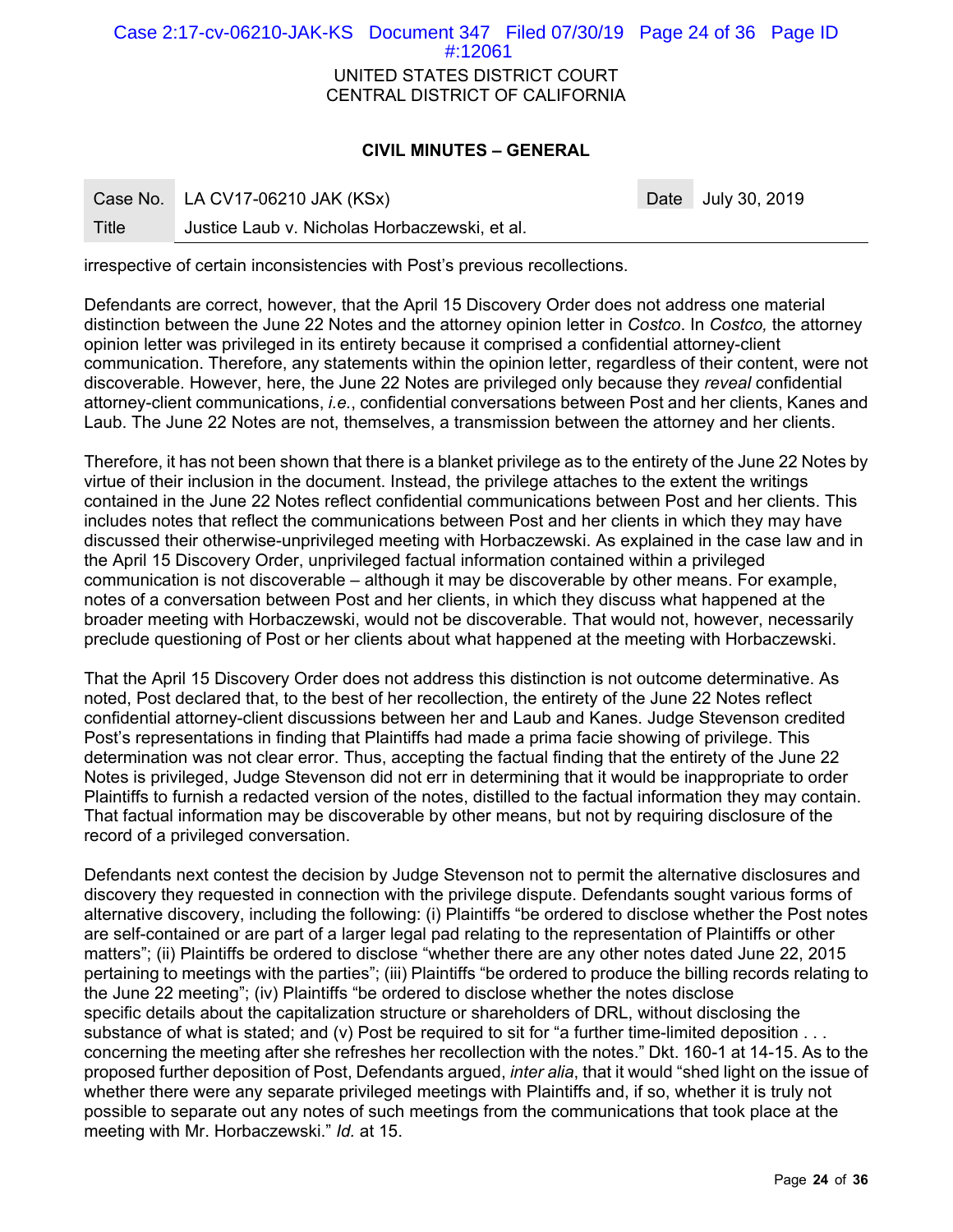irrespective of certain inconsistencies with Post's previous recollections.

Defendants are correct, however, that the April 15 Discovery Order does not address one material distinction between the June 22 Notes and the attorney opinion letter in *Costco*. In *Costco,* the attorney opinion letter was privileged in its entirety because it comprised a confidential attorney-client communication. Therefore, any statements within the opinion letter, regardless of their content, were not discoverable. However, here, the June 22 Notes are privileged only because they *reveal* confidential attorney-client communications, *i.e.*, confidential conversations between Post and her clients, Kanes and Laub. The June 22 Notes are not, themselves, a transmission between the attorney and her clients.

Therefore, it has not been shown that there is a blanket privilege as to the entirety of the June 22 Notes by virtue of their inclusion in the document. Instead, the privilege attaches to the extent the writings contained in the June 22 Notes reflect confidential communications between Post and her clients. This includes notes that reflect the communications between Post and her clients in which they may have discussed their otherwise-unprivileged meeting with Horbaczewski. As explained in the case law and in the April 15 Discovery Order, unprivileged factual information contained within a privileged communication is not discoverable – although it may be discoverable by other means. For example, notes of a conversation between Post and her clients, in which they discuss what happened at the broader meeting with Horbaczewski, would not be discoverable. That would not, however, necessarily preclude questioning of Post or her clients about what happened at the meeting with Horbaczewski.

That the April 15 Discovery Order does not address this distinction is not outcome determinative. As noted, Post declared that, to the best of her recollection, the entirety of the June 22 Notes reflect confidential attorney-client discussions between her and Laub and Kanes. Judge Stevenson credited Post's representations in finding that Plaintiffs had made a prima facie showing of privilege. This determination was not clear error. Thus, accepting the factual finding that the entirety of the June 22 Notes is privileged, Judge Stevenson did not err in determining that it would be inappropriate to order Plaintiffs to furnish a redacted version of the notes, distilled to the factual information they may contain. That factual information may be discoverable by other means, but not by requiring disclosure of the record of a privileged conversation.

Defendants next contest the decision by Judge Stevenson not to permit the alternative disclosures and discovery they requested in connection with the privilege dispute. Defendants sought various forms of alternative discovery, including the following: (i) Plaintiffs "be ordered to disclose whether the Post notes are self-contained or are part of a larger legal pad relating to the representation of Plaintiffs or other matters"; (ii) Plaintiffs be ordered to disclose "whether there are any other notes dated June 22, 2015 pertaining to meetings with the parties"; (iii) Plaintiffs "be ordered to produce the billing records relating to the June 22 meeting"; (iv) Plaintiffs "be ordered to disclose whether the notes disclose specific details about the capitalization structure or shareholders of DRL, without disclosing the substance of what is stated; and (v) Post be required to sit for "a further time-limited deposition . . . concerning the meeting after she refreshes her recollection with the notes." Dkt. 160-1 at 14-15. As to the proposed further deposition of Post, Defendants argued, *inter alia*, that it would "shed light on the issue of whether there were any separate privileged meetings with Plaintiffs and, if so, whether it is truly not possible to separate out any notes of such meetings from the communications that took place at the meeting with Mr. Horbaczewski." *Id.* at 15.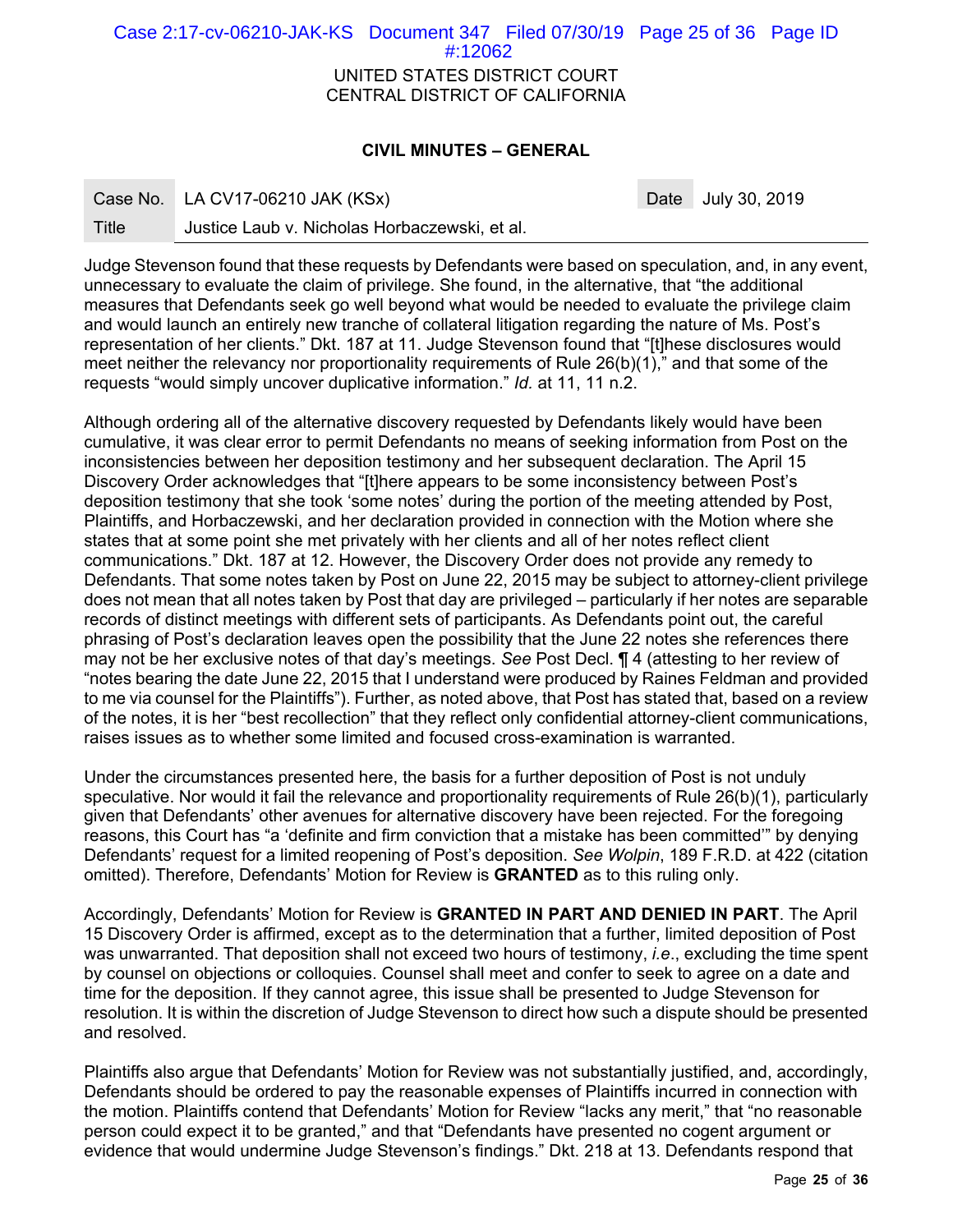UNITED STATES DISTRICT COURT
CENTRAL DISTRICT OF CALIFORNIA

**CIVIL MINUTES – GENERAL**

| Case No. | LA CV17-06210 JAK (KSx) | Date | July 30, 2019 |
| --- | --- | --- | --- |
| Title | Justice Laub v. Nicholas Horbaczewski, et al. | | |

Judge Stevenson found that these requests by Defendants were based on speculation, and, in any event, unnecessary to evaluate the claim of privilege. She found, in the alternative, that "the additional measures that Defendants seek go well beyond what would be needed to evaluate the privilege claim and would launch an entirely new tranche of collateral litigation regarding the nature of Ms. Post's representation of her clients." Dkt. 187 at 11. Judge Stevenson found that "[t]hese disclosures would meet neither the relevancy nor proportionality requirements of Rule 26(b)(1)," and that some of the requests "would simply uncover duplicative information." *Id.* at 11, 11 n.2.

Although ordering all of the alternative discovery requested by Defendants likely would have been cumulative, it was clear error to permit Defendants no means of seeking information from Post on the inconsistencies between her deposition testimony and her subsequent declaration. The April 15 Discovery Order acknowledges that "[t]here appears to be some inconsistency between Post's deposition testimony that she took 'some notes' during the portion of the meeting attended by Post, Plaintiffs, and Horbaczewski, and her declaration provided in connection with the Motion where she states that at some point she met privately with her clients and all of her notes reflect client communications." Dkt. 187 at 12. However, the Discovery Order does not provide any remedy to Defendants. That some notes taken by Post on June 22, 2015 may be subject to attorney-client privilege does not mean that all notes taken by Post that day are privileged – particularly if her notes are separable records of distinct meetings with different sets of participants. As Defendants point out, the careful phrasing of Post's declaration leaves open the possibility that the June 22 notes she references there may not be her exclusive notes of that day's meetings. *See* Post Decl. ¶ 4 (attesting to her review of "notes bearing the date June 22, 2015 that I understand were produced by Raines Feldman and provided to me via counsel for the Plaintiffs"). Further, as noted above, that Post has stated that, based on a review of the notes, it is her "best recollection" that they reflect only confidential attorney-client communications, raises issues as to whether some limited and focused cross-examination is warranted.

Under the circumstances presented here, the basis for a further deposition of Post is not unduly speculative. Nor would it fail the relevance and proportionality requirements of Rule 26(b)(1), particularly given that Defendants' other avenues for alternative discovery have been rejected. For the foregoing reasons, this Court has "a 'definite and firm conviction that a mistake has been committed'" by denying Defendants' request for a limited reopening of Post's deposition. *See Wolpin*, 189 F.R.D. at 422 (citation omitted). Therefore, Defendants' Motion for Review is **GRANTED** as to this ruling only.

Accordingly, Defendants' Motion for Review is **GRANTED IN PART AND DENIED IN PART**. The April 15 Discovery Order is affirmed, except as to the determination that a further, limited deposition of Post was unwarranted. That deposition shall not exceed two hours of testimony, *i.e.*, excluding the time spent by counsel on objections or colloquies. Counsel shall meet and confer to seek to agree on a date and time for the deposition. If they cannot agree, this issue shall be presented to Judge Stevenson for resolution. It is within the discretion of Judge Stevenson to direct how such a dispute should be presented and resolved.

Plaintiffs also argue that Defendants' Motion for Review was not substantially justified, and, accordingly, Defendants should be ordered to pay the reasonable expenses of Plaintiffs incurred in connection with the motion. Plaintiffs contend that Defendants' Motion for Review "lacks any merit," that "no reasonable person could expect it to be granted," and that "Defendants have presented no cogent argument or evidence that would undermine Judge Stevenson's findings." Dkt. 218 at 13. Defendants respond that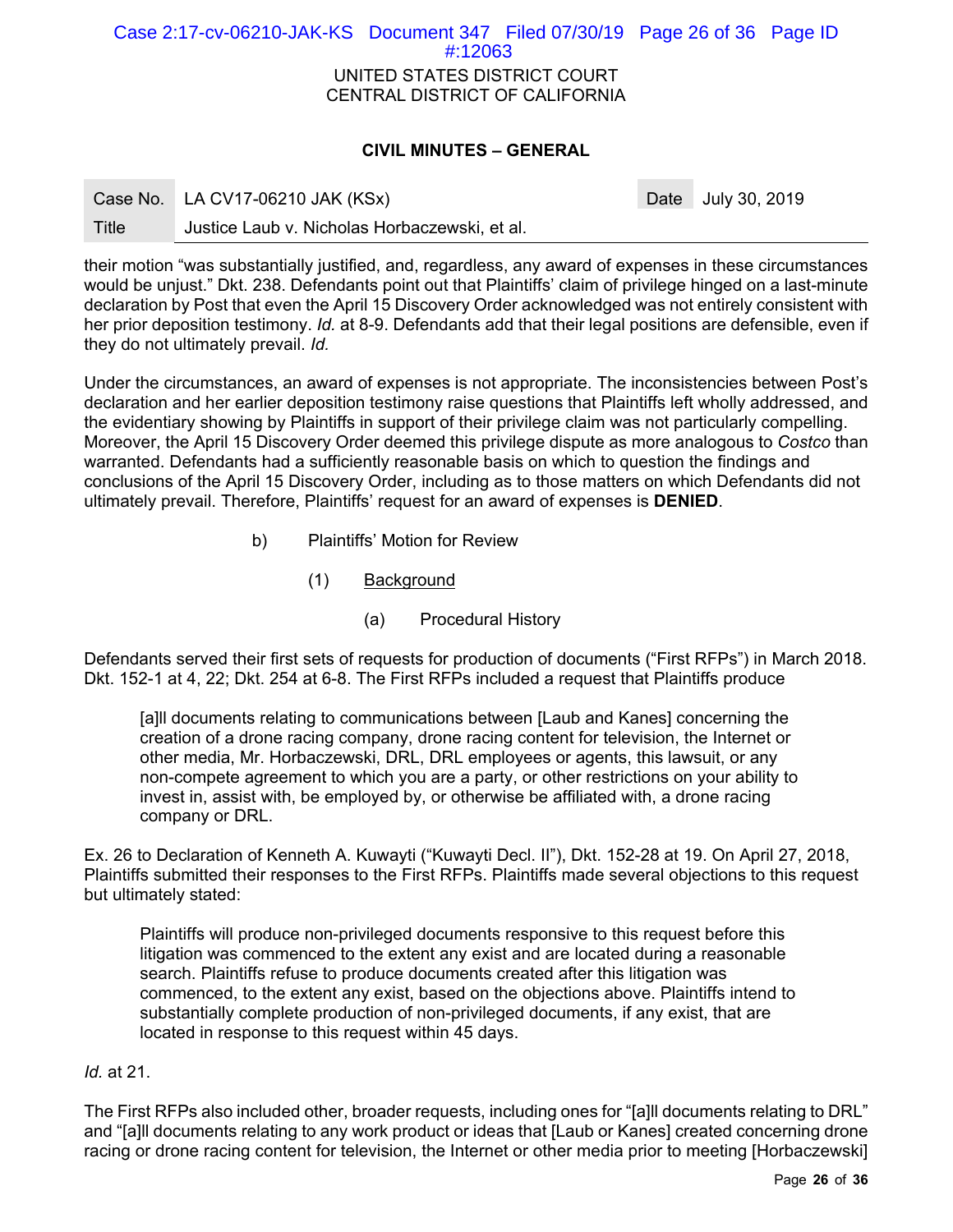their motion "was substantially justified, and, regardless, any award of expenses in these circumstances would be unjust." Dkt. 238. Defendants point out that Plaintiffs' claim of privilege hinged on a last-minute declaration by Post that even the April 15 Discovery Order acknowledged was not entirely consistent with her prior deposition testimony. *Id.* at 8-9. Defendants add that their legal positions are defensible, even if they do not ultimately prevail. *Id.*

Under the circumstances, an award of expenses is not appropriate. The inconsistencies between Post's declaration and her earlier deposition testimony raise questions that Plaintiffs left wholly addressed, and the evidentiary showing by Plaintiffs in support of their privilege claim was not particularly compelling. Moreover, the April 15 Discovery Order deemed this privilege dispute as more analogous to *Costco* than warranted. Defendants had a sufficiently reasonable basis on which to question the findings and conclusions of the April 15 Discovery Order, including as to those matters on which Defendants did not ultimately prevail. Therefore, Plaintiffs' request for an award of expenses is **DENIED**.

b) Plaintiffs' Motion for Review

(1) <u>Background</u>

(a) Procedural History

Defendants served their first sets of requests for production of documents ("First RFPs") in March 2018. Dkt. 152-1 at 4, 22; Dkt. 254 at 6-8. The First RFPs included a request that Plaintiffs produce

> [a]ll documents relating to communications between [Laub and Kanes] concerning the creation of a drone racing company, drone racing content for television, the Internet or other media, Mr. Horbaczewski, DRL, DRL employees or agents, this lawsuit, or any non-compete agreement to which you are a party, or other restrictions on your ability to invest in, assist with, be employed by, or otherwise be affiliated with, a drone racing company or DRL.

Ex. 26 to Declaration of Kenneth A. Kuwayti ("Kuwayti Decl. II"), Dkt. 152-28 at 19. On April 27, 2018, Plaintiffs submitted their responses to the First RFPs. Plaintiffs made several objections to this request but ultimately stated:

> Plaintiffs will produce non-privileged documents responsive to this request before this litigation was commenced to the extent any exist and are located during a reasonable search. Plaintiffs refuse to produce documents created after this litigation was commenced, to the extent any exist, based on the objections above. Plaintiffs intend to substantially complete production of non-privileged documents, if any exist, that are located in response to this request within 45 days.

*Id.* at 21.

The First RFPs also included other, broader requests, including ones for "[a]ll documents relating to DRL" and "[a]ll documents relating to any work product or ideas that [Laub or Kanes] created concerning drone racing or drone racing content for television, the Internet or other media prior to meeting [Horbaczewski]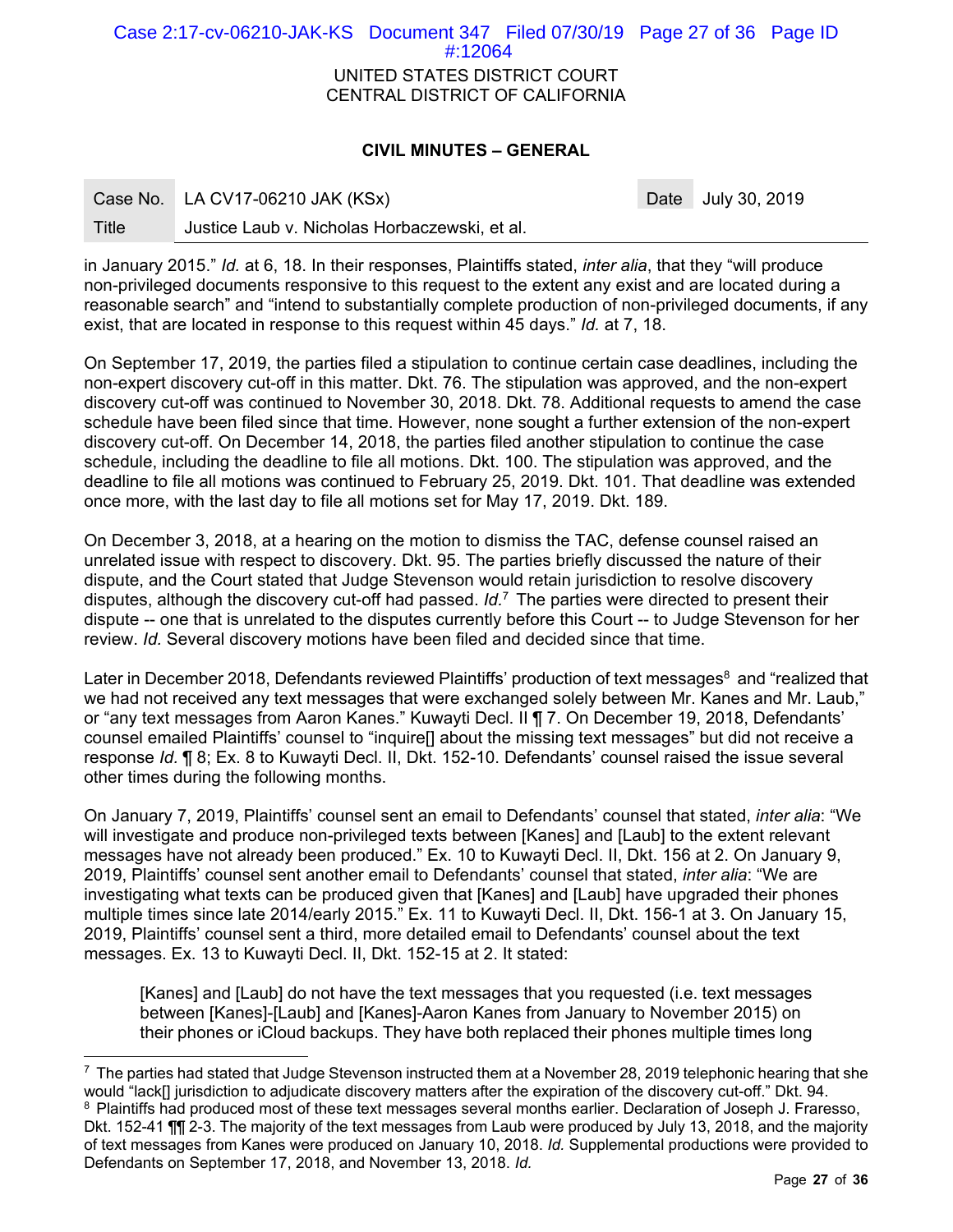in January 2015." *Id.* at 6, 18. In their responses, Plaintiffs stated, *inter alia*, that they "will produce non-privileged documents responsive to this request to the extent any exist and are located during a reasonable search" and "intend to substantially complete production of non-privileged documents, if any exist, that are located in response to this request within 45 days." *Id.* at 7, 18.

On September 17, 2019, the parties filed a stipulation to continue certain case deadlines, including the non-expert discovery cut-off in this matter. Dkt. 76. The stipulation was approved, and the non-expert discovery cut-off was continued to November 30, 2018. Dkt. 78. Additional requests to amend the case schedule have been filed since that time. However, none sought a further extension of the non-expert discovery cut-off. On December 14, 2018, the parties filed another stipulation to continue the case schedule, including the deadline to file all motions. Dkt. 100. The stipulation was approved, and the deadline to file all motions was continued to February 25, 2019. Dkt. 101. That deadline was extended once more, with the last day to file all motions set for May 17, 2019. Dkt. 189.

On December 3, 2018, at a hearing on the motion to dismiss the TAC, defense counsel raised an unrelated issue with respect to discovery. Dkt. 95. The parties briefly discussed the nature of their dispute, and the Court stated that Judge Stevenson would retain jurisdiction to resolve discovery disputes, although the discovery cut-off had passed. *Id.*[7] The parties were directed to present their dispute -- one that is unrelated to the disputes currently before this Court -- to Judge Stevenson for her review. *Id.* Several discovery motions have been filed and decided since that time.

Later in December 2018, Defendants reviewed Plaintiffs' production of text messages[8] and "realized that we had not received any text messages that were exchanged solely between Mr. Kanes and Mr. Laub," or "any text messages from Aaron Kanes." Kuwayti Decl. II ¶ 7. On December 19, 2018, Defendants' counsel emailed Plaintiffs' counsel to "inquire[] about the missing text messages" but did not receive a response *Id.* ¶ 8; Ex. 8 to Kuwayti Decl. II, Dkt. 152-10. Defendants' counsel raised the issue several other times during the following months.

On January 7, 2019, Plaintiffs' counsel sent an email to Defendants' counsel that stated, *inter alia*: "We will investigate and produce non-privileged texts between [Kanes] and [Laub] to the extent relevant messages have not already been produced." Ex. 10 to Kuwayti Decl. II, Dkt. 156 at 2. On January 9, 2019, Plaintiffs' counsel sent another email to Defendants' counsel that stated, *inter alia*: "We are investigating what texts can be produced given that [Kanes] and [Laub] have upgraded their phones multiple times since late 2014/early 2015." Ex. 11 to Kuwayti Decl. II, Dkt. 156-1 at 3. On January 15, 2019, Plaintiffs' counsel sent a third, more detailed email to Defendants' counsel about the text messages. Ex. 13 to Kuwayti Decl. II, Dkt. 152-15 at 2. It stated:

> [Kanes] and [Laub] do not have the text messages that you requested (i.e. text messages between [Kanes]-[Laub] and [Kanes]-Aaron Kanes from January to November 2015) on their phones or iCloud backups. They have both replaced their phones multiple times long

---

[7] The parties had stated that Judge Stevenson instructed them at a November 28, 2019 telephonic hearing that she would "lack[] jurisdiction to adjudicate discovery matters after the expiration of the discovery cut-off." Dkt. 94.

[8] Plaintiffs had produced most of these text messages several months earlier. Declaration of Joseph J. Fraresso, Dkt. 152-41 ¶¶ 2-3. The majority of the text messages from Laub were produced by July 13, 2018, and the majority of text messages from Kanes were produced on January 10, 2018. *Id.* Supplemental productions were provided to Defendants on September 17, 2018, and November 13, 2018. *Id.*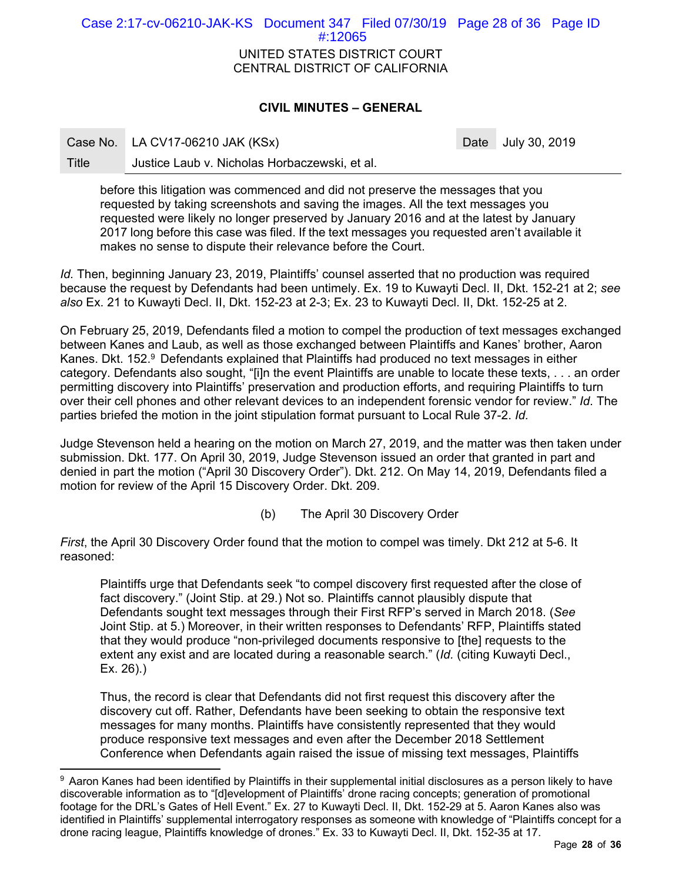before this litigation was commenced and did not preserve the messages that you requested by taking screenshots and saving the images. All the text messages you requested were likely no longer preserved by January 2016 and at the latest by January 2017 long before this case was filed. If the text messages you requested aren't available it makes no sense to dispute their relevance before the Court.

*Id.* Then, beginning January 23, 2019, Plaintiffs' counsel asserted that no production was required because the request by Defendants had been untimely. Ex. 19 to Kuwayti Decl. II, Dkt. 152-21 at 2; *see also* Ex. 21 to Kuwayti Decl. II, Dkt. 152-23 at 2-3; Ex. 23 to Kuwayti Decl. II, Dkt. 152-25 at 2.

On February 25, 2019, Defendants filed a motion to compel the production of text messages exchanged between Kanes and Laub, as well as those exchanged between Plaintiffs and Kanes' brother, Aaron Kanes. Dkt. 152.[9] Defendants explained that Plaintiffs had produced no text messages in either category. Defendants also sought, "[i]n the event Plaintiffs are unable to locate these texts, . . . an order permitting discovery into Plaintiffs' preservation and production efforts, and requiring Plaintiffs to turn over their cell phones and other relevant devices to an independent forensic vendor for review." *Id*. The parties briefed the motion in the joint stipulation format pursuant to Local Rule 37-2. *Id.*

Judge Stevenson held a hearing on the motion on March 27, 2019, and the matter was then taken under submission. Dkt. 177. On April 30, 2019, Judge Stevenson issued an order that granted in part and denied in part the motion ("April 30 Discovery Order"). Dkt. 212. On May 14, 2019, Defendants filed a motion for review of the April 15 Discovery Order. Dkt. 209.

(b) The April 30 Discovery Order

*First*, the April 30 Discovery Order found that the motion to compel was timely. Dkt 212 at 5-6. It reasoned:

> Plaintiffs urge that Defendants seek "to compel discovery first requested after the close of fact discovery." (Joint Stip. at 29.) Not so. Plaintiffs cannot plausibly dispute that Defendants sought text messages through their First RFP's served in March 2018. (*See* Joint Stip. at 5.) Moreover, in their written responses to Defendants' RFP, Plaintiffs stated that they would produce "non-privileged documents responsive to [the] requests to the extent any exist and are located during a reasonable search." (*Id.* (citing Kuwayti Decl., Ex. 26).)
>
> Thus, the record is clear that Defendants did not first request this discovery after the discovery cut off. Rather, Defendants have been seeking to obtain the responsive text messages for many months. Plaintiffs have consistently represented that they would produce responsive text messages and even after the December 2018 Settlement Conference when Defendants again raised the issue of missing text messages, Plaintiffs

[9] Aaron Kanes had been identified by Plaintiffs in their supplemental initial disclosures as a person likely to have discoverable information as to "[d]evelopment of Plaintiffs' drone racing concepts; generation of promotional footage for the DRL's Gates of Hell Event." Ex. 27 to Kuwayti Decl. II, Dkt. 152-29 at 5. Aaron Kanes also was identified in Plaintiffs' supplemental interrogatory responses as someone with knowledge of "Plaintiffs concept for a drone racing league, Plaintiffs knowledge of drones." Ex. 33 to Kuwayti Decl. II, Dkt. 152-35 at 17.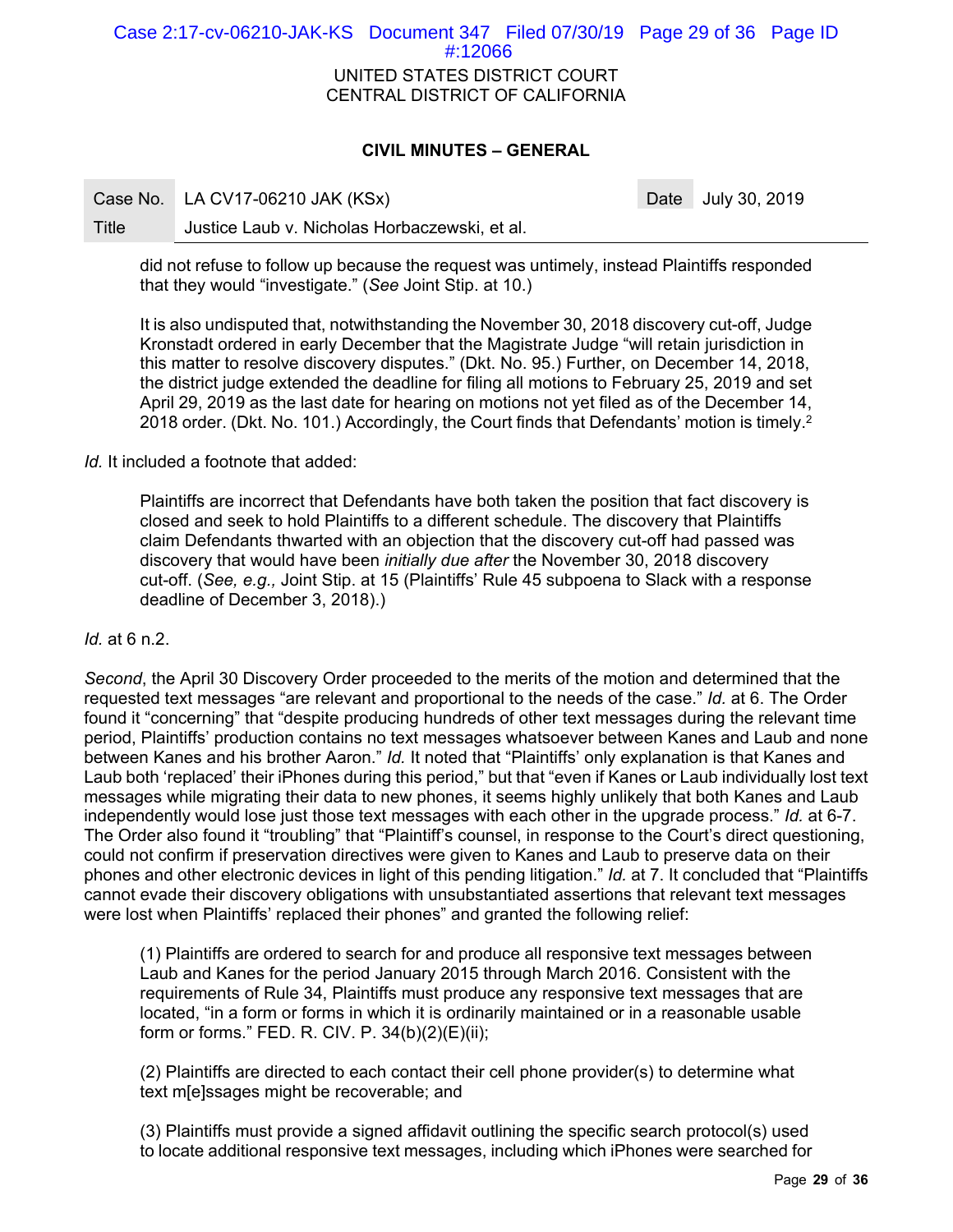did not refuse to follow up because the request was untimely, instead Plaintiffs responded that they would "investigate." (*See* Joint Stip. at 10.)

> It is also undisputed that, notwithstanding the November 30, 2018 discovery cut-off, Judge Kronstadt ordered in early December that the Magistrate Judge "will retain jurisdiction in this matter to resolve discovery disputes." (Dkt. No. 95.) Further, on December 14, 2018, the district judge extended the deadline for filing all motions to February 25, 2019 and set April 29, 2019 as the last date for hearing on motions not yet filed as of the December 14, 2018 order. (Dkt. No. 101.) Accordingly, the Court finds that Defendants' motion is timely.[2]

*Id.* It included a footnote that added:

> Plaintiffs are incorrect that Defendants have both taken the position that fact discovery is closed and seek to hold Plaintiffs to a different schedule. The discovery that Plaintiffs claim Defendants thwarted with an objection that the discovery cut-off had passed was discovery that would have been *initially due after* the November 30, 2018 discovery cut-off. (*See, e.g.,* Joint Stip. at 15 (Plaintiffs' Rule 45 subpoena to Slack with a response deadline of December 3, 2018).)

*Id.* at 6 n.2.

*Second*, the April 30 Discovery Order proceeded to the merits of the motion and determined that the requested text messages "are relevant and proportional to the needs of the case." *Id.* at 6. The Order found it "concerning" that "despite producing hundreds of other text messages during the relevant time period, Plaintiffs' production contains no text messages whatsoever between Kanes and Laub and none between Kanes and his brother Aaron." *Id.* It noted that "Plaintiffs' only explanation is that Kanes and Laub both 'replaced' their iPhones during this period," but that "even if Kanes or Laub individually lost text messages while migrating their data to new phones, it seems highly unlikely that both Kanes and Laub independently would lose just those text messages with each other in the upgrade process." *Id.* at 6-7. The Order also found it "troubling" that "Plaintiff's counsel, in response to the Court's direct questioning, could not confirm if preservation directives were given to Kanes and Laub to preserve data on their phones and other electronic devices in light of this pending litigation." *Id.* at 7. It concluded that "Plaintiffs cannot evade their discovery obligations with unsubstantiated assertions that relevant text messages were lost when Plaintiffs' replaced their phones" and granted the following relief:

> (1) Plaintiffs are ordered to search for and produce all responsive text messages between Laub and Kanes for the period January 2015 through March 2016. Consistent with the requirements of Rule 34, Plaintiffs must produce any responsive text messages that are located, "in a form or forms in which it is ordinarily maintained or in a reasonable usable form or forms." FED. R. CIV. P. 34(b)(2)(E)(ii);
>
> (2) Plaintiffs are directed to each contact their cell phone provider(s) to determine what text m[e]ssages might be recoverable; and
>
> (3) Plaintiffs must provide a signed affidavit outlining the specific search protocol(s) used to locate additional responsive text messages, including which iPhones were searched for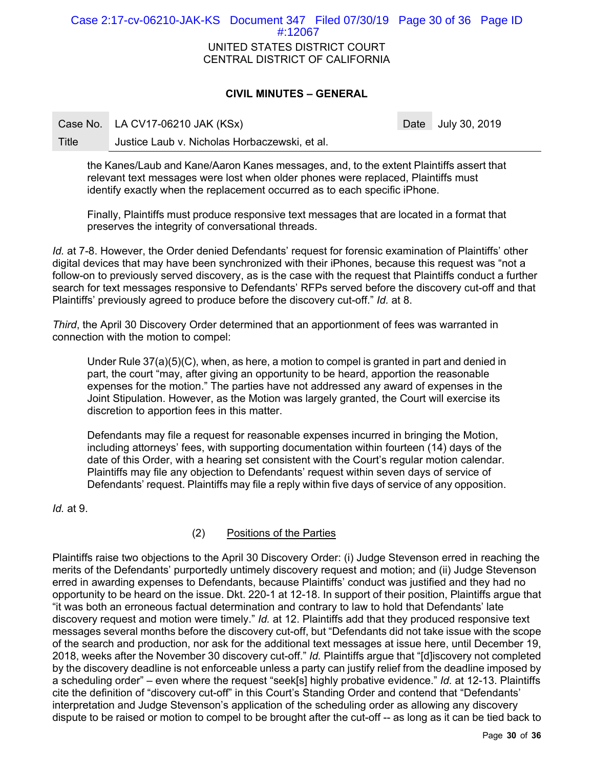> the Kanes/Laub and Kane/Aaron Kanes messages, and, to the extent Plaintiffs assert that relevant text messages were lost when older phones were replaced, Plaintiffs must identify exactly when the replacement occurred as to each specific iPhone.
>
> Finally, Plaintiffs must produce responsive text messages that are located in a format that preserves the integrity of conversational threads.

*Id.* at 7-8. However, the Order denied Defendants' request for forensic examination of Plaintiffs' other digital devices that may have been synchronized with their iPhones, because this request was "not a follow-on to previously served discovery, as is the case with the request that Plaintiffs conduct a further search for text messages responsive to Defendants' RFPs served before the discovery cut-off and that Plaintiffs' previously agreed to produce before the discovery cut-off." *Id.* at 8.

*Third*, the April 30 Discovery Order determined that an apportionment of fees was warranted in connection with the motion to compel:

> Under Rule 37(a)(5)(C), when, as here, a motion to compel is granted in part and denied in part, the court "may, after giving an opportunity to be heard, apportion the reasonable expenses for the motion." The parties have not addressed any award of expenses in the Joint Stipulation. However, as the Motion was largely granted, the Court will exercise its discretion to apportion fees in this matter.
>
> Defendants may file a request for reasonable expenses incurred in bringing the Motion, including attorneys' fees, with supporting documentation within fourteen (14) days of the date of this Order, with a hearing set consistent with the Court's regular motion calendar. Plaintiffs may file any objection to Defendants' request within seven days of service of Defendants' request. Plaintiffs may file a reply within five days of service of any opposition.

*Id.* at 9.

(2) Positions of the Parties

Plaintiffs raise two objections to the April 30 Discovery Order: (i) Judge Stevenson erred in reaching the merits of the Defendants' purportedly untimely discovery request and motion; and (ii) Judge Stevenson erred in awarding expenses to Defendants, because Plaintiffs' conduct was justified and they had no opportunity to be heard on the issue. Dkt. 220-1 at 12-18. In support of their position, Plaintiffs argue that "it was both an erroneous factual determination and contrary to law to hold that Defendants' late discovery request and motion were timely." *Id.* at 12. Plaintiffs add that they produced responsive text messages several months before the discovery cut-off, but "Defendants did not take issue with the scope of the search and production, nor ask for the additional text messages at issue here, until December 19, 2018, weeks after the November 30 discovery cut-off." *Id.* Plaintiffs argue that "[d]iscovery not completed by the discovery deadline is not enforceable unless a party can justify relief from the deadline imposed by a scheduling order" – even where the request "seek[s] highly probative evidence." *Id.* at 12-13. Plaintiffs cite the definition of "discovery cut-off" in this Court's Standing Order and contend that "Defendants' interpretation and Judge Stevenson's application of the scheduling order as allowing any discovery dispute to be raised or motion to compel to be brought after the cut-off -- as long as it can be tied back to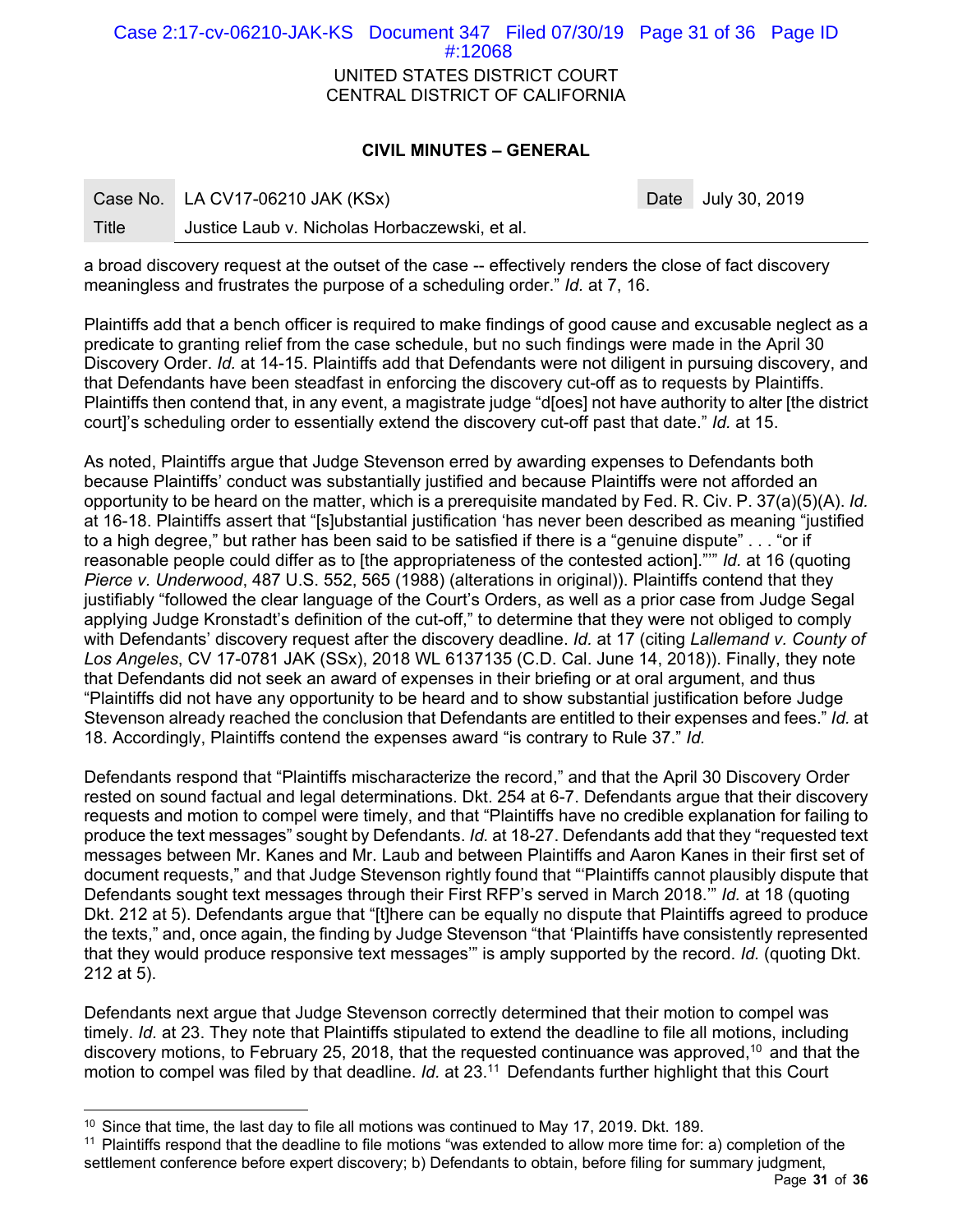a broad discovery request at the outset of the case -- effectively renders the close of fact discovery meaningless and frustrates the purpose of a scheduling order." *Id.* at 7, 16.

Plaintiffs add that a bench officer is required to make findings of good cause and excusable neglect as a predicate to granting relief from the case schedule, but no such findings were made in the April 30 Discovery Order. *Id.* at 14-15. Plaintiffs add that Defendants were not diligent in pursuing discovery, and that Defendants have been steadfast in enforcing the discovery cut-off as to requests by Plaintiffs. Plaintiffs then contend that, in any event, a magistrate judge "d[oes] not have authority to alter [the district court]'s scheduling order to essentially extend the discovery cut-off past that date." *Id.* at 15.

As noted, Plaintiffs argue that Judge Stevenson erred by awarding expenses to Defendants both because Plaintiffs' conduct was substantially justified and because Plaintiffs were not afforded an opportunity to be heard on the matter, which is a prerequisite mandated by Fed. R. Civ. P. 37(a)(5)(A). *Id.* at 16-18. Plaintiffs assert that "[s]ubstantial justification 'has never been described as meaning "justified to a high degree," but rather has been said to be satisfied if there is a "genuine dispute" . . . "or if reasonable people could differ as to [the appropriateness of the contested action]."'" *Id.* at 16 (quoting *Pierce v. Underwood*, 487 U.S. 552, 565 (1988) (alterations in original)). Plaintiffs contend that they justifiably "followed the clear language of the Court's Orders, as well as a prior case from Judge Segal applying Judge Kronstadt's definition of the cut-off," to determine that they were not obliged to comply with Defendants' discovery request after the discovery deadline. *Id.* at 17 (citing *Lallemand v. County of Los Angeles*, CV 17-0781 JAK (SSx), 2018 WL 6137135 (C.D. Cal. June 14, 2018)). Finally, they note that Defendants did not seek an award of expenses in their briefing or at oral argument, and thus "Plaintiffs did not have any opportunity to be heard and to show substantial justification before Judge Stevenson already reached the conclusion that Defendants are entitled to their expenses and fees." *Id.* at 18. Accordingly, Plaintiffs contend the expenses award "is contrary to Rule 37." *Id.*

Defendants respond that "Plaintiffs mischaracterize the record," and that the April 30 Discovery Order rested on sound factual and legal determinations. Dkt. 254 at 6-7. Defendants argue that their discovery requests and motion to compel were timely, and that "Plaintiffs have no credible explanation for failing to produce the text messages" sought by Defendants. *Id.* at 18-27. Defendants add that they "requested text messages between Mr. Kanes and Mr. Laub and between Plaintiffs and Aaron Kanes in their first set of document requests," and that Judge Stevenson rightly found that "'Plaintiffs cannot plausibly dispute that Defendants sought text messages through their First RFP's served in March 2018.'" *Id.* at 18 (quoting Dkt. 212 at 5). Defendants argue that "[t]here can be equally no dispute that Plaintiffs agreed to produce the texts," and, once again, the finding by Judge Stevenson "that 'Plaintiffs have consistently represented that they would produce responsive text messages'" is amply supported by the record. *Id.* (quoting Dkt. 212 at 5).

Defendants next argue that Judge Stevenson correctly determined that their motion to compel was timely. *Id.* at 23. They note that Plaintiffs stipulated to extend the deadline to file all motions, including discovery motions, to February 25, 2018, that the requested continuance was approved,[10] and that the motion to compel was filed by that deadline. *Id.* at 23.[11] Defendants further highlight that this Court

---

[10] Since that time, the last day to file all motions was continued to May 17, 2019. Dkt. 189.

[11] Plaintiffs respond that the deadline to file motions "was extended to allow more time for: a) completion of the settlement conference before expert discovery; b) Defendants to obtain, before filing for summary judgment,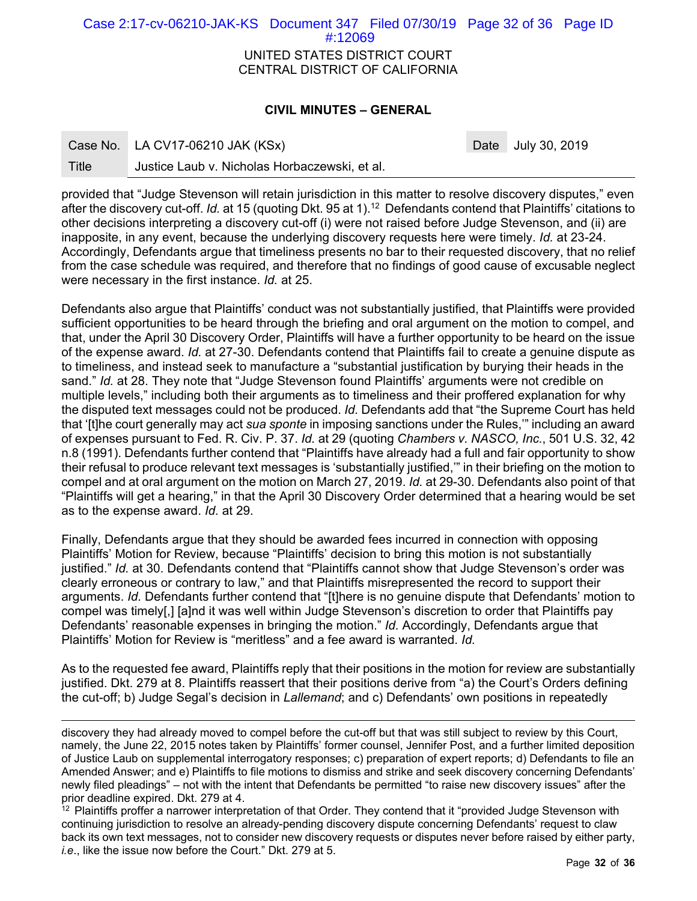provided that "Judge Stevenson will retain jurisdiction in this matter to resolve discovery disputes," even after the discovery cut-off. *Id.* at 15 (quoting Dkt. 95 at 1).[12] Defendants contend that Plaintiffs' citations to other decisions interpreting a discovery cut-off (i) were not raised before Judge Stevenson, and (ii) are inapposite, in any event, because the underlying discovery requests here were timely. *Id.* at 23-24. Accordingly, Defendants argue that timeliness presents no bar to their requested discovery, that no relief from the case schedule was required, and therefore that no findings of good cause of excusable neglect were necessary in the first instance. *Id.* at 25.

Defendants also argue that Plaintiffs' conduct was not substantially justified, that Plaintiffs were provided sufficient opportunities to be heard through the briefing and oral argument on the motion to compel, and that, under the April 30 Discovery Order, Plaintiffs will have a further opportunity to be heard on the issue of the expense award. *Id.* at 27-30. Defendants contend that Plaintiffs fail to create a genuine dispute as to timeliness, and instead seek to manufacture a "substantial justification by burying their heads in the sand." *Id.* at 28. They note that "Judge Stevenson found Plaintiffs' arguments were not credible on multiple levels," including both their arguments as to timeliness and their proffered explanation for why the disputed text messages could not be produced. *Id.* Defendants add that "the Supreme Court has held that '[t]he court generally may act *sua sponte* in imposing sanctions under the Rules,'" including an award of expenses pursuant to Fed. R. Civ. P. 37. *Id.* at 29 (quoting *Chambers v. NASCO, Inc.*, 501 U.S. 32, 42 n.8 (1991). Defendants further contend that "Plaintiffs have already had a full and fair opportunity to show their refusal to produce relevant text messages is 'substantially justified,'" in their briefing on the motion to compel and at oral argument on the motion on March 27, 2019. *Id.* at 29-30. Defendants also point of that "Plaintiffs will get a hearing," in that the April 30 Discovery Order determined that a hearing would be set as to the expense award. *Id.* at 29.

Finally, Defendants argue that they should be awarded fees incurred in connection with opposing Plaintiffs' Motion for Review, because "Plaintiffs' decision to bring this motion is not substantially justified." *Id.* at 30. Defendants contend that "Plaintiffs cannot show that Judge Stevenson's order was clearly erroneous or contrary to law," and that Plaintiffs misrepresented the record to support their arguments. *Id.* Defendants further contend that "[t]here is no genuine dispute that Defendants' motion to compel was timely[,] [a]nd it was well within Judge Stevenson's discretion to order that Plaintiffs pay Defendants' reasonable expenses in bringing the motion." *Id.* Accordingly, Defendants argue that Plaintiffs' Motion for Review is "meritless" and a fee award is warranted. *Id.*

As to the requested fee award, Plaintiffs reply that their positions in the motion for review are substantially justified. Dkt. 279 at 8. Plaintiffs reassert that their positions derive from "a) the Court's Orders defining the cut-off; b) Judge Segal's decision in *Lallemand*; and c) Defendants' own positions in repeatedly

---

discovery they had already moved to compel before the cut-off but that was still subject to review by this Court, namely, the June 22, 2015 notes taken by Plaintiffs' former counsel, Jennifer Post, and a further limited deposition of Justice Laub on supplemental interrogatory responses; c) preparation of expert reports; d) Defendants to file an Amended Answer; and e) Plaintiffs to file motions to dismiss and strike and seek discovery concerning Defendants' newly filed pleadings" – not with the intent that Defendants be permitted "to raise new discovery issues" after the prior deadline expired. Dkt. 279 at 4.

[12] Plaintiffs proffer a narrower interpretation of that Order. They contend that it "provided Judge Stevenson with continuing jurisdiction to resolve an already-pending discovery dispute concerning Defendants' request to claw back its own text messages, not to consider new discovery requests or disputes never before raised by either party, *i.e.*, like the issue now before the Court." Dkt. 279 at 5.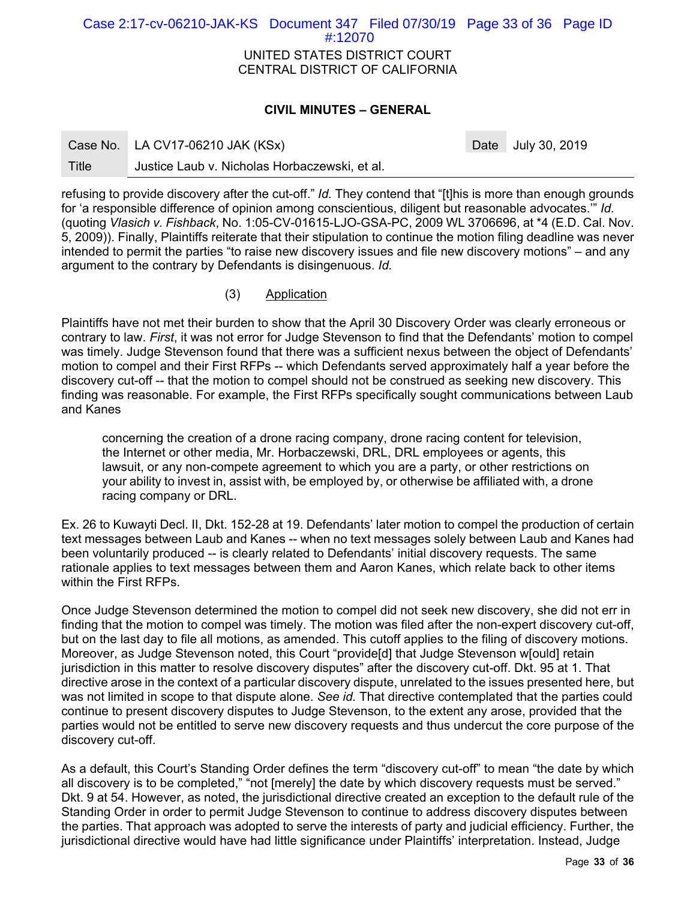refusing to provide discovery after the cut-off." *Id.* They contend that "[t]his is more than enough grounds for 'a responsible difference of opinion among conscientious, diligent but reasonable advocates.'" *Id.* (quoting *Vlasich v. Fishback*, No. 1:05-CV-01615-LJO-GSA-PC, 2009 WL 3706696, at *4 (E.D. Cal. Nov. 5, 2009)). Finally, Plaintiffs reiterate that their stipulation to continue the motion filing deadline was never intended to permit the parties "to raise new discovery issues and file new discovery motions" – and any argument to the contrary by Defendants is disingenuous. *Id.*

(3) Application

Plaintiffs have not met their burden to show that the April 30 Discovery Order was clearly erroneous or contrary to law. *First*, it was not error for Judge Stevenson to find that the Defendants' motion to compel was timely. Judge Stevenson found that there was a sufficient nexus between the object of Defendants' motion to compel and their First RFPs -- which Defendants served approximately half a year before the discovery cut-off -- that the motion to compel should not be construed as seeking new discovery. This finding was reasonable. For example, the First RFPs specifically sought communications between Laub and Kanes

> concerning the creation of a drone racing company, drone racing content for television, the Internet or other media, Mr. Horbaczewski, DRL, DRL employees or agents, this lawsuit, or any non-compete agreement to which you are a party, or other restrictions on your ability to invest in, assist with, be employed by, or otherwise be affiliated with, a drone racing company or DRL.

Ex. 26 to Kuwayti Decl. II, Dkt. 152-28 at 19. Defendants' later motion to compel the production of certain text messages between Laub and Kanes -- when no text messages solely between Laub and Kanes had been voluntarily produced -- is clearly related to Defendants' initial discovery requests. The same rationale applies to text messages between them and Aaron Kanes, which relate back to other items within the First RFPs.

Once Judge Stevenson determined the motion to compel did not seek new discovery, she did not err in finding that the motion to compel was timely. The motion was filed after the non-expert discovery cut-off, but on the last day to file all motions, as amended. This cutoff applies to the filing of discovery motions. Moreover, as Judge Stevenson noted, this Court "provide[d] that Judge Stevenson w[ould] retain jurisdiction in this matter to resolve discovery disputes" after the discovery cut-off. Dkt. 95 at 1. That directive arose in the context of a particular discovery dispute, unrelated to the issues presented here, but was not limited in scope to that dispute alone. *See id.* That directive contemplated that the parties could continue to present discovery disputes to Judge Stevenson, to the extent any arose, provided that the parties would not be entitled to serve new discovery requests and thus undercut the core purpose of the discovery cut-off.

As a default, this Court's Standing Order defines the term "discovery cut-off" to mean "the date by which all discovery is to be completed," "not [merely] the date by which discovery requests must be served." Dkt. 9 at 54. However, as noted, the jurisdictional directive created an exception to the default rule of the Standing Order in order to permit Judge Stevenson to continue to address discovery disputes between the parties. That approach was adopted to serve the interests of party and judicial efficiency. Further, the jurisdictional directive would have had little significance under Plaintiffs' interpretation. Instead, Judge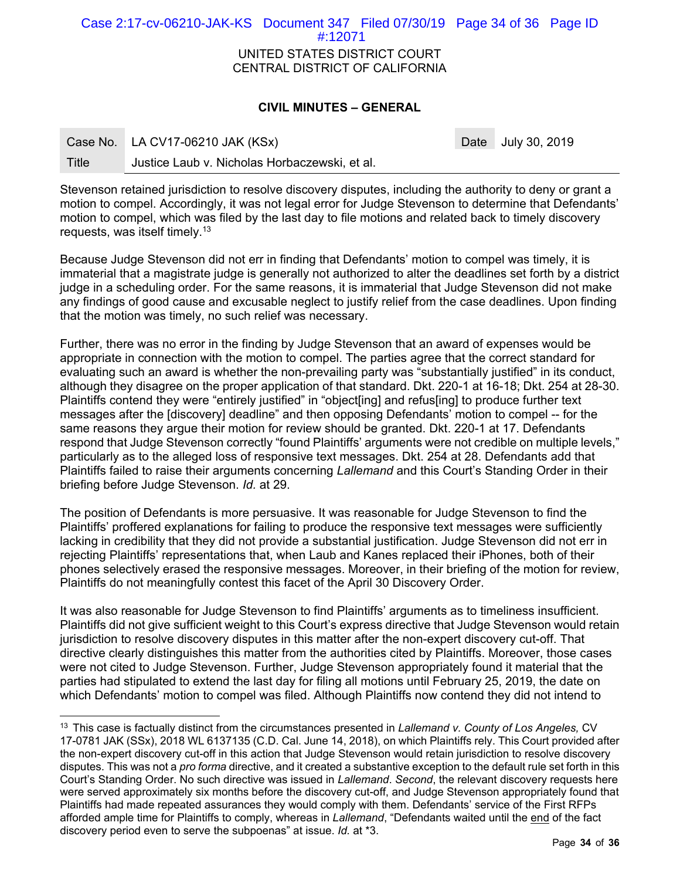UNITED STATES DISTRICT COURT
CENTRAL DISTRICT OF CALIFORNIA

**CIVIL MINUTES – GENERAL**

| Case No. | LA CV17-06210 JAK (KSx) | Date | July 30, 2019 |
| --- | --- | --- | --- |
| Title | Justice Laub v. Nicholas Horbaczewski, et al. | | |

Stevenson retained jurisdiction to resolve discovery disputes, including the authority to deny or grant a motion to compel. Accordingly, it was not legal error for Judge Stevenson to determine that Defendants' motion to compel, which was filed by the last day to file motions and related back to timely discovery requests, was itself timely.[13]

Because Judge Stevenson did not err in finding that Defendants' motion to compel was timely, it is immaterial that a magistrate judge is generally not authorized to alter the deadlines set forth by a district judge in a scheduling order. For the same reasons, it is immaterial that Judge Stevenson did not make any findings of good cause and excusable neglect to justify relief from the case deadlines. Upon finding that the motion was timely, no such relief was necessary.

Further, there was no error in the finding by Judge Stevenson that an award of expenses would be appropriate in connection with the motion to compel. The parties agree that the correct standard for evaluating such an award is whether the non-prevailing party was "substantially justified" in its conduct, although they disagree on the proper application of that standard. Dkt. 220-1 at 16-18; Dkt. 254 at 28-30. Plaintiffs contend they were "entirely justified" in "object[ing] and refus[ing] to produce further text messages after the [discovery] deadline" and then opposing Defendants' motion to compel -- for the same reasons they argue their motion for review should be granted. Dkt. 220-1 at 17. Defendants respond that Judge Stevenson correctly "found Plaintiffs' arguments were not credible on multiple levels," particularly as to the alleged loss of responsive text messages. Dkt. 254 at 28. Defendants add that Plaintiffs failed to raise their arguments concerning *Lallemand* and this Court's Standing Order in their briefing before Judge Stevenson. *Id.* at 29.

The position of Defendants is more persuasive. It was reasonable for Judge Stevenson to find the Plaintiffs' proffered explanations for failing to produce the responsive text messages were sufficiently lacking in credibility that they did not provide a substantial justification. Judge Stevenson did not err in rejecting Plaintiffs' representations that, when Laub and Kanes replaced their iPhones, both of their phones selectively erased the responsive messages. Moreover, in their briefing of the motion for review, Plaintiffs do not meaningfully contest this facet of the April 30 Discovery Order.

It was also reasonable for Judge Stevenson to find Plaintiffs' arguments as to timeliness insufficient. Plaintiffs did not give sufficient weight to this Court's express directive that Judge Stevenson would retain jurisdiction to resolve discovery disputes in this matter after the non-expert discovery cut-off. That directive clearly distinguishes this matter from the authorities cited by Plaintiffs. Moreover, those cases were not cited to Judge Stevenson. Further, Judge Stevenson appropriately found it material that the parties had stipulated to extend the last day for filing all motions until February 25, 2019, the date on which Defendants' motion to compel was filed. Although Plaintiffs now contend they did not intend to

---

[13] This case is factually distinct from the circumstances presented in *Lallemand v. County of Los Angeles,* CV 17-0781 JAK (SSx), 2018 WL 6137135 (C.D. Cal. June 14, 2018), on which Plaintiffs rely. This Court provided after the non-expert discovery cut-off in this action that Judge Stevenson would retain jurisdiction to resolve discovery disputes. This was not a *pro forma* directive, and it created a substantive exception to the default rule set forth in this Court's Standing Order. No such directive was issued in *Lallemand*. *Second*, the relevant discovery requests here were served approximately six months before the discovery cut-off, and Judge Stevenson appropriately found that Plaintiffs had made repeated assurances they would comply with them. Defendants' service of the First RFPs afforded ample time for Plaintiffs to comply, whereas in *Lallemand*, "Defendants waited until the end of the fact discovery period even to serve the subpoenas" at issue. *Id.* at *3.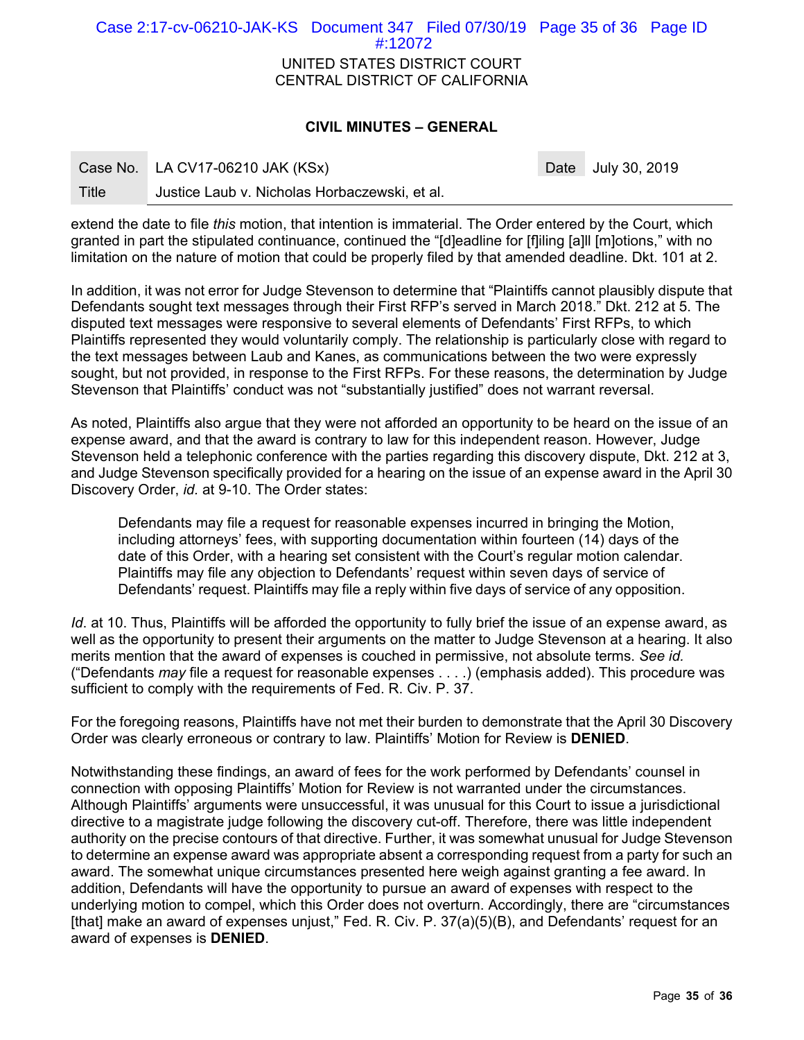extend the date to file *this* motion, that intention is immaterial. The Order entered by the Court, which granted in part the stipulated continuance, continued the "[d]eadline for [f]iling [a]ll [m]otions," with no limitation on the nature of motion that could be properly filed by that amended deadline. Dkt. 101 at 2.

In addition, it was not error for Judge Stevenson to determine that "Plaintiffs cannot plausibly dispute that Defendants sought text messages through their First RFP's served in March 2018." Dkt. 212 at 5. The disputed text messages were responsive to several elements of Defendants' First RFPs, to which Plaintiffs represented they would voluntarily comply. The relationship is particularly close with regard to the text messages between Laub and Kanes, as communications between the two were expressly sought, but not provided, in response to the First RFPs. For these reasons, the determination by Judge Stevenson that Plaintiffs' conduct was not "substantially justified" does not warrant reversal.

As noted, Plaintiffs also argue that they were not afforded an opportunity to be heard on the issue of an expense award, and that the award is contrary to law for this independent reason. However, Judge Stevenson held a telephonic conference with the parties regarding this discovery dispute, Dkt. 212 at 3, and Judge Stevenson specifically provided for a hearing on the issue of an expense award in the April 30 Discovery Order, *id.* at 9-10. The Order states:

> Defendants may file a request for reasonable expenses incurred in bringing the Motion, including attorneys' fees, with supporting documentation within fourteen (14) days of the date of this Order, with a hearing set consistent with the Court's regular motion calendar. Plaintiffs may file any objection to Defendants' request within seven days of service of Defendants' request. Plaintiffs may file a reply within five days of service of any opposition.

*Id*. at 10. Thus, Plaintiffs will be afforded the opportunity to fully brief the issue of an expense award, as well as the opportunity to present their arguments on the matter to Judge Stevenson at a hearing. It also merits mention that the award of expenses is couched in permissive, not absolute terms. *See id.* ("Defendants *may* file a request for reasonable expenses . . . .) (emphasis added). This procedure was sufficient to comply with the requirements of Fed. R. Civ. P. 37.

For the foregoing reasons, Plaintiffs have not met their burden to demonstrate that the April 30 Discovery Order was clearly erroneous or contrary to law. Plaintiffs' Motion for Review is **DENIED**.

Notwithstanding these findings, an award of fees for the work performed by Defendants' counsel in connection with opposing Plaintiffs' Motion for Review is not warranted under the circumstances. Although Plaintiffs' arguments were unsuccessful, it was unusual for this Court to issue a jurisdictional directive to a magistrate judge following the discovery cut-off. Therefore, there was little independent authority on the precise contours of that directive. Further, it was somewhat unusual for Judge Stevenson to determine an expense award was appropriate absent a corresponding request from a party for such an award. The somewhat unique circumstances presented here weigh against granting a fee award. In addition, Defendants will have the opportunity to pursue an award of expenses with respect to the underlying motion to compel, which this Order does not overturn. Accordingly, there are "circumstances [that] make an award of expenses unjust," Fed. R. Civ. P. 37(a)(5)(B), and Defendants' request for an award of expenses is **DENIED**.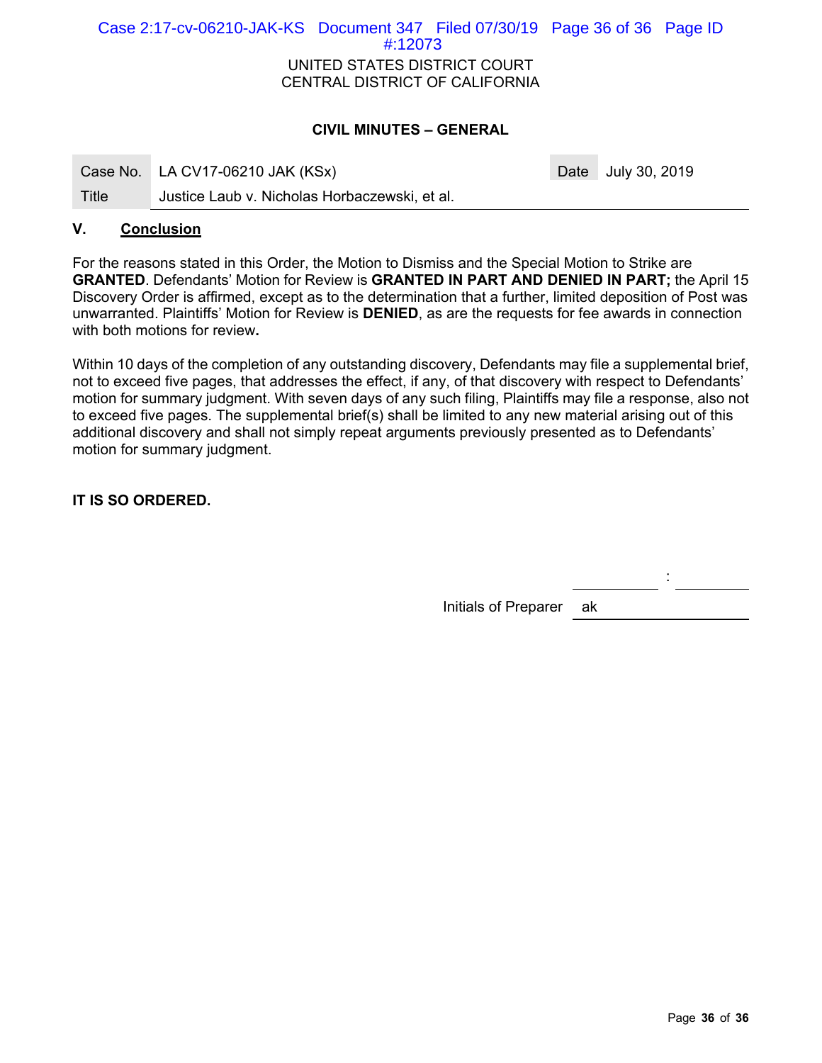UNITED STATES DISTRICT COURT
CENTRAL DISTRICT OF CALIFORNIA

**CIVIL MINUTES – GENERAL**

| | | | |
|---|---|---|---|
| Case No. | LA CV17-06210 JAK (KSx) | Date | July 30, 2019 |
| Title | Justice Laub v. Nicholas Horbaczewski, et al. | | |

## V. Conclusion

For the reasons stated in this Order, the Motion to Dismiss and the Special Motion to Strike are **GRANTED**. Defendants' Motion for Review is **GRANTED IN PART AND DENIED IN PART;** the April 15 Discovery Order is affirmed, except as to the determination that a further, limited deposition of Post was unwarranted. Plaintiffs' Motion for Review is **DENIED**, as are the requests for fee awards in connection with both motions for review.

Within 10 days of the completion of any outstanding discovery, Defendants may file a supplemental brief, not to exceed five pages, that addresses the effect, if any, of that discovery with respect to Defendants' motion for summary judgment. With seven days of any such filing, Plaintiffs may file a response, also not to exceed five pages. The supplemental brief(s) shall be limited to any new material arising out of this additional discovery and shall not simply repeat arguments previously presented as to Defendants' motion for summary judgment.

**IT IS SO ORDERED.**

______ : ______

Initials of Preparer ak